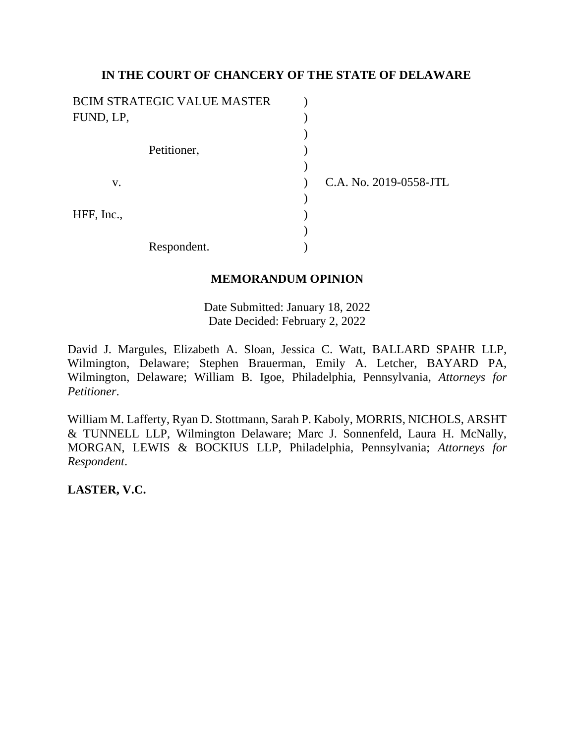**IN THE COURT OF CHANCERY OF THE STATE OF DELAWARE**

| | | |
|---|---|---|
| BCIM STRATEGIC VALUE MASTER FUND, LP, | ) | |
| | ) | |
| Petitioner, | ) | |
| | ) | |
| v. | ) | C.A. No. 2019-0558-JTL |
| | ) | |
| HFF, Inc., | ) | |
| | ) | |
| Respondent. | ) | |

**MEMORANDUM OPINION**

Date Submitted: January 18, 2022
Date Decided: February 2, 2022

David J. Margules, Elizabeth A. Sloan, Jessica C. Watt, BALLARD SPAHR LLP, Wilmington, Delaware; Stephen Brauerman, Emily A. Letcher, BAYARD PA, Wilmington, Delaware; William B. Igoe, Philadelphia, Pennsylvania, *Attorneys for Petitioner*.

William M. Lafferty, Ryan D. Stottmann, Sarah P. Kaboly, MORRIS, NICHOLS, ARSHT & TUNNELL LLP, Wilmington Delaware; Marc J. Sonnenfeld, Laura H. McNally, MORGAN, LEWIS & BOCKIUS LLP, Philadelphia, Pennsylvania; *Attorneys for Respondent*.

**LASTER, V.C.**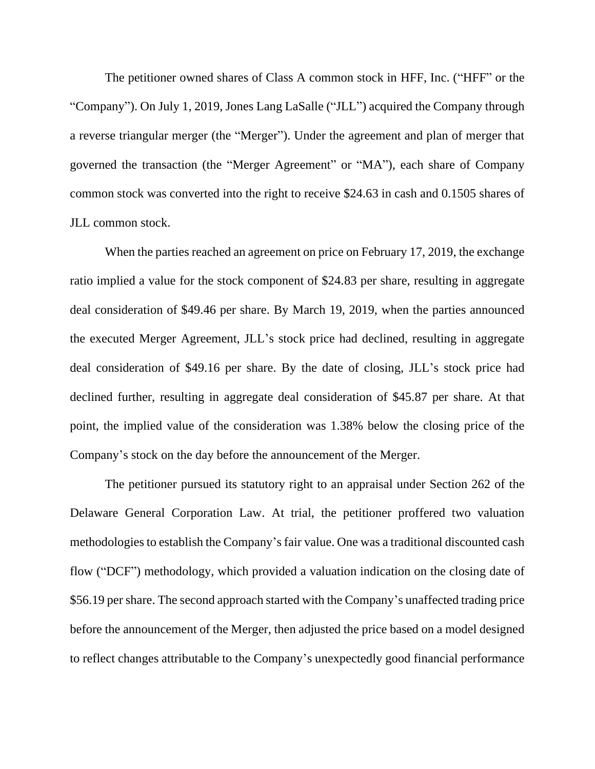The petitioner owned shares of Class A common stock in HFF, Inc. ("HFF" or the "Company"). On July 1, 2019, Jones Lang LaSalle ("JLL") acquired the Company through a reverse triangular merger (the "Merger"). Under the agreement and plan of merger that governed the transaction (the "Merger Agreement" or "MA"), each share of Company common stock was converted into the right to receive $24.63 in cash and 0.1505 shares of JLL common stock.

When the parties reached an agreement on price on February 17, 2019, the exchange ratio implied a value for the stock component of $24.83 per share, resulting in aggregate deal consideration of $49.46 per share. By March 19, 2019, when the parties announced the executed Merger Agreement, JLL's stock price had declined, resulting in aggregate deal consideration of $49.16 per share. By the date of closing, JLL's stock price had declined further, resulting in aggregate deal consideration of $45.87 per share. At that point, the implied value of the consideration was 1.38% below the closing price of the Company's stock on the day before the announcement of the Merger.

The petitioner pursued its statutory right to an appraisal under Section 262 of the Delaware General Corporation Law. At trial, the petitioner proffered two valuation methodologies to establish the Company's fair value. One was a traditional discounted cash flow ("DCF") methodology, which provided a valuation indication on the closing date of $56.19 per share. The second approach started with the Company's unaffected trading price before the announcement of the Merger, then adjusted the price based on a model designed to reflect changes attributable to the Company's unexpectedly good financial performance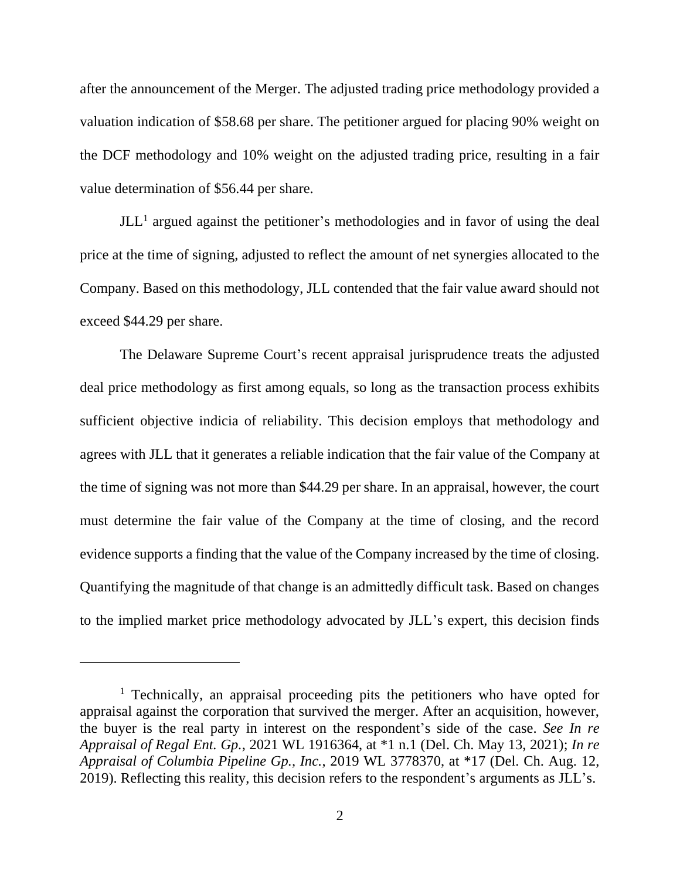after the announcement of the Merger. The adjusted trading price methodology provided a valuation indication of $58.68 per share. The petitioner argued for placing 90% weight on the DCF methodology and 10% weight on the adjusted trading price, resulting in a fair value determination of $56.44 per share.

JLL[1] argued against the petitioner's methodologies and in favor of using the deal price at the time of signing, adjusted to reflect the amount of net synergies allocated to the Company. Based on this methodology, JLL contended that the fair value award should not exceed $44.29 per share.

The Delaware Supreme Court's recent appraisal jurisprudence treats the adjusted deal price methodology as first among equals, so long as the transaction process exhibits sufficient objective indicia of reliability. This decision employs that methodology and agrees with JLL that it generates a reliable indication that the fair value of the Company at the time of signing was not more than $44.29 per share. In an appraisal, however, the court must determine the fair value of the Company at the time of closing, and the record evidence supports a finding that the value of the Company increased by the time of closing. Quantifying the magnitude of that change is an admittedly difficult task. Based on changes to the implied market price methodology advocated by JLL's expert, this decision finds

[1] Technically, an appraisal proceeding pits the petitioners who have opted for appraisal against the corporation that survived the merger. After an acquisition, however, the buyer is the real party in interest on the respondent's side of the case. *See In re Appraisal of Regal Ent. Gp.*, 2021 WL 1916364, at *1 n.1 (Del. Ch. May 13, 2021); *In re Appraisal of Columbia Pipeline Gp., Inc.*, 2019 WL 3778370, at *17 (Del. Ch. Aug. 12, 2019). Reflecting this reality, this decision refers to the respondent's arguments as JLL's.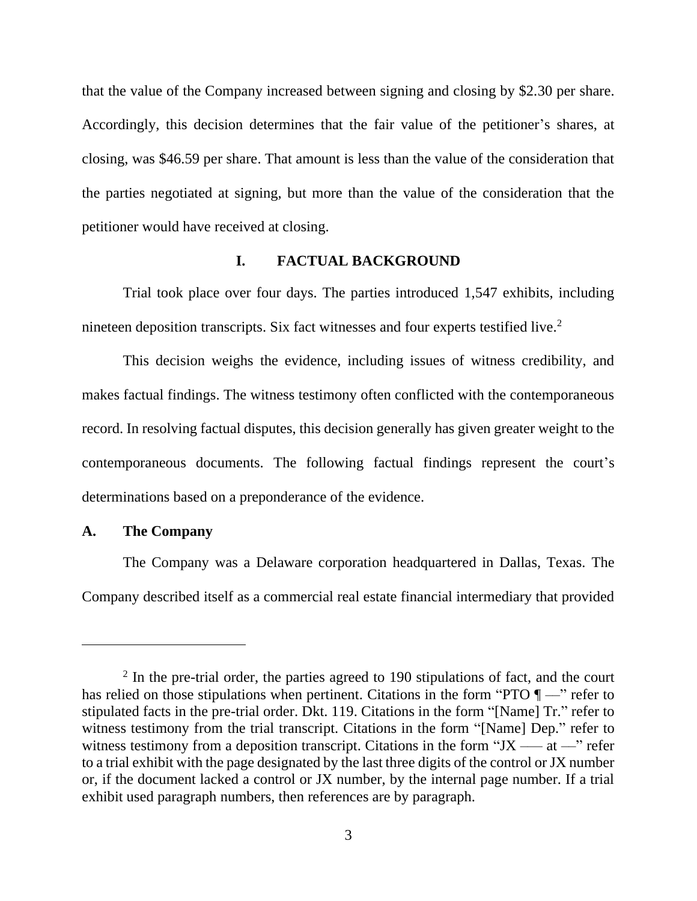that the value of the Company increased between signing and closing by $2.30 per share. Accordingly, this decision determines that the fair value of the petitioner's shares, at closing, was $46.59 per share. That amount is less than the value of the consideration that the parties negotiated at signing, but more than the value of the consideration that the petitioner would have received at closing.

## I. FACTUAL BACKGROUND

Trial took place over four days. The parties introduced 1,547 exhibits, including nineteen deposition transcripts. Six fact witnesses and four experts testified live.[2]

This decision weighs the evidence, including issues of witness credibility, and makes factual findings. The witness testimony often conflicted with the contemporaneous record. In resolving factual disputes, this decision generally has given greater weight to the contemporaneous documents. The following factual findings represent the court's determinations based on a preponderance of the evidence.

### A. The Company

The Company was a Delaware corporation headquartered in Dallas, Texas. The Company described itself as a commercial real estate financial intermediary that provided

---

[2] In the pre-trial order, the parties agreed to 190 stipulations of fact, and the court has relied on those stipulations when pertinent. Citations in the form "PTO ¶ —" refer to stipulated facts in the pre-trial order. Dkt. 119. Citations in the form "[Name] Tr." refer to witness testimony from the trial transcript. Citations in the form "[Name] Dep." refer to witness testimony from a deposition transcript. Citations in the form "JX —– at —" refer to a trial exhibit with the page designated by the last three digits of the control or JX number or, if the document lacked a control or JX number, by the internal page number. If a trial exhibit used paragraph numbers, then references are by paragraph.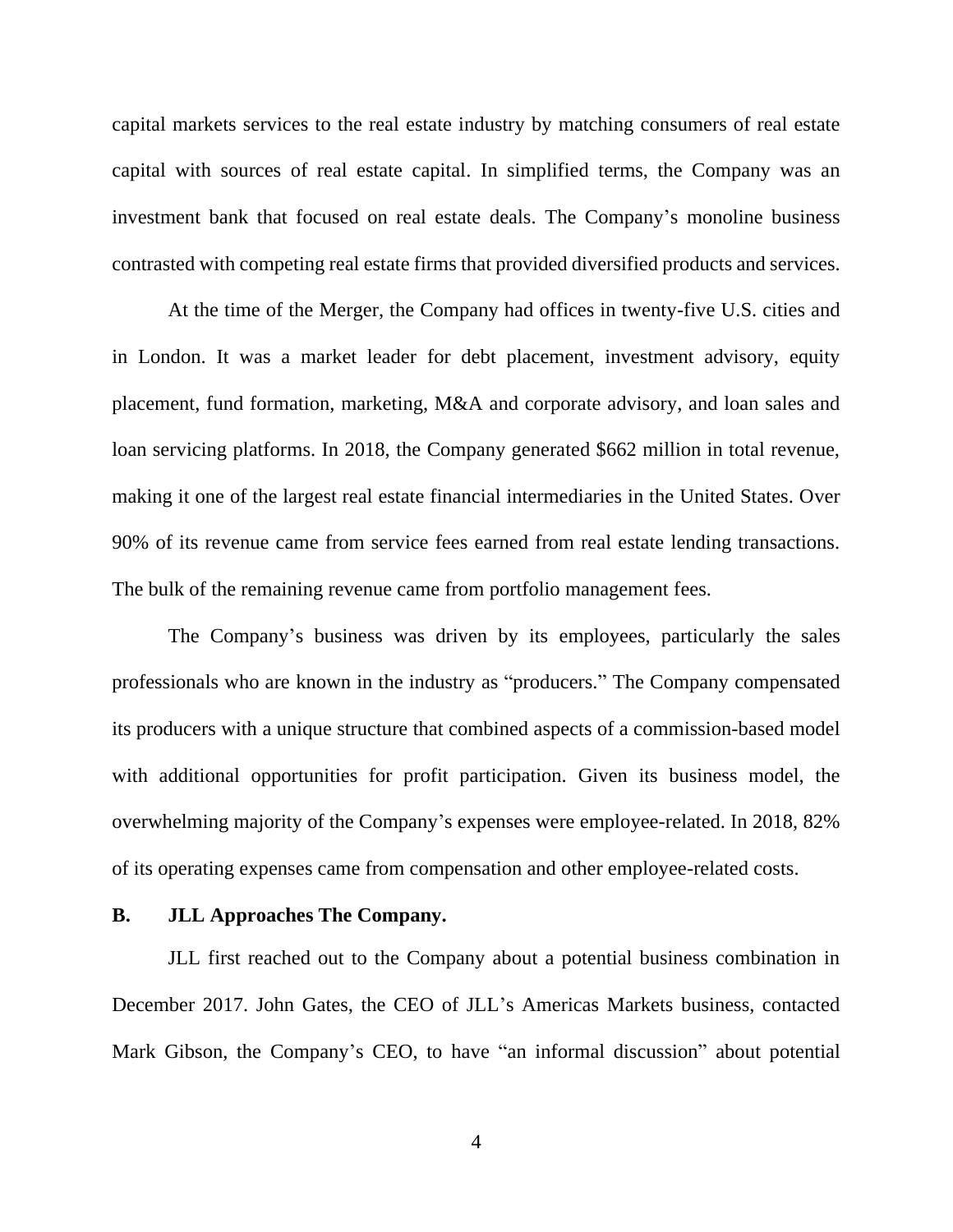capital markets services to the real estate industry by matching consumers of real estate capital with sources of real estate capital. In simplified terms, the Company was an investment bank that focused on real estate deals. The Company's monoline business contrasted with competing real estate firms that provided diversified products and services.

At the time of the Merger, the Company had offices in twenty-five U.S. cities and in London. It was a market leader for debt placement, investment advisory, equity placement, fund formation, marketing, M&A and corporate advisory, and loan sales and loan servicing platforms. In 2018, the Company generated $662 million in total revenue, making it one of the largest real estate financial intermediaries in the United States. Over 90% of its revenue came from service fees earned from real estate lending transactions. The bulk of the remaining revenue came from portfolio management fees.

The Company's business was driven by its employees, particularly the sales professionals who are known in the industry as "producers." The Company compensated its producers with a unique structure that combined aspects of a commission-based model with additional opportunities for profit participation. Given its business model, the overwhelming majority of the Company's expenses were employee-related. In 2018, 82% of its operating expenses came from compensation and other employee-related costs.

### B. JLL Approaches The Company.

JLL first reached out to the Company about a potential business combination in December 2017. John Gates, the CEO of JLL's Americas Markets business, contacted Mark Gibson, the Company's CEO, to have "an informal discussion" about potential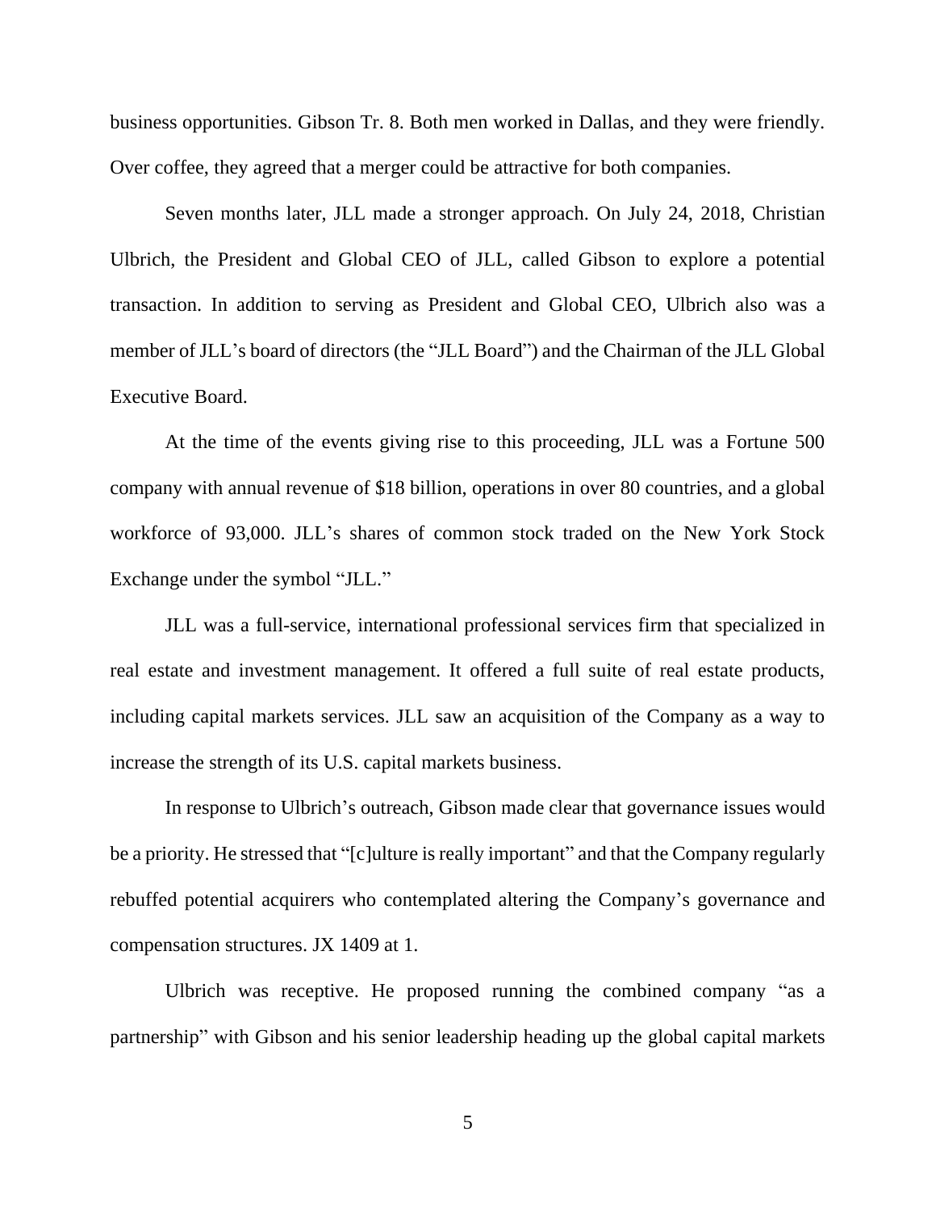business opportunities. Gibson Tr. 8. Both men worked in Dallas, and they were friendly. Over coffee, they agreed that a merger could be attractive for both companies.

Seven months later, JLL made a stronger approach. On July 24, 2018, Christian Ulbrich, the President and Global CEO of JLL, called Gibson to explore a potential transaction. In addition to serving as President and Global CEO, Ulbrich also was a member of JLL's board of directors (the "JLL Board") and the Chairman of the JLL Global Executive Board.

At the time of the events giving rise to this proceeding, JLL was a Fortune 500 company with annual revenue of $18 billion, operations in over 80 countries, and a global workforce of 93,000. JLL's shares of common stock traded on the New York Stock Exchange under the symbol "JLL."

JLL was a full-service, international professional services firm that specialized in real estate and investment management. It offered a full suite of real estate products, including capital markets services. JLL saw an acquisition of the Company as a way to increase the strength of its U.S. capital markets business.

In response to Ulbrich's outreach, Gibson made clear that governance issues would be a priority. He stressed that "[c]ulture is really important" and that the Company regularly rebuffed potential acquirers who contemplated altering the Company's governance and compensation structures. JX 1409 at 1.

Ulbrich was receptive. He proposed running the combined company "as a partnership" with Gibson and his senior leadership heading up the global capital markets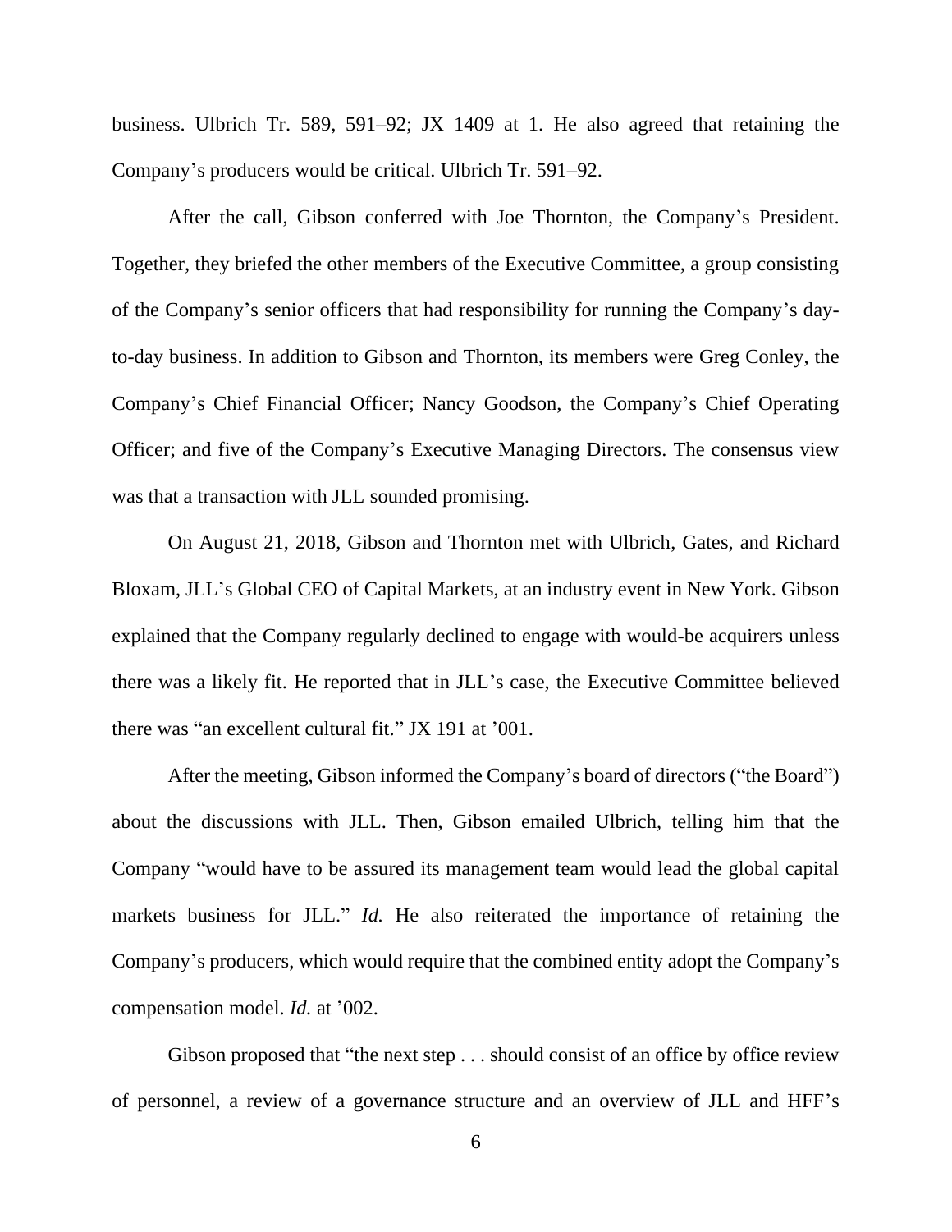business. Ulbrich Tr. 589, 591–92; JX 1409 at 1. He also agreed that retaining the Company's producers would be critical. Ulbrich Tr. 591–92.

After the call, Gibson conferred with Joe Thornton, the Company's President. Together, they briefed the other members of the Executive Committee, a group consisting of the Company's senior officers that had responsibility for running the Company's day-to-day business. In addition to Gibson and Thornton, its members were Greg Conley, the Company's Chief Financial Officer; Nancy Goodson, the Company's Chief Operating Officer; and five of the Company's Executive Managing Directors. The consensus view was that a transaction with JLL sounded promising.

On August 21, 2018, Gibson and Thornton met with Ulbrich, Gates, and Richard Bloxam, JLL's Global CEO of Capital Markets, at an industry event in New York. Gibson explained that the Company regularly declined to engage with would-be acquirers unless there was a likely fit. He reported that in JLL's case, the Executive Committee believed there was "an excellent cultural fit." JX 191 at '001.

After the meeting, Gibson informed the Company's board of directors ("the Board") about the discussions with JLL. Then, Gibson emailed Ulbrich, telling him that the Company "would have to be assured its management team would lead the global capital markets business for JLL." *Id.* He also reiterated the importance of retaining the Company's producers, which would require that the combined entity adopt the Company's compensation model. *Id.* at '002.

Gibson proposed that "the next step . . . should consist of an office by office review of personnel, a review of a governance structure and an overview of JLL and HFF's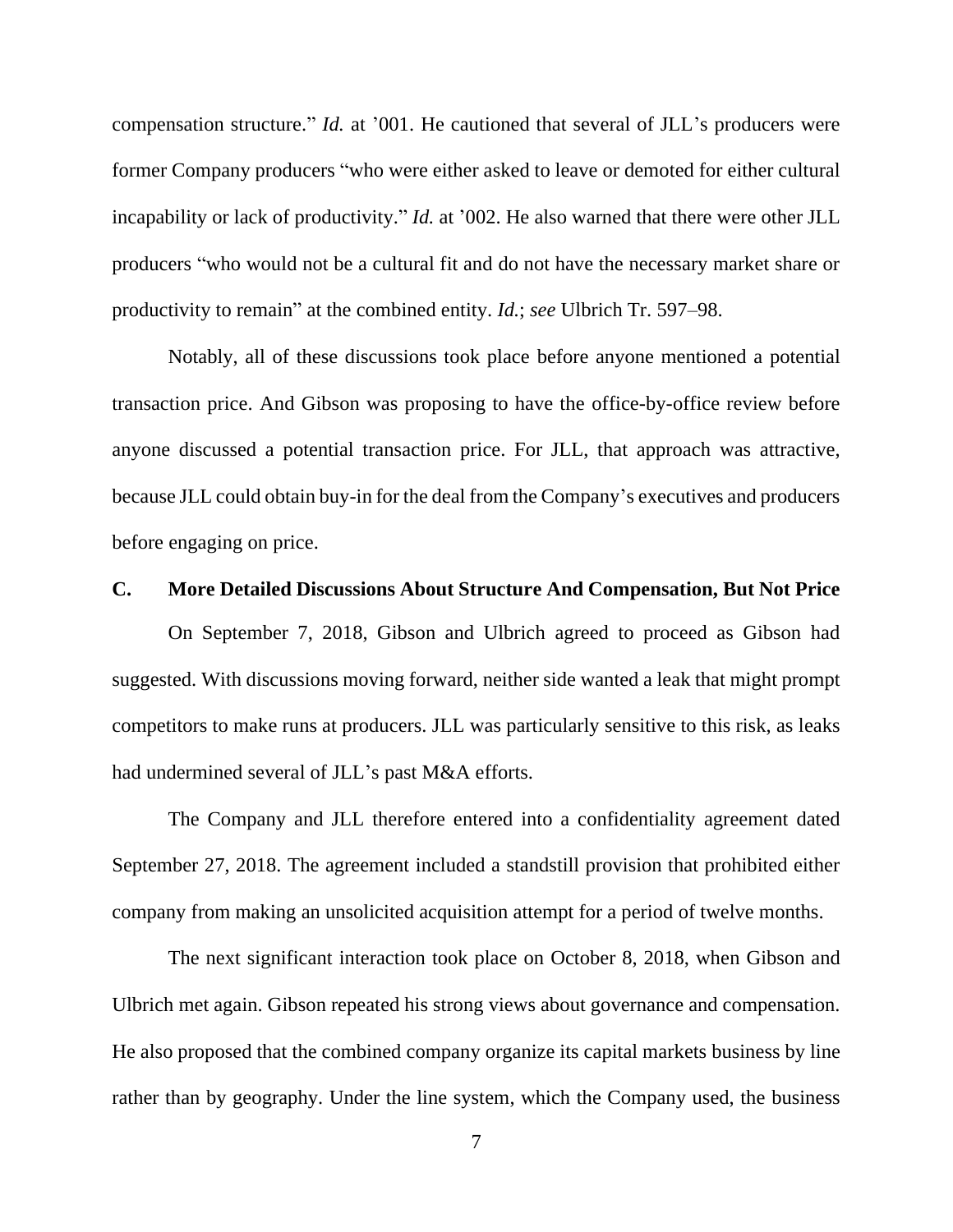compensation structure." *Id.* at '001. He cautioned that several of JLL's producers were former Company producers "who were either asked to leave or demoted for either cultural incapability or lack of productivity." *Id.* at '002. He also warned that there were other JLL producers "who would not be a cultural fit and do not have the necessary market share or productivity to remain" at the combined entity. *Id.*; *see* Ulbrich Tr. 597–98.

Notably, all of these discussions took place before anyone mentioned a potential transaction price. And Gibson was proposing to have the office-by-office review before anyone discussed a potential transaction price. For JLL, that approach was attractive, because JLL could obtain buy-in for the deal from the Company's executives and producers before engaging on price.

### C. More Detailed Discussions About Structure And Compensation, But Not Price

On September 7, 2018, Gibson and Ulbrich agreed to proceed as Gibson had suggested. With discussions moving forward, neither side wanted a leak that might prompt competitors to make runs at producers. JLL was particularly sensitive to this risk, as leaks had undermined several of JLL's past M&A efforts.

The Company and JLL therefore entered into a confidentiality agreement dated September 27, 2018. The agreement included a standstill provision that prohibited either company from making an unsolicited acquisition attempt for a period of twelve months.

The next significant interaction took place on October 8, 2018, when Gibson and Ulbrich met again. Gibson repeated his strong views about governance and compensation. He also proposed that the combined company organize its capital markets business by line rather than by geography. Under the line system, which the Company used, the business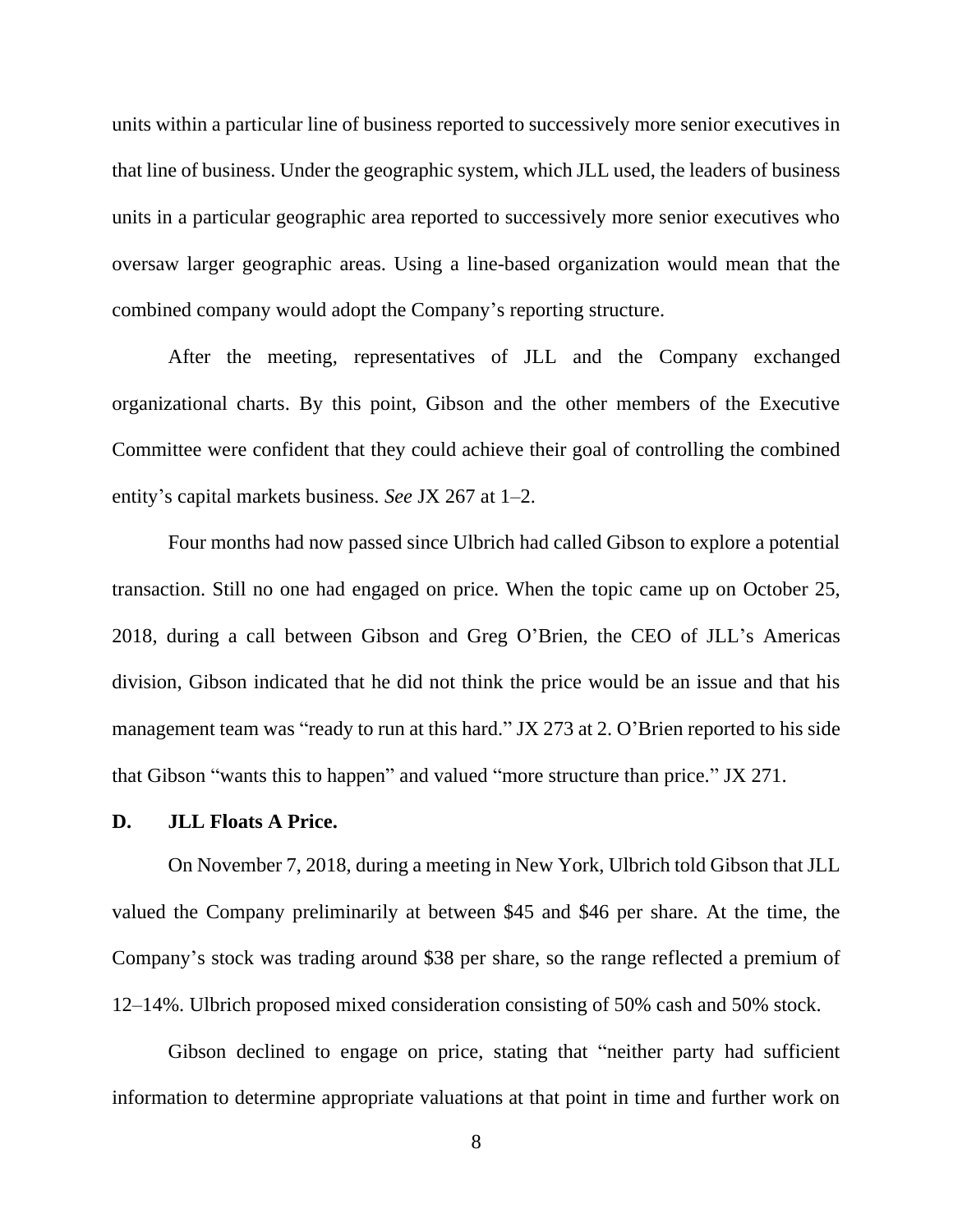units within a particular line of business reported to successively more senior executives in that line of business. Under the geographic system, which JLL used, the leaders of business units in a particular geographic area reported to successively more senior executives who oversaw larger geographic areas. Using a line-based organization would mean that the combined company would adopt the Company's reporting structure.

After the meeting, representatives of JLL and the Company exchanged organizational charts. By this point, Gibson and the other members of the Executive Committee were confident that they could achieve their goal of controlling the combined entity's capital markets business. *See* JX 267 at 1–2.

Four months had now passed since Ulbrich had called Gibson to explore a potential transaction. Still no one had engaged on price. When the topic came up on October 25, 2018, during a call between Gibson and Greg O'Brien, the CEO of JLL's Americas division, Gibson indicated that he did not think the price would be an issue and that his management team was "ready to run at this hard." JX 273 at 2. O'Brien reported to his side that Gibson "wants this to happen" and valued "more structure than price." JX 271.

### D. JLL Floats A Price.

On November 7, 2018, during a meeting in New York, Ulbrich told Gibson that JLL valued the Company preliminarily at between $45 and $46 per share. At the time, the Company's stock was trading around $38 per share, so the range reflected a premium of 12–14%. Ulbrich proposed mixed consideration consisting of 50% cash and 50% stock.

Gibson declined to engage on price, stating that "neither party had sufficient information to determine appropriate valuations at that point in time and further work on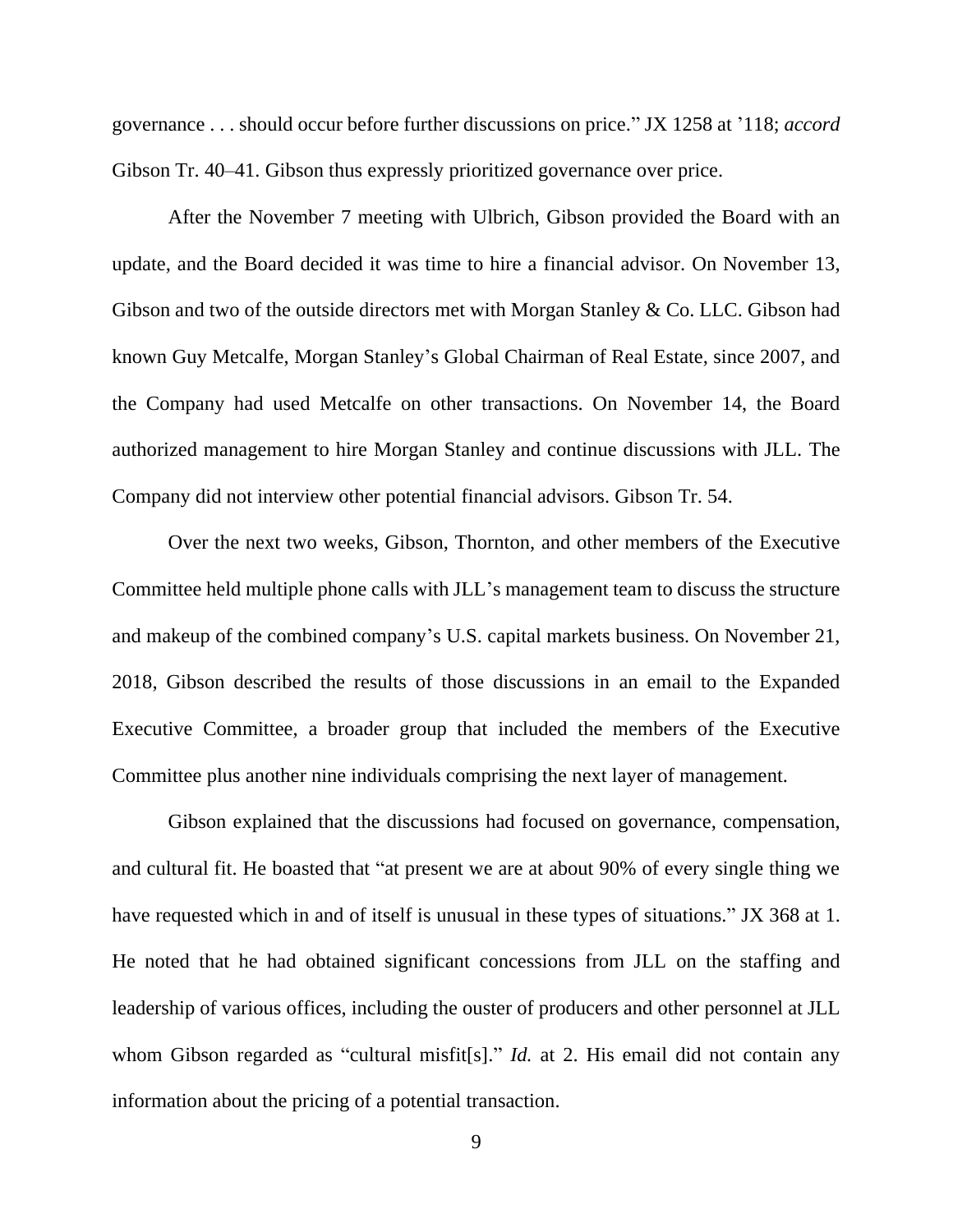governance . . . should occur before further discussions on price." JX 1258 at '118; *accord* Gibson Tr. 40–41. Gibson thus expressly prioritized governance over price.

After the November 7 meeting with Ulbrich, Gibson provided the Board with an update, and the Board decided it was time to hire a financial advisor. On November 13, Gibson and two of the outside directors met with Morgan Stanley & Co. LLC. Gibson had known Guy Metcalfe, Morgan Stanley's Global Chairman of Real Estate, since 2007, and the Company had used Metcalfe on other transactions. On November 14, the Board authorized management to hire Morgan Stanley and continue discussions with JLL. The Company did not interview other potential financial advisors. Gibson Tr. 54.

Over the next two weeks, Gibson, Thornton, and other members of the Executive Committee held multiple phone calls with JLL's management team to discuss the structure and makeup of the combined company's U.S. capital markets business. On November 21, 2018, Gibson described the results of those discussions in an email to the Expanded Executive Committee, a broader group that included the members of the Executive Committee plus another nine individuals comprising the next layer of management.

Gibson explained that the discussions had focused on governance, compensation, and cultural fit. He boasted that "at present we are at about 90% of every single thing we have requested which in and of itself is unusual in these types of situations." JX 368 at 1. He noted that he had obtained significant concessions from JLL on the staffing and leadership of various offices, including the ouster of producers and other personnel at JLL whom Gibson regarded as "cultural misfit[s]." *Id.* at 2. His email did not contain any information about the pricing of a potential transaction.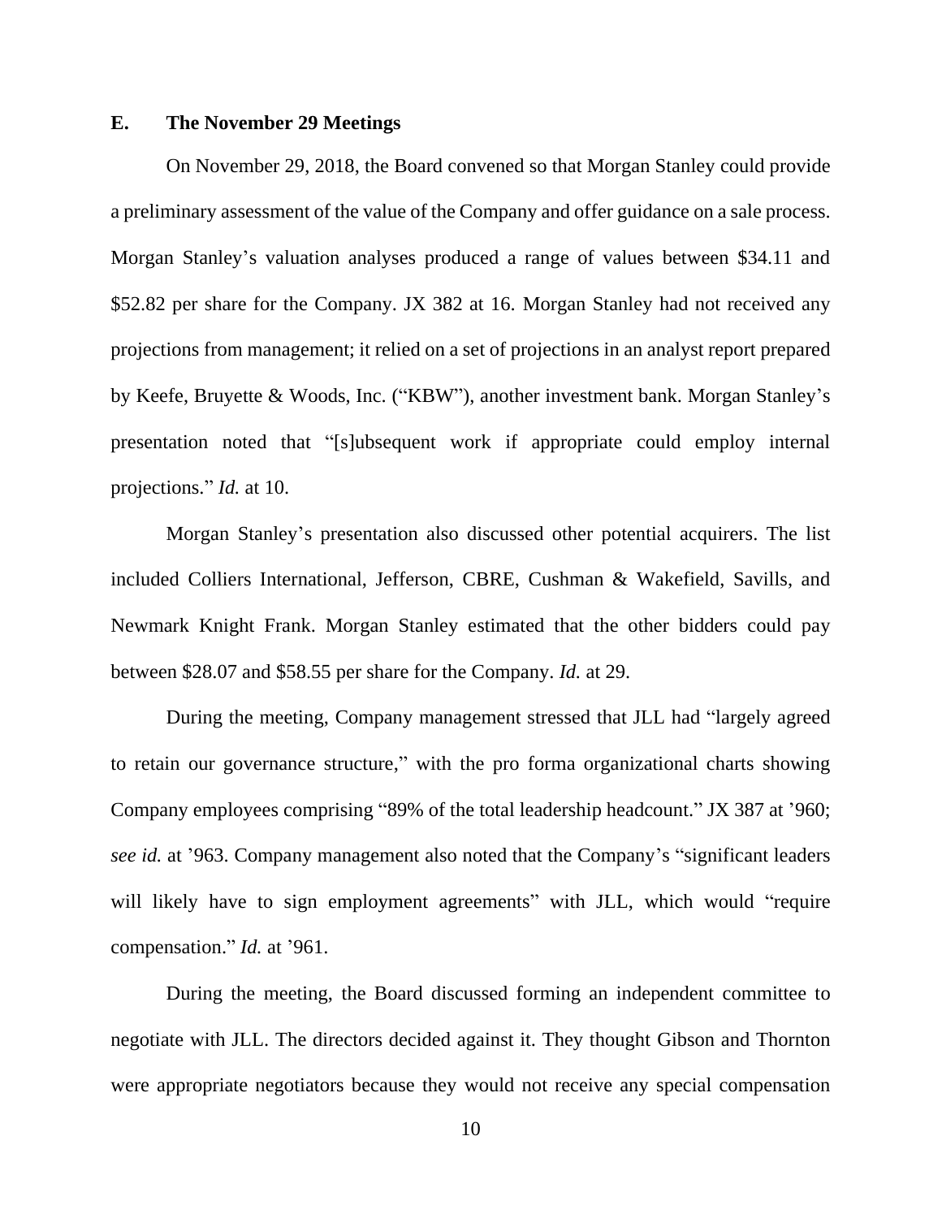### E. The November 29 Meetings

On November 29, 2018, the Board convened so that Morgan Stanley could provide a preliminary assessment of the value of the Company and offer guidance on a sale process. Morgan Stanley's valuation analyses produced a range of values between $34.11 and $52.82 per share for the Company. JX 382 at 16. Morgan Stanley had not received any projections from management; it relied on a set of projections in an analyst report prepared by Keefe, Bruyette & Woods, Inc. ("KBW"), another investment bank. Morgan Stanley's presentation noted that "[s]ubsequent work if appropriate could employ internal projections." *Id.* at 10.

Morgan Stanley's presentation also discussed other potential acquirers. The list included Colliers International, Jefferson, CBRE, Cushman & Wakefield, Savills, and Newmark Knight Frank. Morgan Stanley estimated that the other bidders could pay between $28.07 and $58.55 per share for the Company. *Id.* at 29.

During the meeting, Company management stressed that JLL had "largely agreed to retain our governance structure," with the pro forma organizational charts showing Company employees comprising "89% of the total leadership headcount." JX 387 at '960; *see id.* at '963. Company management also noted that the Company's "significant leaders will likely have to sign employment agreements" with JLL, which would "require compensation." *Id.* at '961.

During the meeting, the Board discussed forming an independent committee to negotiate with JLL. The directors decided against it. They thought Gibson and Thornton were appropriate negotiators because they would not receive any special compensation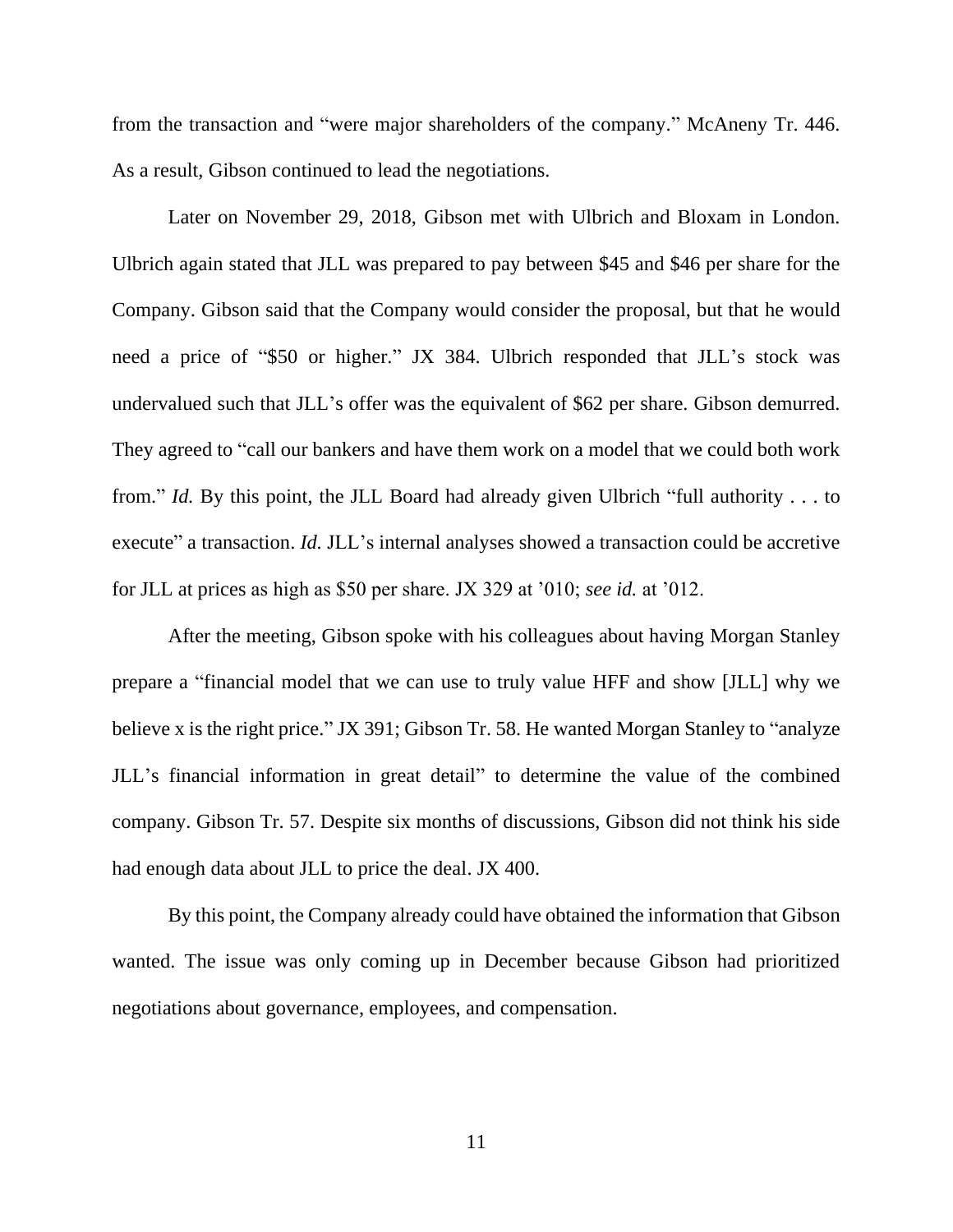from the transaction and "were major shareholders of the company." McAneny Tr. 446. As a result, Gibson continued to lead the negotiations.

Later on November 29, 2018, Gibson met with Ulbrich and Bloxam in London. Ulbrich again stated that JLL was prepared to pay between $45 and $46 per share for the Company. Gibson said that the Company would consider the proposal, but that he would need a price of "$50 or higher." JX 384. Ulbrich responded that JLL's stock was undervalued such that JLL's offer was the equivalent of $62 per share. Gibson demurred. They agreed to "call our bankers and have them work on a model that we could both work from." *Id.* By this point, the JLL Board had already given Ulbrich "full authority . . . to execute" a transaction. *Id.* JLL's internal analyses showed a transaction could be accretive for JLL at prices as high as $50 per share. JX 329 at '010; *see id.* at '012.

After the meeting, Gibson spoke with his colleagues about having Morgan Stanley prepare a "financial model that we can use to truly value HFF and show [JLL] why we believe x is the right price." JX 391; Gibson Tr. 58. He wanted Morgan Stanley to "analyze JLL's financial information in great detail" to determine the value of the combined company. Gibson Tr. 57. Despite six months of discussions, Gibson did not think his side had enough data about JLL to price the deal. JX 400.

By this point, the Company already could have obtained the information that Gibson wanted. The issue was only coming up in December because Gibson had prioritized negotiations about governance, employees, and compensation.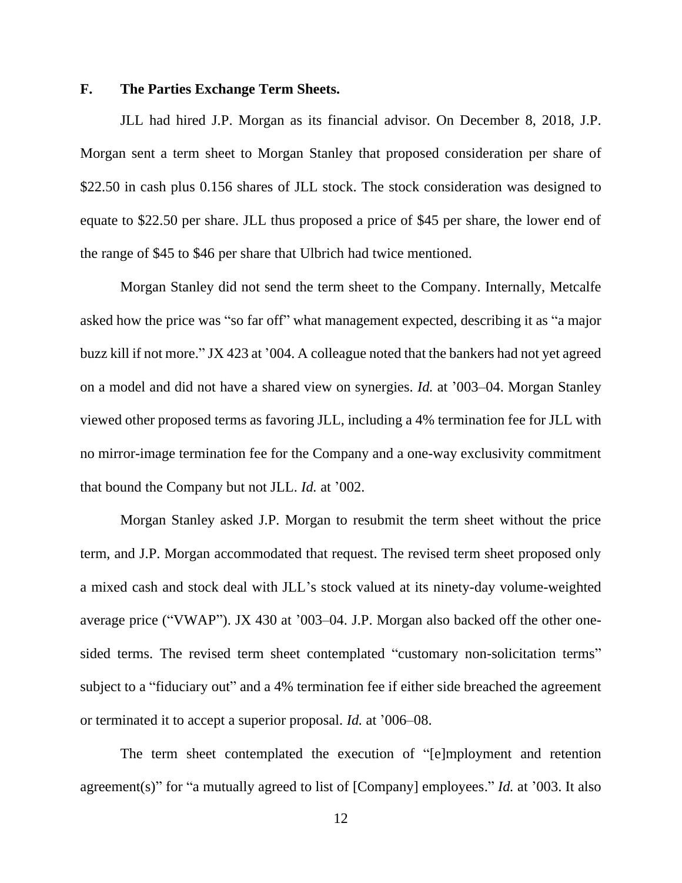### F. The Parties Exchange Term Sheets.

JLL had hired J.P. Morgan as its financial advisor. On December 8, 2018, J.P. Morgan sent a term sheet to Morgan Stanley that proposed consideration per share of $22.50 in cash plus 0.156 shares of JLL stock. The stock consideration was designed to equate to $22.50 per share. JLL thus proposed a price of $45 per share, the lower end of the range of $45 to $46 per share that Ulbrich had twice mentioned.

Morgan Stanley did not send the term sheet to the Company. Internally, Metcalfe asked how the price was "so far off" what management expected, describing it as "a major buzz kill if not more." JX 423 at '004. A colleague noted that the bankers had not yet agreed on a model and did not have a shared view on synergies. *Id.* at '003–04. Morgan Stanley viewed other proposed terms as favoring JLL, including a 4% termination fee for JLL with no mirror-image termination fee for the Company and a one-way exclusivity commitment that bound the Company but not JLL. *Id.* at '002.

Morgan Stanley asked J.P. Morgan to resubmit the term sheet without the price term, and J.P. Morgan accommodated that request. The revised term sheet proposed only a mixed cash and stock deal with JLL's stock valued at its ninety-day volume-weighted average price ("VWAP"). JX 430 at '003–04. J.P. Morgan also backed off the other one-sided terms. The revised term sheet contemplated "customary non-solicitation terms" subject to a "fiduciary out" and a 4% termination fee if either side breached the agreement or terminated it to accept a superior proposal. *Id.* at '006–08.

The term sheet contemplated the execution of "[e]mployment and retention agreement(s)" for "a mutually agreed to list of [Company] employees." *Id.* at '003. It also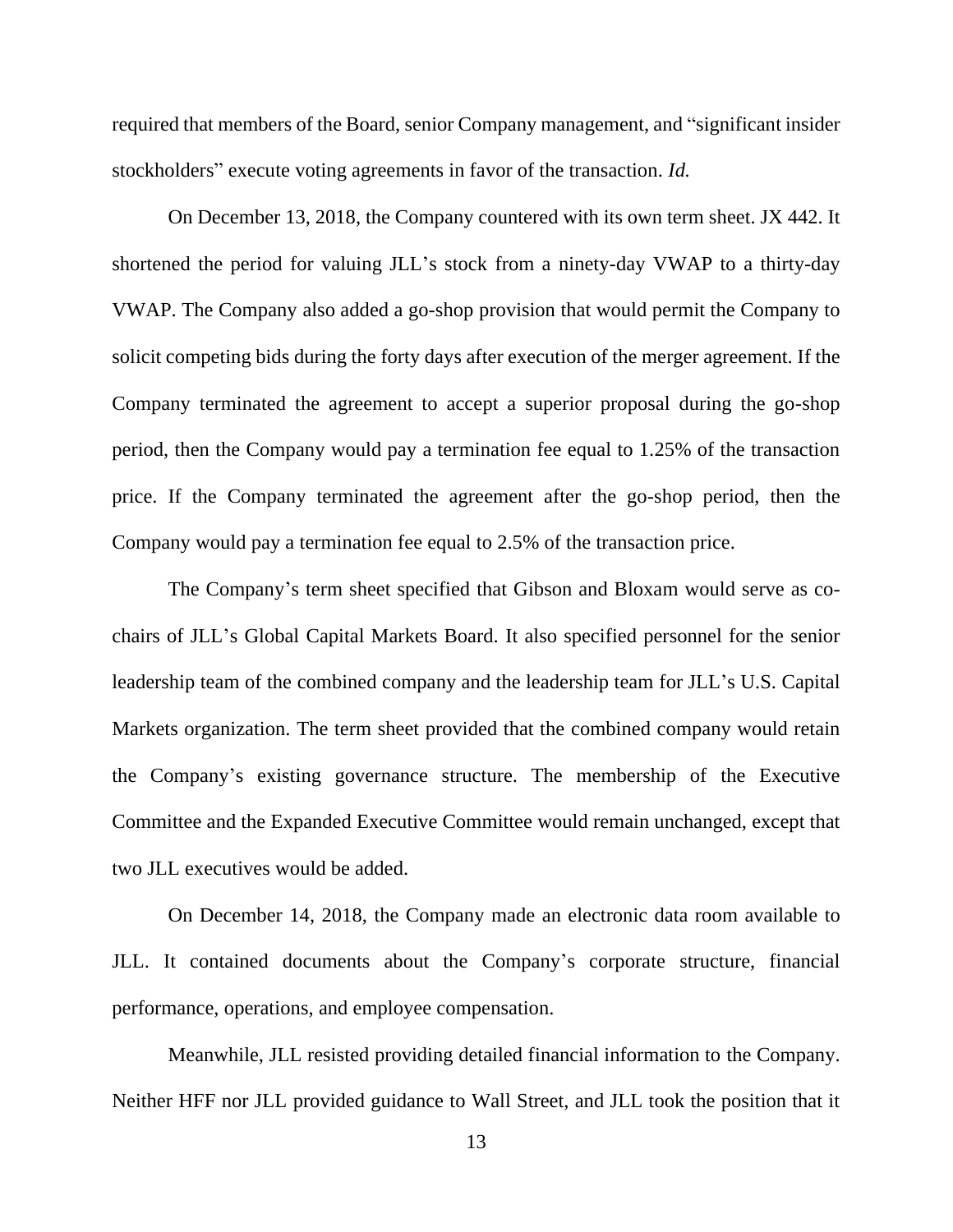required that members of the Board, senior Company management, and "significant insider stockholders" execute voting agreements in favor of the transaction. *Id.*

On December 13, 2018, the Company countered with its own term sheet. JX 442. It shortened the period for valuing JLL's stock from a ninety-day VWAP to a thirty-day VWAP. The Company also added a go-shop provision that would permit the Company to solicit competing bids during the forty days after execution of the merger agreement. If the Company terminated the agreement to accept a superior proposal during the go-shop period, then the Company would pay a termination fee equal to 1.25% of the transaction price. If the Company terminated the agreement after the go-shop period, then the Company would pay a termination fee equal to 2.5% of the transaction price.

The Company's term sheet specified that Gibson and Bloxam would serve as co-chairs of JLL's Global Capital Markets Board. It also specified personnel for the senior leadership team of the combined company and the leadership team for JLL's U.S. Capital Markets organization. The term sheet provided that the combined company would retain the Company's existing governance structure. The membership of the Executive Committee and the Expanded Executive Committee would remain unchanged, except that two JLL executives would be added.

On December 14, 2018, the Company made an electronic data room available to JLL. It contained documents about the Company's corporate structure, financial performance, operations, and employee compensation.

Meanwhile, JLL resisted providing detailed financial information to the Company. Neither HFF nor JLL provided guidance to Wall Street, and JLL took the position that it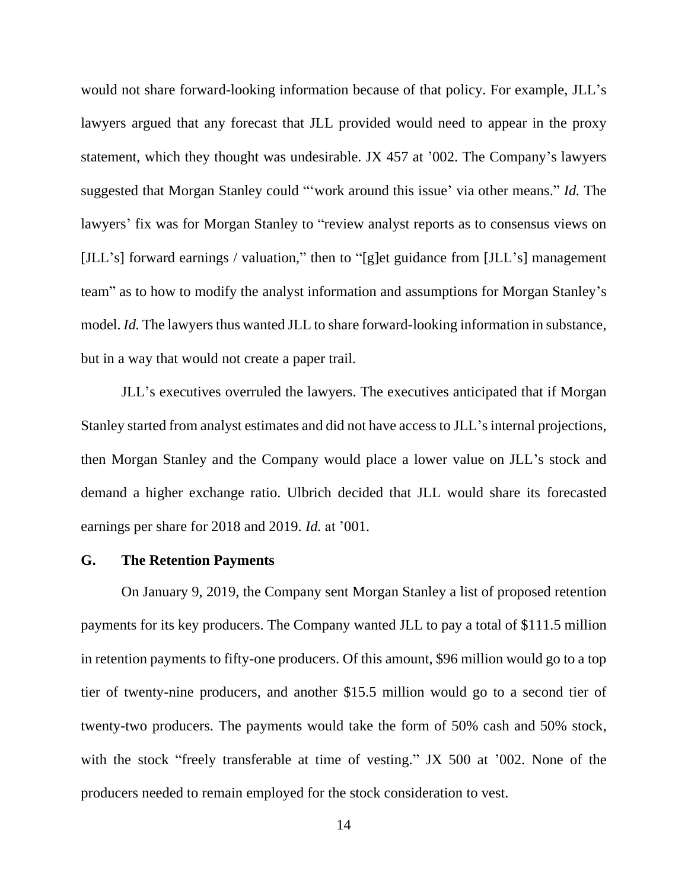would not share forward-looking information because of that policy. For example, JLL's lawyers argued that any forecast that JLL provided would need to appear in the proxy statement, which they thought was undesirable. JX 457 at '002. The Company's lawyers suggested that Morgan Stanley could "'work around this issue' via other means." *Id.* The lawyers' fix was for Morgan Stanley to "review analyst reports as to consensus views on [JLL's] forward earnings / valuation," then to "[g]et guidance from [JLL's] management team" as to how to modify the analyst information and assumptions for Morgan Stanley's model. *Id.* The lawyers thus wanted JLL to share forward-looking information in substance, but in a way that would not create a paper trail.

JLL's executives overruled the lawyers. The executives anticipated that if Morgan Stanley started from analyst estimates and did not have access to JLL's internal projections, then Morgan Stanley and the Company would place a lower value on JLL's stock and demand a higher exchange ratio. Ulbrich decided that JLL would share its forecasted earnings per share for 2018 and 2019. *Id.* at '001.

### G. The Retention Payments

On January 9, 2019, the Company sent Morgan Stanley a list of proposed retention payments for its key producers. The Company wanted JLL to pay a total of $111.5 million in retention payments to fifty-one producers. Of this amount, $96 million would go to a top tier of twenty-nine producers, and another $15.5 million would go to a second tier of twenty-two producers. The payments would take the form of 50% cash and 50% stock, with the stock "freely transferable at time of vesting." JX 500 at '002. None of the producers needed to remain employed for the stock consideration to vest.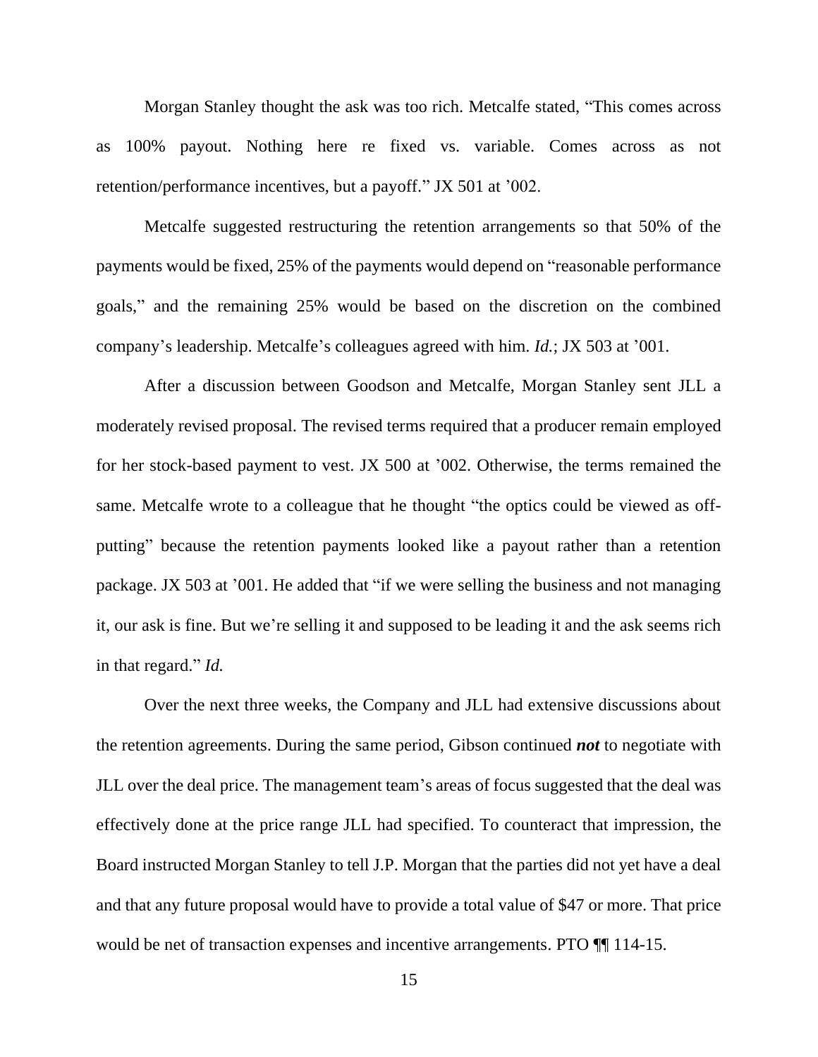Morgan Stanley thought the ask was too rich. Metcalfe stated, "This comes across as 100% payout. Nothing here re fixed vs. variable. Comes across as not retention/performance incentives, but a payoff." JX 501 at '002.

Metcalfe suggested restructuring the retention arrangements so that 50% of the payments would be fixed, 25% of the payments would depend on "reasonable performance goals," and the remaining 25% would be based on the discretion on the combined company's leadership. Metcalfe's colleagues agreed with him. *Id.*; JX 503 at '001.

After a discussion between Goodson and Metcalfe, Morgan Stanley sent JLL a moderately revised proposal. The revised terms required that a producer remain employed for her stock-based payment to vest. JX 500 at '002. Otherwise, the terms remained the same. Metcalfe wrote to a colleague that he thought "the optics could be viewed as off-putting" because the retention payments looked like a payout rather than a retention package. JX 503 at '001. He added that "if we were selling the business and not managing it, our ask is fine. But we're selling it and supposed to be leading it and the ask seems rich in that regard." *Id.*

Over the next three weeks, the Company and JLL had extensive discussions about the retention agreements. During the same period, Gibson continued ***not*** to negotiate with JLL over the deal price. The management team's areas of focus suggested that the deal was effectively done at the price range JLL had specified. To counteract that impression, the Board instructed Morgan Stanley to tell J.P. Morgan that the parties did not yet have a deal and that any future proposal would have to provide a total value of $47 or more. That price would be net of transaction expenses and incentive arrangements. PTO ¶¶ 114-15.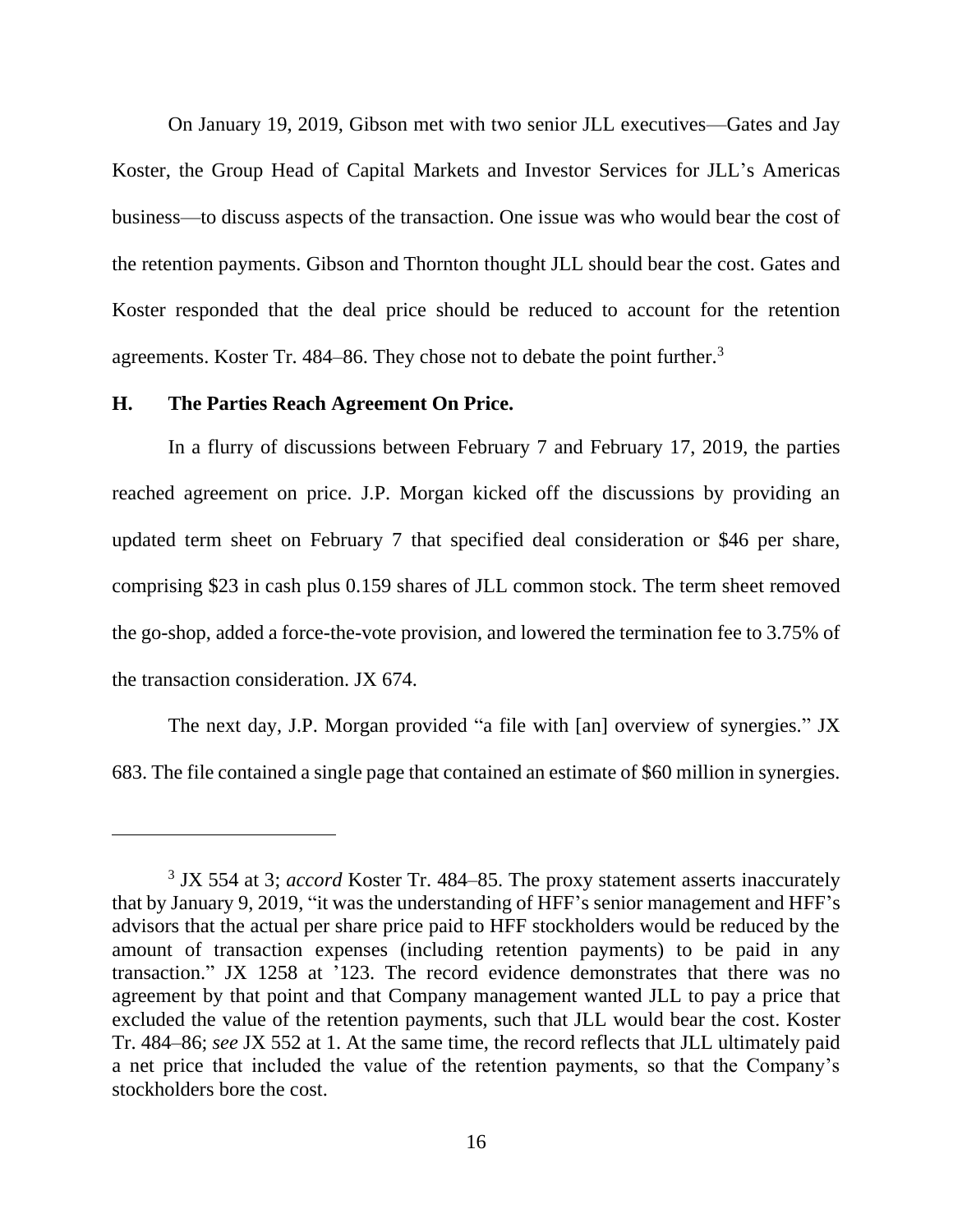On January 19, 2019, Gibson met with two senior JLL executives—Gates and Jay Koster, the Group Head of Capital Markets and Investor Services for JLL's Americas business—to discuss aspects of the transaction. One issue was who would bear the cost of the retention payments. Gibson and Thornton thought JLL should bear the cost. Gates and Koster responded that the deal price should be reduced to account for the retention agreements. Koster Tr. 484–86. They chose not to debate the point further.[3]

### H. The Parties Reach Agreement On Price.

In a flurry of discussions between February 7 and February 17, 2019, the parties reached agreement on price. J.P. Morgan kicked off the discussions by providing an updated term sheet on February 7 that specified deal consideration or $46 per share, comprising $23 in cash plus 0.159 shares of JLL common stock. The term sheet removed the go-shop, added a force-the-vote provision, and lowered the termination fee to 3.75% of the transaction consideration. JX 674.

The next day, J.P. Morgan provided "a file with [an] overview of synergies." JX 683. The file contained a single page that contained an estimate of $60 million in synergies.

---

[3] JX 554 at 3; *accord* Koster Tr. 484–85. The proxy statement asserts inaccurately that by January 9, 2019, "it was the understanding of HFF's senior management and HFF's advisors that the actual per share price paid to HFF stockholders would be reduced by the amount of transaction expenses (including retention payments) to be paid in any transaction." JX 1258 at '123. The record evidence demonstrates that there was no agreement by that point and that Company management wanted JLL to pay a price that excluded the value of the retention payments, such that JLL would bear the cost. Koster Tr. 484–86; *see* JX 552 at 1. At the same time, the record reflects that JLL ultimately paid a net price that included the value of the retention payments, so that the Company's stockholders bore the cost.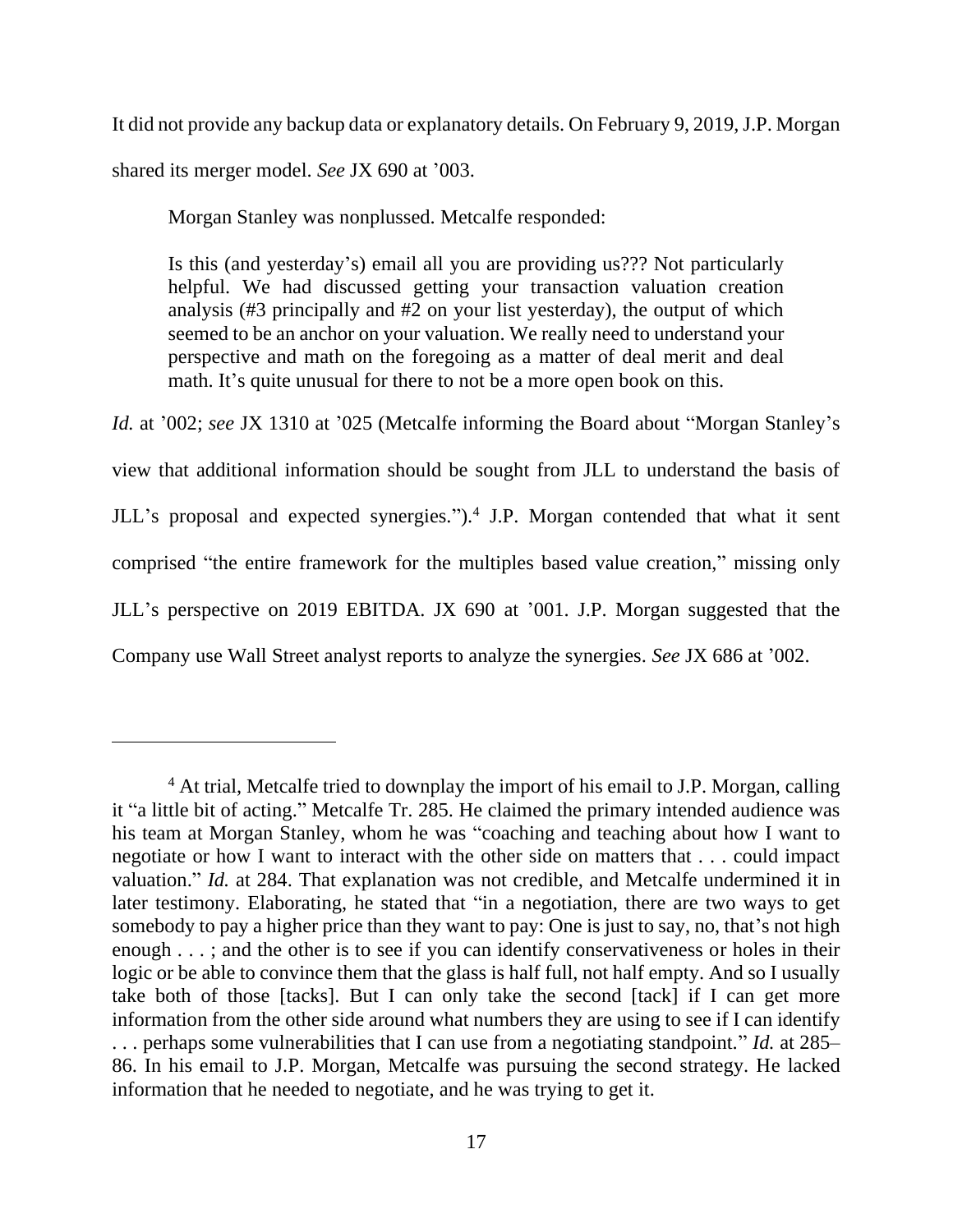It did not provide any backup data or explanatory details. On February 9, 2019, J.P. Morgan shared its merger model. *See* JX 690 at ’003.

Morgan Stanley was nonplussed. Metcalfe responded:

> Is this (and yesterday’s) email all you are providing us??? Not particularly helpful. We had discussed getting your transaction valuation creation analysis (#3 principally and #2 on your list yesterday), the output of which seemed to be an anchor on your valuation. We really need to understand your perspective and math on the foregoing as a matter of deal merit and deal math. It’s quite unusual for there to not be a more open book on this.

*Id.* at ’002; *see* JX 1310 at ’025 (Metcalfe informing the Board about “Morgan Stanley’s view that additional information should be sought from JLL to understand the basis of JLL’s proposal and expected synergies.”).[4] J.P. Morgan contended that what it sent comprised “the entire framework for the multiples based value creation,” missing only JLL’s perspective on 2019 EBITDA. JX 690 at ’001. J.P. Morgan suggested that the Company use Wall Street analyst reports to analyze the synergies. *See* JX 686 at ’002.

---

[4] At trial, Metcalfe tried to downplay the import of his email to J.P. Morgan, calling it “a little bit of acting.” Metcalfe Tr. 285. He claimed the primary intended audience was his team at Morgan Stanley, whom he was “coaching and teaching about how I want to negotiate or how I want to interact with the other side on matters that . . . could impact valuation.” *Id.* at 284. That explanation was not credible, and Metcalfe undermined it in later testimony. Elaborating, he stated that “in a negotiation, there are two ways to get somebody to pay a higher price than they want to pay: One is just to say, no, that’s not high enough . . . ; and the other is to see if you can identify conservativeness or holes in their logic or be able to convince them that the glass is half full, not half empty. And so I usually take both of those [tacks]. But I can only take the second [tack] if I can get more information from the other side around what numbers they are using to see if I can identify . . . perhaps some vulnerabilities that I can use from a negotiating standpoint.” *Id.* at 285–86. In his email to J.P. Morgan, Metcalfe was pursuing the second strategy. He lacked information that he needed to negotiate, and he was trying to get it.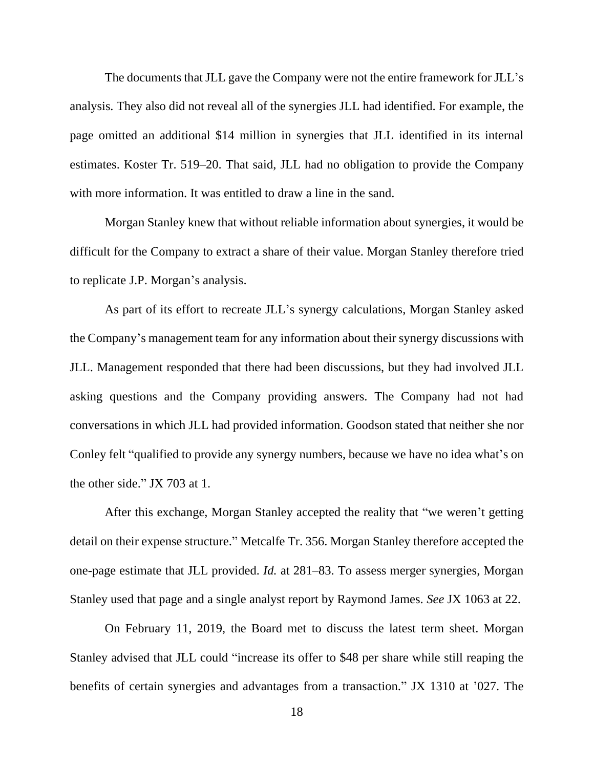The documents that JLL gave the Company were not the entire framework for JLL's analysis. They also did not reveal all of the synergies JLL had identified. For example, the page omitted an additional $14 million in synergies that JLL identified in its internal estimates. Koster Tr. 519–20. That said, JLL had no obligation to provide the Company with more information. It was entitled to draw a line in the sand.

Morgan Stanley knew that without reliable information about synergies, it would be difficult for the Company to extract a share of their value. Morgan Stanley therefore tried to replicate J.P. Morgan's analysis.

As part of its effort to recreate JLL's synergy calculations, Morgan Stanley asked the Company's management team for any information about their synergy discussions with JLL. Management responded that there had been discussions, but they had involved JLL asking questions and the Company providing answers. The Company had not had conversations in which JLL had provided information. Goodson stated that neither she nor Conley felt "qualified to provide any synergy numbers, because we have no idea what's on the other side." JX 703 at 1.

After this exchange, Morgan Stanley accepted the reality that "we weren't getting detail on their expense structure." Metcalfe Tr. 356. Morgan Stanley therefore accepted the one-page estimate that JLL provided. *Id.* at 281–83. To assess merger synergies, Morgan Stanley used that page and a single analyst report by Raymond James. *See* JX 1063 at 22.

On February 11, 2019, the Board met to discuss the latest term sheet. Morgan Stanley advised that JLL could "increase its offer to $48 per share while still reaping the benefits of certain synergies and advantages from a transaction." JX 1310 at '027. The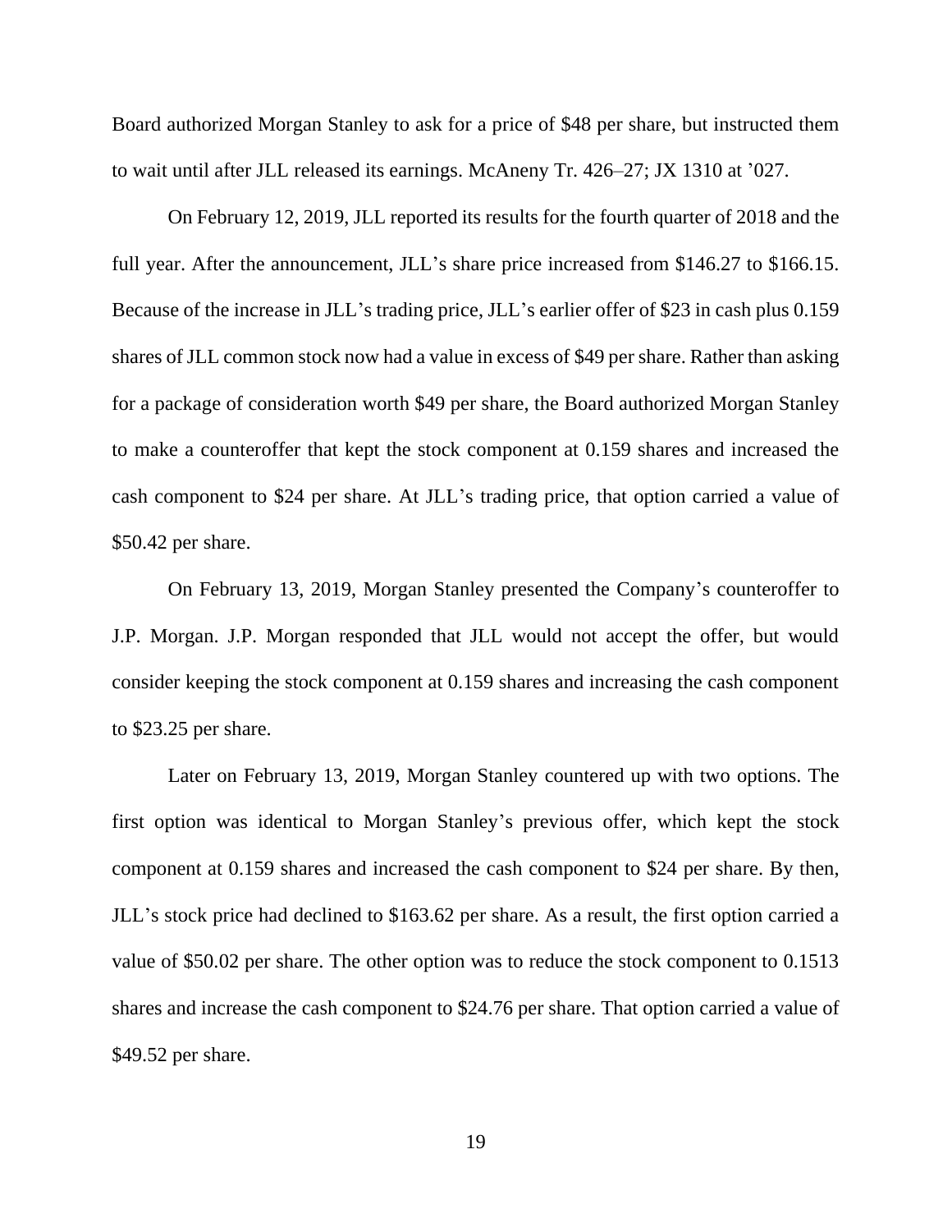Board authorized Morgan Stanley to ask for a price of $48 per share, but instructed them to wait until after JLL released its earnings. McAneny Tr. 426–27; JX 1310 at ’027.

On February 12, 2019, JLL reported its results for the fourth quarter of 2018 and the full year. After the announcement, JLL's share price increased from $146.27 to $166.15. Because of the increase in JLL's trading price, JLL's earlier offer of $23 in cash plus 0.159 shares of JLL common stock now had a value in excess of $49 per share. Rather than asking for a package of consideration worth $49 per share, the Board authorized Morgan Stanley to make a counteroffer that kept the stock component at 0.159 shares and increased the cash component to $24 per share. At JLL's trading price, that option carried a value of $50.42 per share.

On February 13, 2019, Morgan Stanley presented the Company's counteroffer to J.P. Morgan. J.P. Morgan responded that JLL would not accept the offer, but would consider keeping the stock component at 0.159 shares and increasing the cash component to $23.25 per share.

Later on February 13, 2019, Morgan Stanley countered up with two options. The first option was identical to Morgan Stanley's previous offer, which kept the stock component at 0.159 shares and increased the cash component to $24 per share. By then, JLL's stock price had declined to $163.62 per share. As a result, the first option carried a value of $50.02 per share. The other option was to reduce the stock component to 0.1513 shares and increase the cash component to $24.76 per share. That option carried a value of $49.52 per share.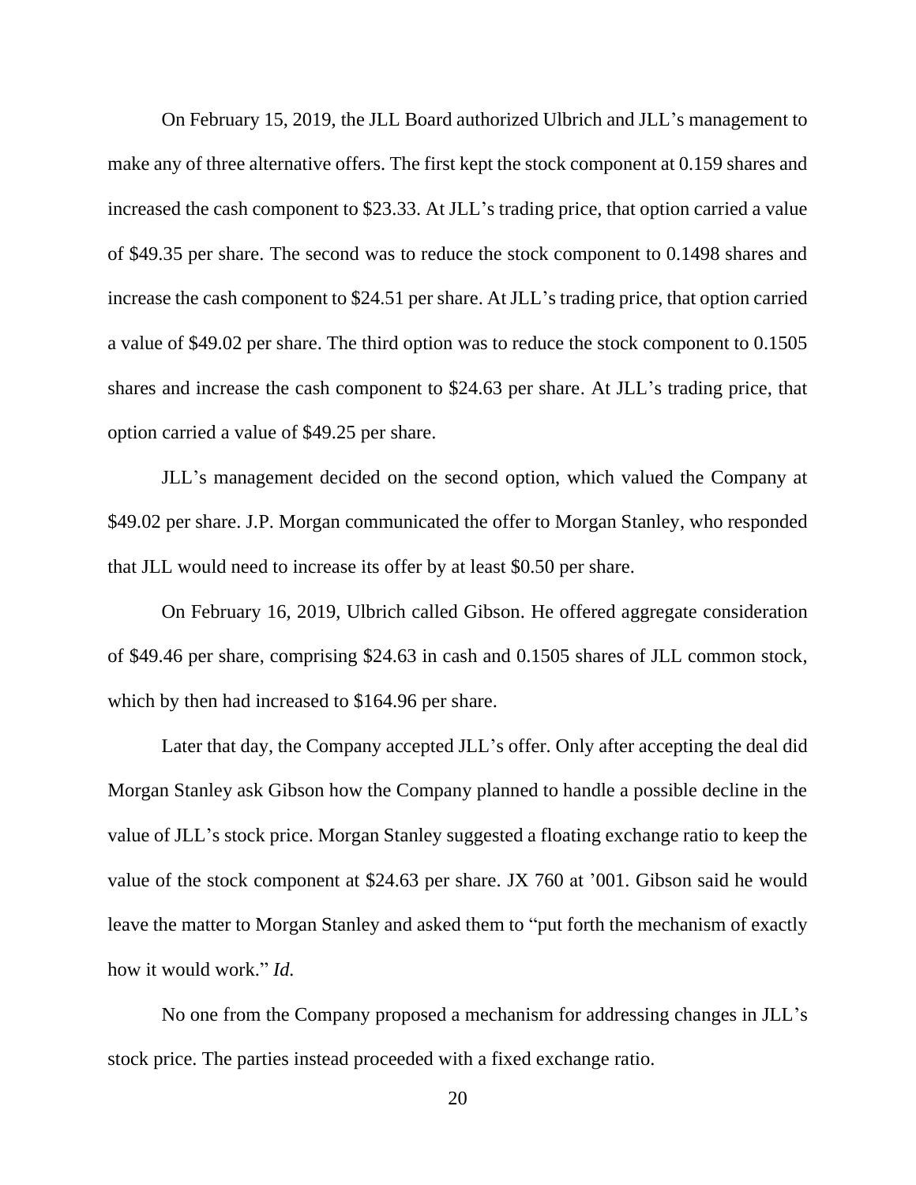On February 15, 2019, the JLL Board authorized Ulbrich and JLL's management to make any of three alternative offers. The first kept the stock component at 0.159 shares and increased the cash component to $23.33. At JLL's trading price, that option carried a value of $49.35 per share. The second was to reduce the stock component to 0.1498 shares and increase the cash component to $24.51 per share. At JLL's trading price, that option carried a value of $49.02 per share. The third option was to reduce the stock component to 0.1505 shares and increase the cash component to $24.63 per share. At JLL's trading price, that option carried a value of $49.25 per share.

JLL's management decided on the second option, which valued the Company at $49.02 per share. J.P. Morgan communicated the offer to Morgan Stanley, who responded that JLL would need to increase its offer by at least $0.50 per share.

On February 16, 2019, Ulbrich called Gibson. He offered aggregate consideration of $49.46 per share, comprising $24.63 in cash and 0.1505 shares of JLL common stock, which by then had increased to $164.96 per share.

Later that day, the Company accepted JLL's offer. Only after accepting the deal did Morgan Stanley ask Gibson how the Company planned to handle a possible decline in the value of JLL's stock price. Morgan Stanley suggested a floating exchange ratio to keep the value of the stock component at $24.63 per share. JX 760 at '001. Gibson said he would leave the matter to Morgan Stanley and asked them to "put forth the mechanism of exactly how it would work." *Id.*

No one from the Company proposed a mechanism for addressing changes in JLL's stock price. The parties instead proceeded with a fixed exchange ratio.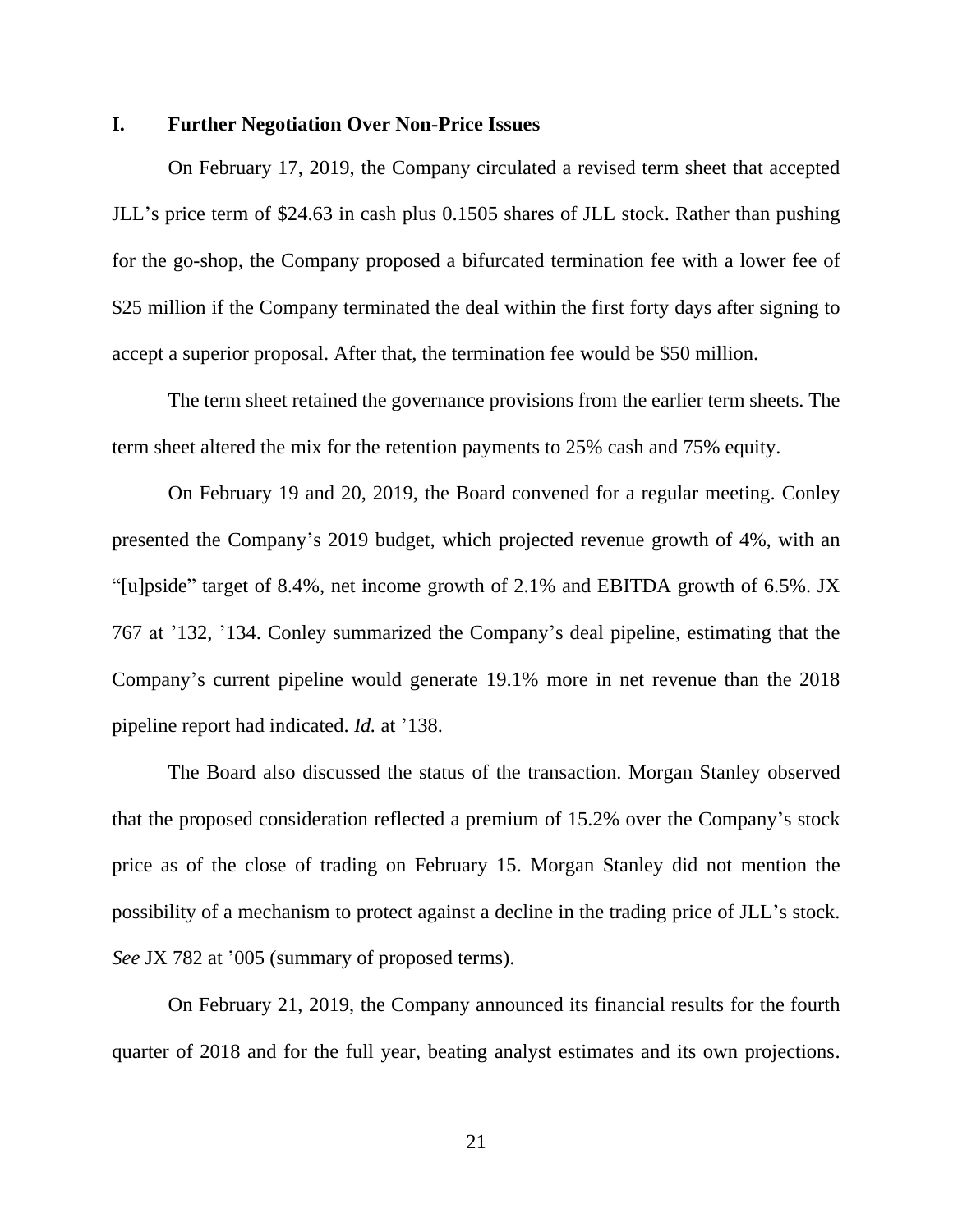## I. Further Negotiation Over Non-Price Issues

On February 17, 2019, the Company circulated a revised term sheet that accepted JLL's price term of $24.63 in cash plus 0.1505 shares of JLL stock. Rather than pushing for the go-shop, the Company proposed a bifurcated termination fee with a lower fee of $25 million if the Company terminated the deal within the first forty days after signing to accept a superior proposal. After that, the termination fee would be $50 million.

The term sheet retained the governance provisions from the earlier term sheets. The term sheet altered the mix for the retention payments to 25% cash and 75% equity.

On February 19 and 20, 2019, the Board convened for a regular meeting. Conley presented the Company's 2019 budget, which projected revenue growth of 4%, with an "[u]pside" target of 8.4%, net income growth of 2.1% and EBITDA growth of 6.5%. JX 767 at '132, '134. Conley summarized the Company's deal pipeline, estimating that the Company's current pipeline would generate 19.1% more in net revenue than the 2018 pipeline report had indicated. *Id.* at '138.

The Board also discussed the status of the transaction. Morgan Stanley observed that the proposed consideration reflected a premium of 15.2% over the Company's stock price as of the close of trading on February 15. Morgan Stanley did not mention the possibility of a mechanism to protect against a decline in the trading price of JLL's stock. *See* JX 782 at '005 (summary of proposed terms).

On February 21, 2019, the Company announced its financial results for the fourth quarter of 2018 and for the full year, beating analyst estimates and its own projections.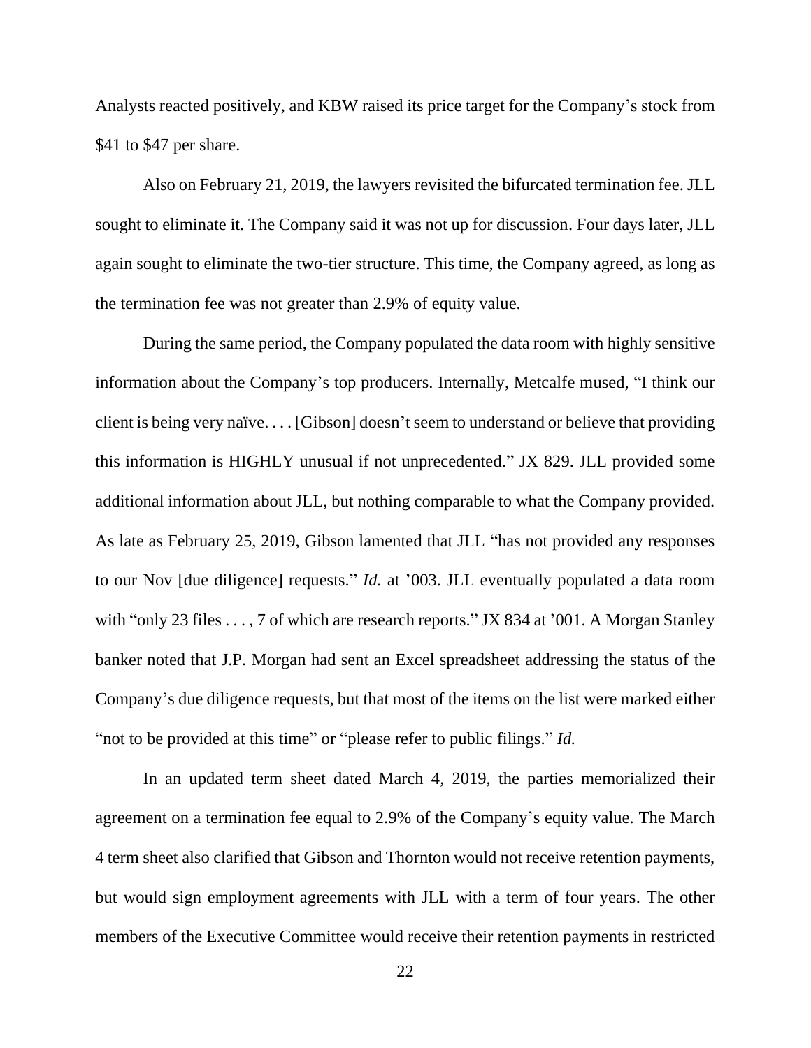Analysts reacted positively, and KBW raised its price target for the Company's stock from $41 to $47 per share.

Also on February 21, 2019, the lawyers revisited the bifurcated termination fee. JLL sought to eliminate it. The Company said it was not up for discussion. Four days later, JLL again sought to eliminate the two-tier structure. This time, the Company agreed, as long as the termination fee was not greater than 2.9% of equity value.

During the same period, the Company populated the data room with highly sensitive information about the Company's top producers. Internally, Metcalfe mused, "I think our client is being very naïve. . . . [Gibson] doesn't seem to understand or believe that providing this information is HIGHLY unusual if not unprecedented." JX 829. JLL provided some additional information about JLL, but nothing comparable to what the Company provided. As late as February 25, 2019, Gibson lamented that JLL "has not provided any responses to our Nov [due diligence] requests." *Id.* at '003. JLL eventually populated a data room with "only 23 files . . . , 7 of which are research reports." JX 834 at '001. A Morgan Stanley banker noted that J.P. Morgan had sent an Excel spreadsheet addressing the status of the Company's due diligence requests, but that most of the items on the list were marked either "not to be provided at this time" or "please refer to public filings." *Id.*

In an updated term sheet dated March 4, 2019, the parties memorialized their agreement on a termination fee equal to 2.9% of the Company's equity value. The March 4 term sheet also clarified that Gibson and Thornton would not receive retention payments, but would sign employment agreements with JLL with a term of four years. The other members of the Executive Committee would receive their retention payments in restricted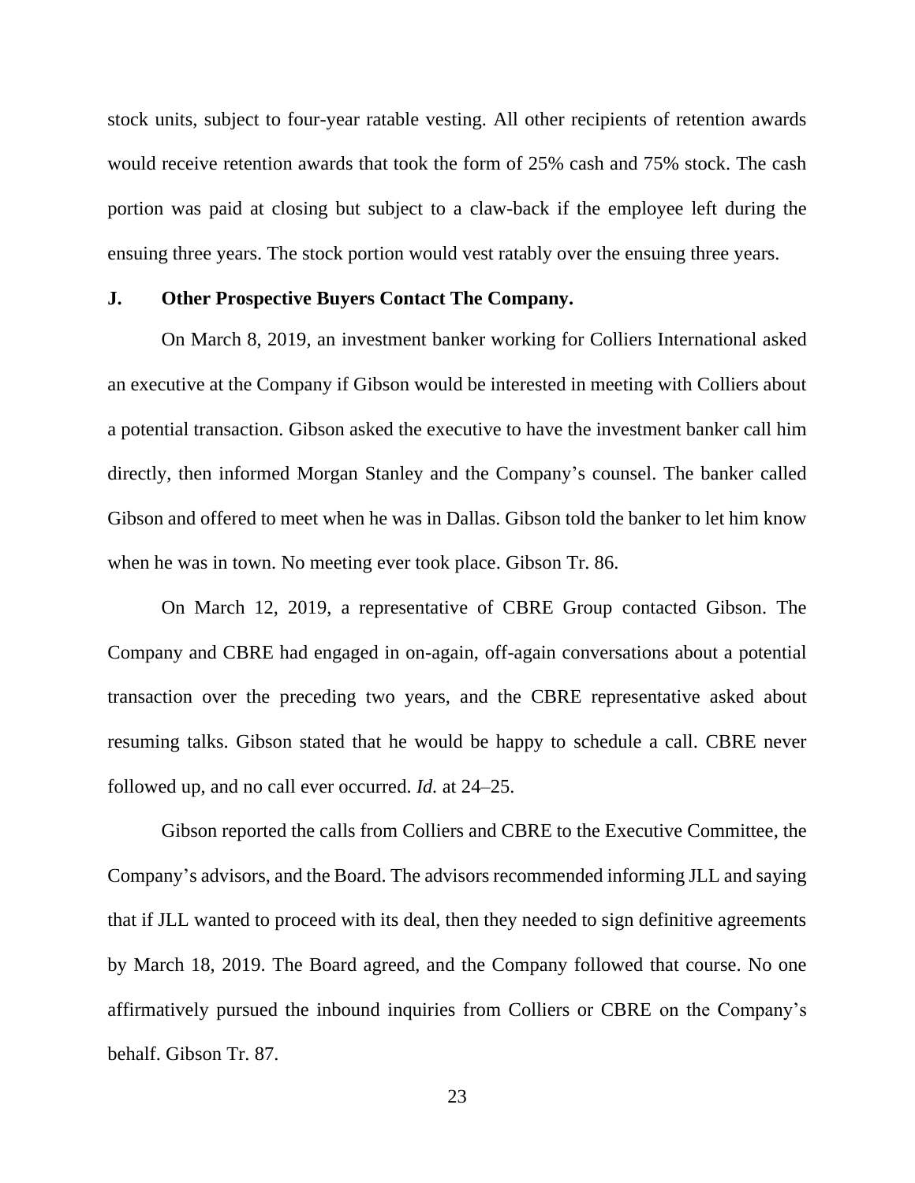stock units, subject to four-year ratable vesting. All other recipients of retention awards would receive retention awards that took the form of 25% cash and 75% stock. The cash portion was paid at closing but subject to a claw-back if the employee left during the ensuing three years. The stock portion would vest ratably over the ensuing three years.

### J. Other Prospective Buyers Contact The Company.

On March 8, 2019, an investment banker working for Colliers International asked an executive at the Company if Gibson would be interested in meeting with Colliers about a potential transaction. Gibson asked the executive to have the investment banker call him directly, then informed Morgan Stanley and the Company's counsel. The banker called Gibson and offered to meet when he was in Dallas. Gibson told the banker to let him know when he was in town. No meeting ever took place. Gibson Tr. 86.

On March 12, 2019, a representative of CBRE Group contacted Gibson. The Company and CBRE had engaged in on-again, off-again conversations about a potential transaction over the preceding two years, and the CBRE representative asked about resuming talks. Gibson stated that he would be happy to schedule a call. CBRE never followed up, and no call ever occurred. *Id.* at 24–25.

Gibson reported the calls from Colliers and CBRE to the Executive Committee, the Company's advisors, and the Board. The advisors recommended informing JLL and saying that if JLL wanted to proceed with its deal, then they needed to sign definitive agreements by March 18, 2019. The Board agreed, and the Company followed that course. No one affirmatively pursued the inbound inquiries from Colliers or CBRE on the Company's behalf. Gibson Tr. 87.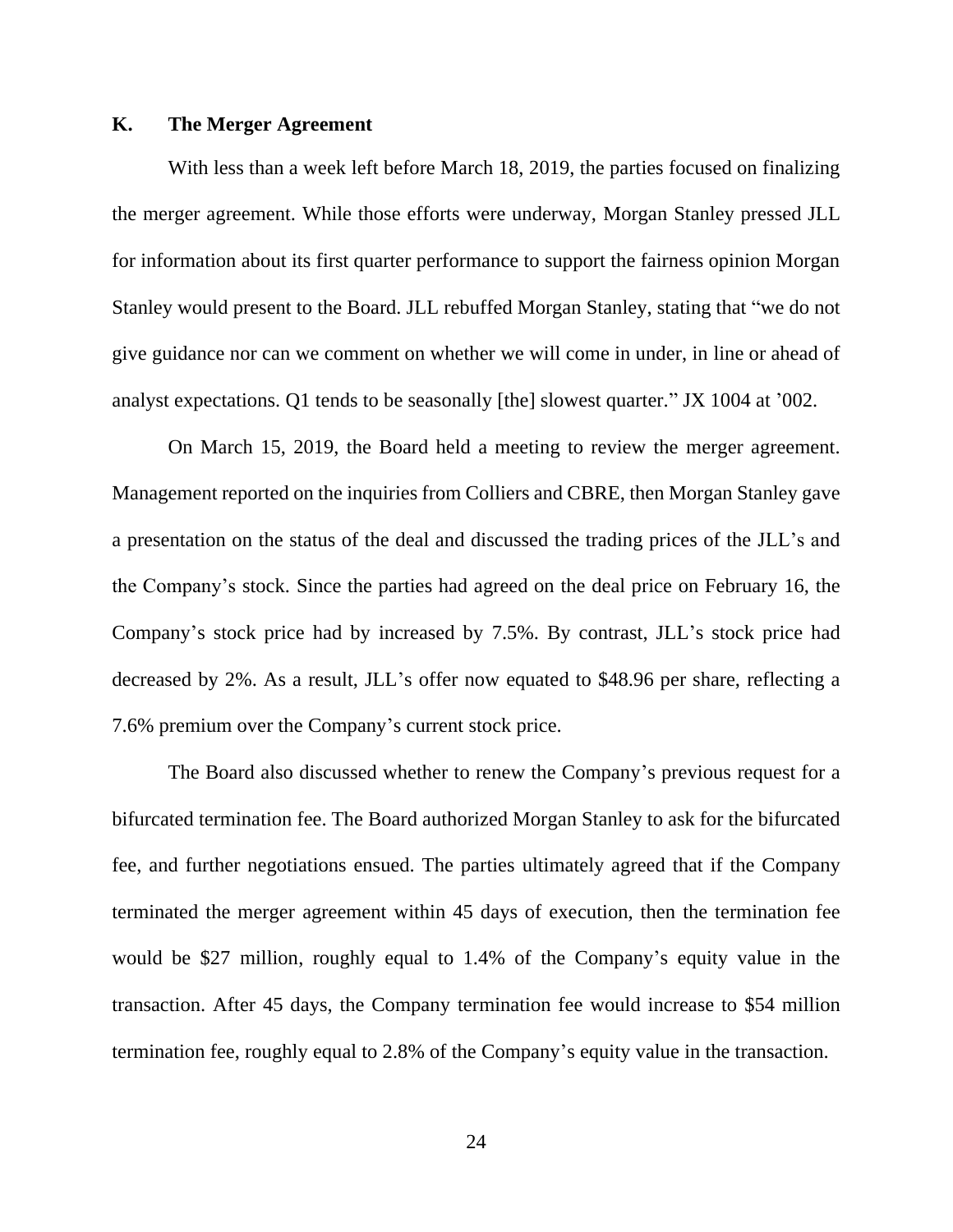### K. The Merger Agreement

With less than a week left before March 18, 2019, the parties focused on finalizing the merger agreement. While those efforts were underway, Morgan Stanley pressed JLL for information about its first quarter performance to support the fairness opinion Morgan Stanley would present to the Board. JLL rebuffed Morgan Stanley, stating that "we do not give guidance nor can we comment on whether we will come in under, in line or ahead of analyst expectations. Q1 tends to be seasonally [the] slowest quarter." JX 1004 at '002.

On March 15, 2019, the Board held a meeting to review the merger agreement. Management reported on the inquiries from Colliers and CBRE, then Morgan Stanley gave a presentation on the status of the deal and discussed the trading prices of the JLL's and the Company's stock. Since the parties had agreed on the deal price on February 16, the Company's stock price had by increased by 7.5%. By contrast, JLL's stock price had decreased by 2%. As a result, JLL's offer now equated to $48.96 per share, reflecting a 7.6% premium over the Company's current stock price.

The Board also discussed whether to renew the Company's previous request for a bifurcated termination fee. The Board authorized Morgan Stanley to ask for the bifurcated fee, and further negotiations ensued. The parties ultimately agreed that if the Company terminated the merger agreement within 45 days of execution, then the termination fee would be $27 million, roughly equal to 1.4% of the Company's equity value in the transaction. After 45 days, the Company termination fee would increase to $54 million termination fee, roughly equal to 2.8% of the Company's equity value in the transaction.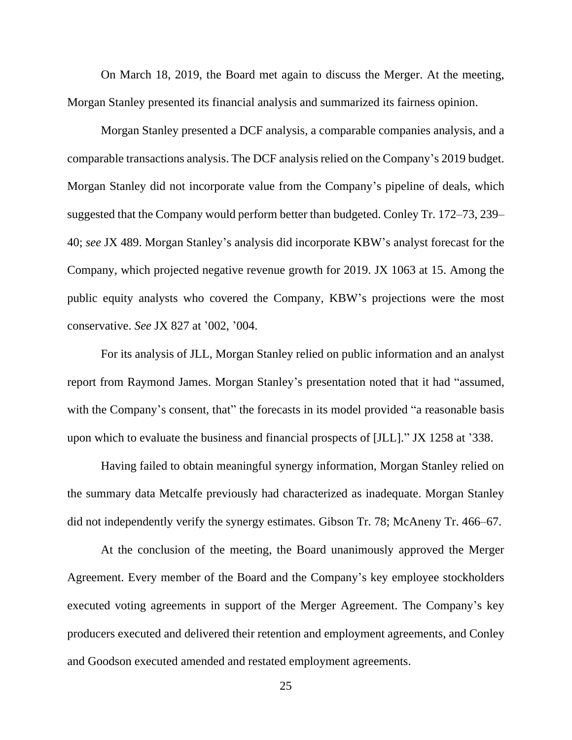On March 18, 2019, the Board met again to discuss the Merger. At the meeting, Morgan Stanley presented its financial analysis and summarized its fairness opinion.

Morgan Stanley presented a DCF analysis, a comparable companies analysis, and a comparable transactions analysis. The DCF analysis relied on the Company's 2019 budget. Morgan Stanley did not incorporate value from the Company's pipeline of deals, which suggested that the Company would perform better than budgeted. Conley Tr. 172–73, 239–40; *see* JX 489. Morgan Stanley's analysis did incorporate KBW's analyst forecast for the Company, which projected negative revenue growth for 2019. JX 1063 at 15. Among the public equity analysts who covered the Company, KBW's projections were the most conservative. *See* JX 827 at '002, '004.

For its analysis of JLL, Morgan Stanley relied on public information and an analyst report from Raymond James. Morgan Stanley's presentation noted that it had "assumed, with the Company's consent, that" the forecasts in its model provided "a reasonable basis upon which to evaluate the business and financial prospects of [JLL]." JX 1258 at '338.

Having failed to obtain meaningful synergy information, Morgan Stanley relied on the summary data Metcalfe previously had characterized as inadequate. Morgan Stanley did not independently verify the synergy estimates. Gibson Tr. 78; McAneny Tr. 466–67.

At the conclusion of the meeting, the Board unanimously approved the Merger Agreement. Every member of the Board and the Company's key employee stockholders executed voting agreements in support of the Merger Agreement. The Company's key producers executed and delivered their retention and employment agreements, and Conley and Goodson executed amended and restated employment agreements.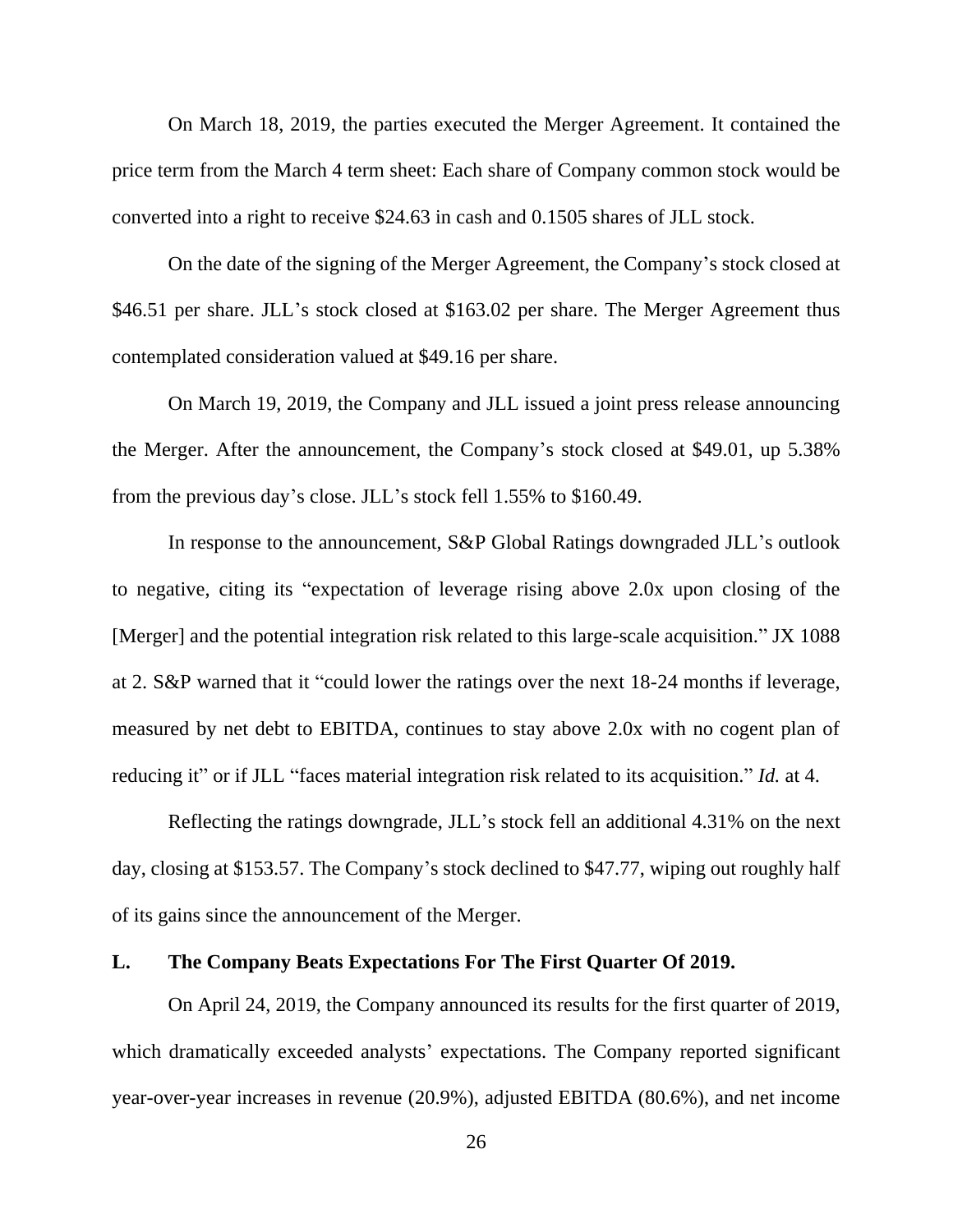On March 18, 2019, the parties executed the Merger Agreement. It contained the price term from the March 4 term sheet: Each share of Company common stock would be converted into a right to receive $24.63 in cash and 0.1505 shares of JLL stock.

On the date of the signing of the Merger Agreement, the Company's stock closed at $46.51 per share. JLL's stock closed at $163.02 per share. The Merger Agreement thus contemplated consideration valued at $49.16 per share.

On March 19, 2019, the Company and JLL issued a joint press release announcing the Merger. After the announcement, the Company's stock closed at $49.01, up 5.38% from the previous day's close. JLL's stock fell 1.55% to $160.49.

In response to the announcement, S&P Global Ratings downgraded JLL's outlook to negative, citing its "expectation of leverage rising above 2.0x upon closing of the [Merger] and the potential integration risk related to this large-scale acquisition." JX 1088 at 2. S&P warned that it "could lower the ratings over the next 18-24 months if leverage, measured by net debt to EBITDA, continues to stay above 2.0x with no cogent plan of reducing it" or if JLL "faces material integration risk related to its acquisition." *Id.* at 4.

Reflecting the ratings downgrade, JLL's stock fell an additional 4.31% on the next day, closing at $153.57. The Company's stock declined to $47.77, wiping out roughly half of its gains since the announcement of the Merger.

### L. The Company Beats Expectations For The First Quarter Of 2019.

On April 24, 2019, the Company announced its results for the first quarter of 2019, which dramatically exceeded analysts' expectations. The Company reported significant year-over-year increases in revenue (20.9%), adjusted EBITDA (80.6%), and net income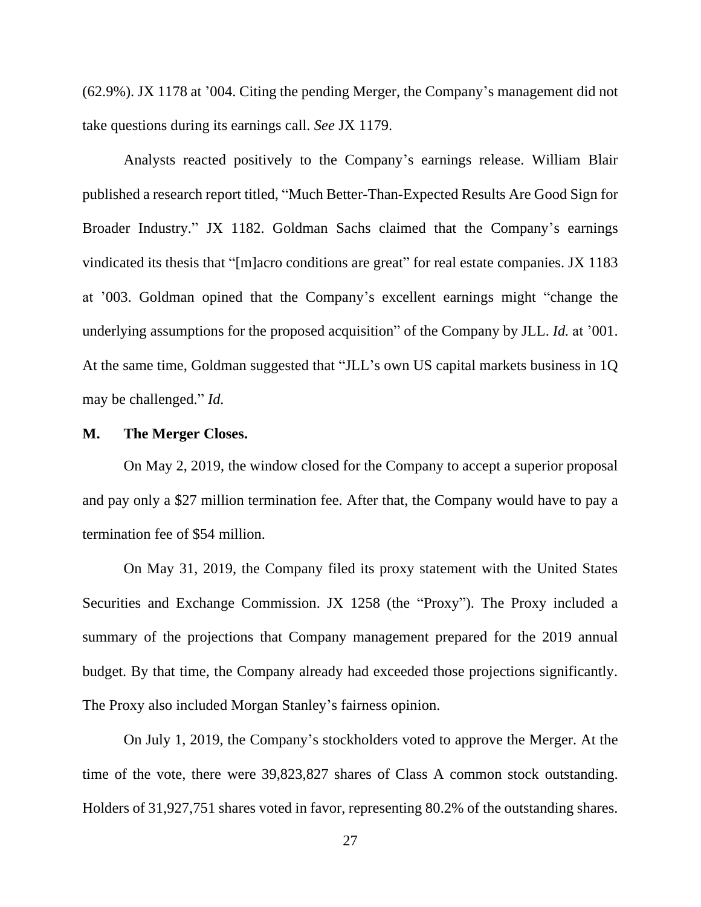(62.9%). JX 1178 at '004. Citing the pending Merger, the Company's management did not take questions during its earnings call. *See* JX 1179.

Analysts reacted positively to the Company's earnings release. William Blair published a research report titled, "Much Better-Than-Expected Results Are Good Sign for Broader Industry." JX 1182. Goldman Sachs claimed that the Company's earnings vindicated its thesis that "[m]acro conditions are great" for real estate companies. JX 1183 at '003. Goldman opined that the Company's excellent earnings might "change the underlying assumptions for the proposed acquisition" of the Company by JLL. *Id.* at '001. At the same time, Goldman suggested that "JLL's own US capital markets business in 1Q may be challenged." *Id.*

**M. The Merger Closes.**

On May 2, 2019, the window closed for the Company to accept a superior proposal and pay only a $27 million termination fee. After that, the Company would have to pay a termination fee of $54 million.

On May 31, 2019, the Company filed its proxy statement with the United States Securities and Exchange Commission. JX 1258 (the "Proxy"). The Proxy included a summary of the projections that Company management prepared for the 2019 annual budget. By that time, the Company already had exceeded those projections significantly. The Proxy also included Morgan Stanley's fairness opinion.

On July 1, 2019, the Company's stockholders voted to approve the Merger. At the time of the vote, there were 39,823,827 shares of Class A common stock outstanding. Holders of 31,927,751 shares voted in favor, representing 80.2% of the outstanding shares.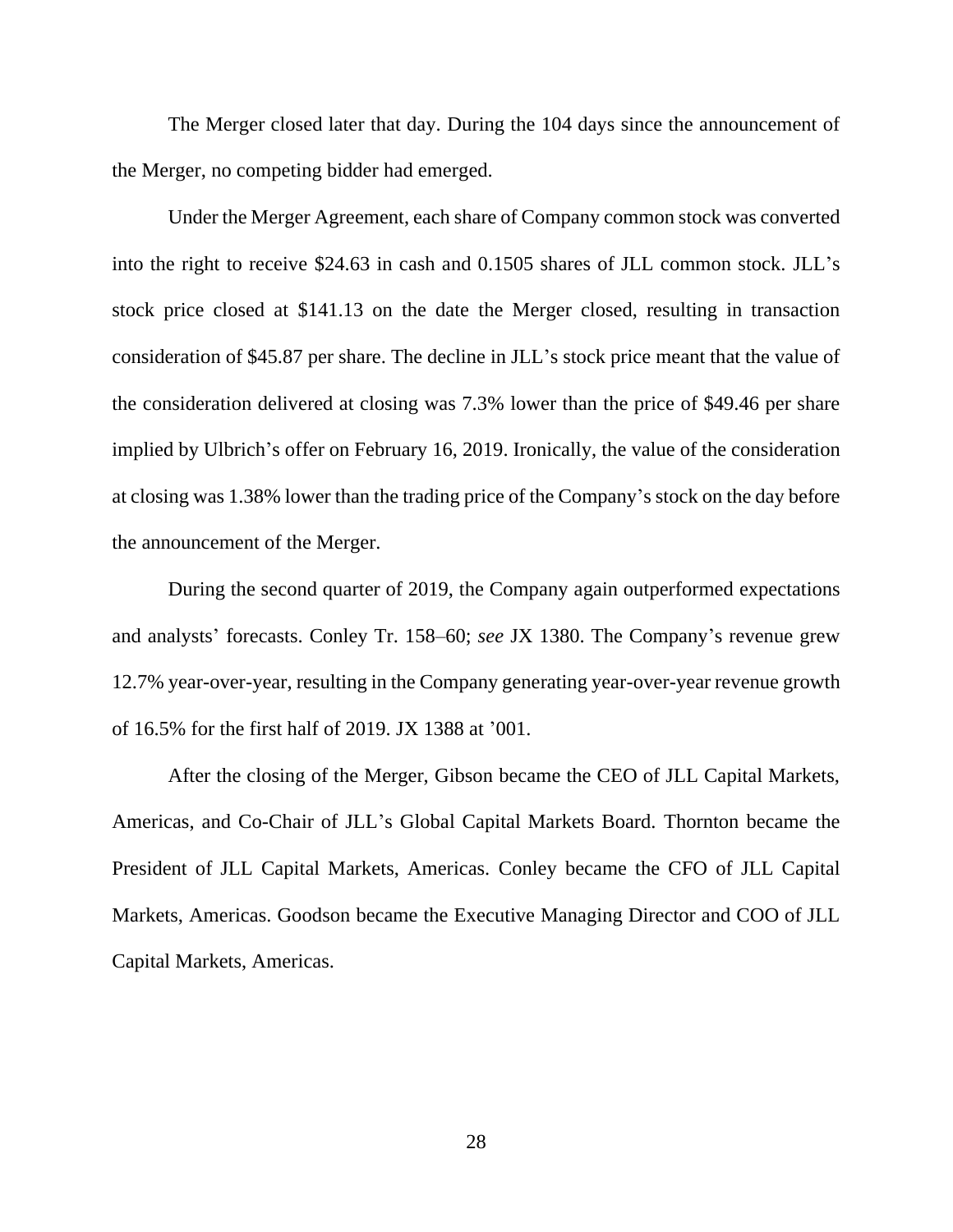The Merger closed later that day. During the 104 days since the announcement of the Merger, no competing bidder had emerged.

Under the Merger Agreement, each share of Company common stock was converted into the right to receive $24.63 in cash and 0.1505 shares of JLL common stock. JLL's stock price closed at $141.13 on the date the Merger closed, resulting in transaction consideration of $45.87 per share. The decline in JLL's stock price meant that the value of the consideration delivered at closing was 7.3% lower than the price of $49.46 per share implied by Ulbrich's offer on February 16, 2019. Ironically, the value of the consideration at closing was 1.38% lower than the trading price of the Company's stock on the day before the announcement of the Merger.

During the second quarter of 2019, the Company again outperformed expectations and analysts' forecasts. Conley Tr. 158–60; *see* JX 1380. The Company's revenue grew 12.7% year-over-year, resulting in the Company generating year-over-year revenue growth of 16.5% for the first half of 2019. JX 1388 at '001.

After the closing of the Merger, Gibson became the CEO of JLL Capital Markets, Americas, and Co-Chair of JLL's Global Capital Markets Board. Thornton became the President of JLL Capital Markets, Americas. Conley became the CFO of JLL Capital Markets, Americas. Goodson became the Executive Managing Director and COO of JLL Capital Markets, Americas.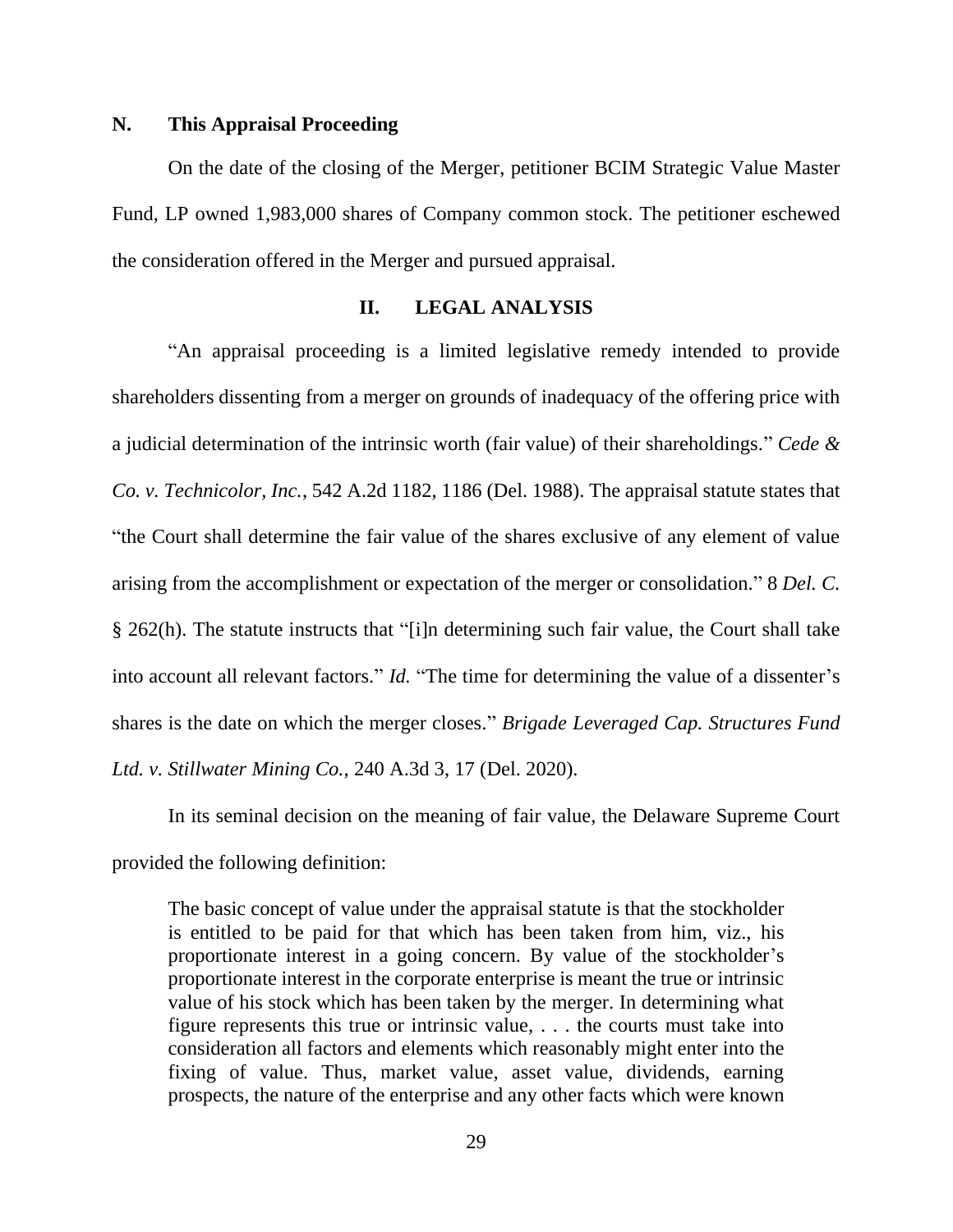### N. This Appraisal Proceeding

On the date of the closing of the Merger, petitioner BCIM Strategic Value Master Fund, LP owned 1,983,000 shares of Company common stock. The petitioner eschewed the consideration offered in the Merger and pursued appraisal.

## II. LEGAL ANALYSIS

"An appraisal proceeding is a limited legislative remedy intended to provide shareholders dissenting from a merger on grounds of inadequacy of the offering price with a judicial determination of the intrinsic worth (fair value) of their shareholdings." *Cede & Co. v. Technicolor, Inc.*, 542 A.2d 1182, 1186 (Del. 1988). The appraisal statute states that "the Court shall determine the fair value of the shares exclusive of any element of value arising from the accomplishment or expectation of the merger or consolidation." 8 *Del. C.* § 262(h). The statute instructs that "[i]n determining such fair value, the Court shall take into account all relevant factors." *Id.* "The time for determining the value of a dissenter's shares is the date on which the merger closes." *Brigade Leveraged Cap. Structures Fund Ltd. v. Stillwater Mining Co.*, 240 A.3d 3, 17 (Del. 2020).

In its seminal decision on the meaning of fair value, the Delaware Supreme Court provided the following definition:

> The basic concept of value under the appraisal statute is that the stockholder is entitled to be paid for that which has been taken from him, viz., his proportionate interest in a going concern. By value of the stockholder's proportionate interest in the corporate enterprise is meant the true or intrinsic value of his stock which has been taken by the merger. In determining what figure represents this true or intrinsic value, . . . the courts must take into consideration all factors and elements which reasonably might enter into the fixing of value. Thus, market value, asset value, dividends, earning prospects, the nature of the enterprise and any other facts which were known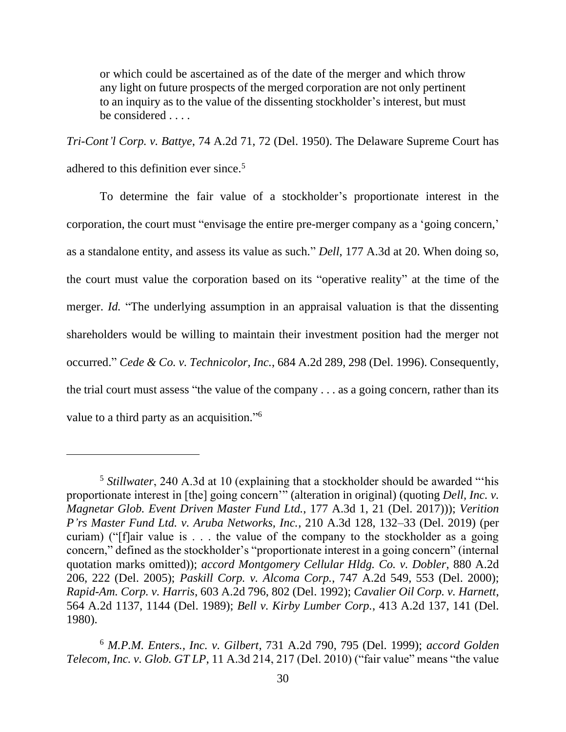> or which could be ascertained as of the date of the merger and which throw any light on future prospects of the merged corporation are not only pertinent to an inquiry as to the value of the dissenting stockholder's interest, but must be considered . . . .

*Tri-Cont'l Corp. v. Battye*, 74 A.2d 71, 72 (Del. 1950). The Delaware Supreme Court has adhered to this definition ever since.[5]

To determine the fair value of a stockholder's proportionate interest in the corporation, the court must "envisage the entire pre-merger company as a 'going concern,' as a standalone entity, and assess its value as such." *Dell*, 177 A.3d at 20. When doing so, the court must value the corporation based on its "operative reality" at the time of the merger. *Id.* "The underlying assumption in an appraisal valuation is that the dissenting shareholders would be willing to maintain their investment position had the merger not occurred." *Cede & Co. v. Technicolor, Inc.*, 684 A.2d 289, 298 (Del. 1996). Consequently, the trial court must assess "the value of the company . . . as a going concern, rather than its value to a third party as an acquisition."[6]

---

[5] *Stillwater*, 240 A.3d at 10 (explaining that a stockholder should be awarded "'his proportionate interest in [the] going concern'" (alteration in original) (quoting *Dell, Inc. v. Magnetar Glob. Event Driven Master Fund Ltd.*, 177 A.3d 1, 21 (Del. 2017))); *Verition P'rs Master Fund Ltd. v. Aruba Networks, Inc.*, 210 A.3d 128, 132–33 (Del. 2019) (per curiam) ("[f]air value is . . . the value of the company to the stockholder as a going concern," defined as the stockholder's "proportionate interest in a going concern" (internal quotation marks omitted)); *accord Montgomery Cellular Hldg. Co. v. Dobler*, 880 A.2d 206, 222 (Del. 2005); *Paskill Corp. v. Alcoma Corp.*, 747 A.2d 549, 553 (Del. 2000); *Rapid-Am. Corp. v. Harris*, 603 A.2d 796, 802 (Del. 1992); *Cavalier Oil Corp. v. Harnett*, 564 A.2d 1137, 1144 (Del. 1989); *Bell v. Kirby Lumber Corp.*, 413 A.2d 137, 141 (Del. 1980).

[6] *M.P.M. Enters., Inc. v. Gilbert*, 731 A.2d 790, 795 (Del. 1999); *accord Golden Telecom, Inc. v. Glob. GT LP*, 11 A.3d 214, 217 (Del. 2010) ("fair value" means "the value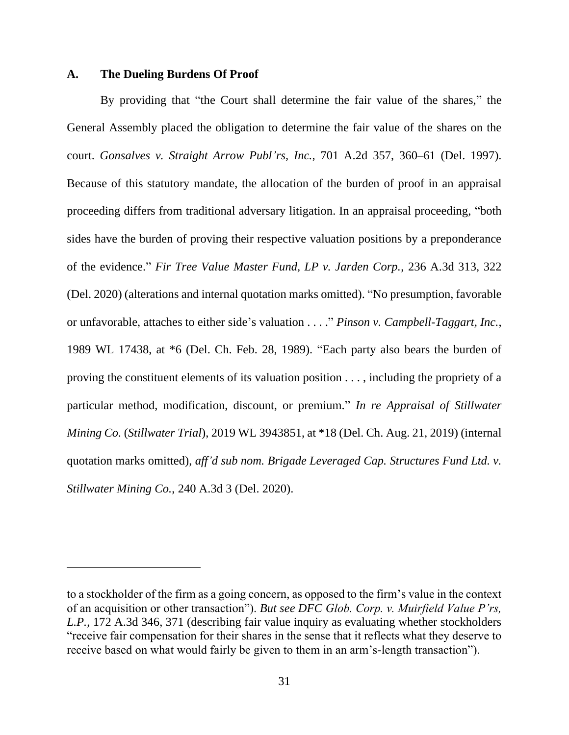### A. The Dueling Burdens Of Proof

By providing that "the Court shall determine the fair value of the shares," the General Assembly placed the obligation to determine the fair value of the shares on the court. *Gonsalves v. Straight Arrow Publ'rs, Inc.*, 701 A.2d 357, 360–61 (Del. 1997). Because of this statutory mandate, the allocation of the burden of proof in an appraisal proceeding differs from traditional adversary litigation. In an appraisal proceeding, "both sides have the burden of proving their respective valuation positions by a preponderance of the evidence." *Fir Tree Value Master Fund, LP v. Jarden Corp.*, 236 A.3d 313, 322 (Del. 2020) (alterations and internal quotation marks omitted). "No presumption, favorable or unfavorable, attaches to either side's valuation . . . ." *Pinson v. Campbell-Taggart, Inc.*, 1989 WL 17438, at *6 (Del. Ch. Feb. 28, 1989). "Each party also bears the burden of proving the constituent elements of its valuation position . . . , including the propriety of a particular method, modification, discount, or premium." *In re Appraisal of Stillwater Mining Co.* (*Stillwater Trial*), 2019 WL 3943851, at *18 (Del. Ch. Aug. 21, 2019) (internal quotation marks omitted), *aff'd sub nom. Brigade Leveraged Cap. Structures Fund Ltd. v. Stillwater Mining Co.*, 240 A.3d 3 (Del. 2020).

---

to a stockholder of the firm as a going concern, as opposed to the firm's value in the context of an acquisition or other transaction"). *But see DFC Glob. Corp. v. Muirfield Value P'rs, L.P.*, 172 A.3d 346, 371 (describing fair value inquiry as evaluating whether stockholders "receive fair compensation for their shares in the sense that it reflects what they deserve to receive based on what would fairly be given to them in an arm's-length transaction").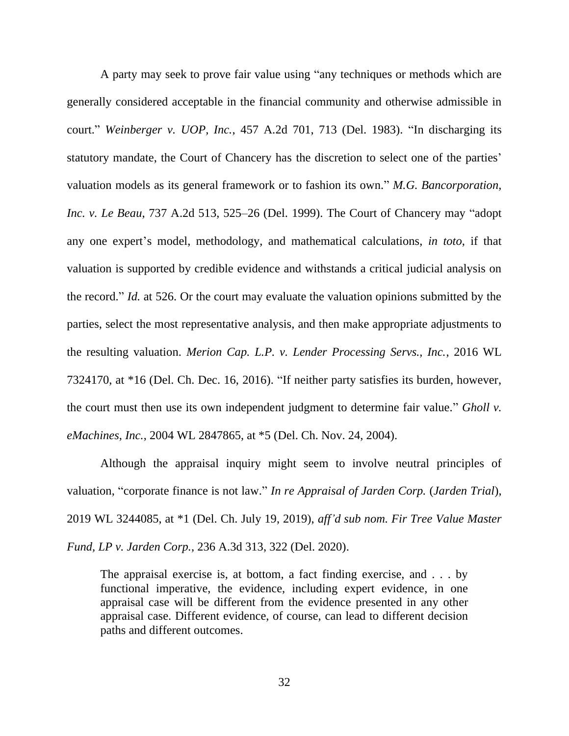A party may seek to prove fair value using "any techniques or methods which are generally considered acceptable in the financial community and otherwise admissible in court." *Weinberger v. UOP, Inc.*, 457 A.2d 701, 713 (Del. 1983). "In discharging its statutory mandate, the Court of Chancery has the discretion to select one of the parties' valuation models as its general framework or to fashion its own." *M.G. Bancorporation, Inc. v. Le Beau*, 737 A.2d 513, 525–26 (Del. 1999). The Court of Chancery may "adopt any one expert's model, methodology, and mathematical calculations, *in toto*, if that valuation is supported by credible evidence and withstands a critical judicial analysis on the record." *Id.* at 526. Or the court may evaluate the valuation opinions submitted by the parties, select the most representative analysis, and then make appropriate adjustments to the resulting valuation. *Merion Cap. L.P. v. Lender Processing Servs., Inc.*, 2016 WL 7324170, at *16 (Del. Ch. Dec. 16, 2016). "If neither party satisfies its burden, however, the court must then use its own independent judgment to determine fair value." *Gholl v. eMachines, Inc.*, 2004 WL 2847865, at *5 (Del. Ch. Nov. 24, 2004).

Although the appraisal inquiry might seem to involve neutral principles of valuation, "corporate finance is not law." *In re Appraisal of Jarden Corp.* (*Jarden Trial*), 2019 WL 3244085, at *1 (Del. Ch. July 19, 2019), *aff'd sub nom. Fir Tree Value Master Fund, LP v. Jarden Corp.*, 236 A.3d 313, 322 (Del. 2020).

> The appraisal exercise is, at bottom, a fact finding exercise, and . . . by functional imperative, the evidence, including expert evidence, in one appraisal case will be different from the evidence presented in any other appraisal case. Different evidence, of course, can lead to different decision paths and different outcomes.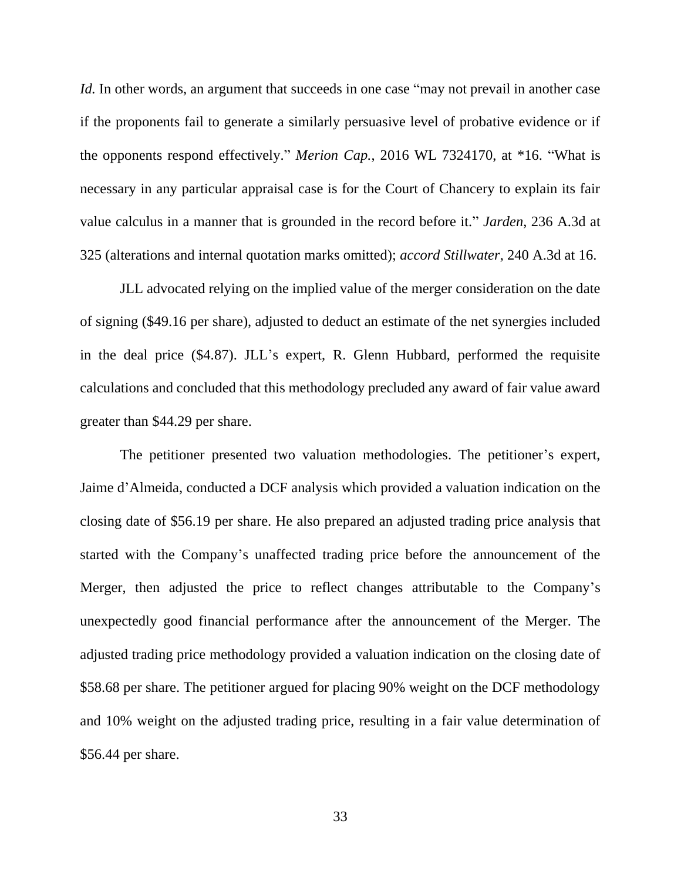*Id.* In other words, an argument that succeeds in one case "may not prevail in another case if the proponents fail to generate a similarly persuasive level of probative evidence or if the opponents respond effectively." *Merion Cap.*, 2016 WL 7324170, at *16. "What is necessary in any particular appraisal case is for the Court of Chancery to explain its fair value calculus in a manner that is grounded in the record before it." *Jarden*, 236 A.3d at 325 (alterations and internal quotation marks omitted); *accord Stillwater*, 240 A.3d at 16.

JLL advocated relying on the implied value of the merger consideration on the date of signing ($49.16 per share), adjusted to deduct an estimate of the net synergies included in the deal price ($4.87). JLL's expert, R. Glenn Hubbard, performed the requisite calculations and concluded that this methodology precluded any award of fair value award greater than $44.29 per share.

The petitioner presented two valuation methodologies. The petitioner's expert, Jaime d'Almeida, conducted a DCF analysis which provided a valuation indication on the closing date of $56.19 per share. He also prepared an adjusted trading price analysis that started with the Company's unaffected trading price before the announcement of the Merger, then adjusted the price to reflect changes attributable to the Company's unexpectedly good financial performance after the announcement of the Merger. The adjusted trading price methodology provided a valuation indication on the closing date of $58.68 per share. The petitioner argued for placing 90% weight on the DCF methodology and 10% weight on the adjusted trading price, resulting in a fair value determination of $56.44 per share.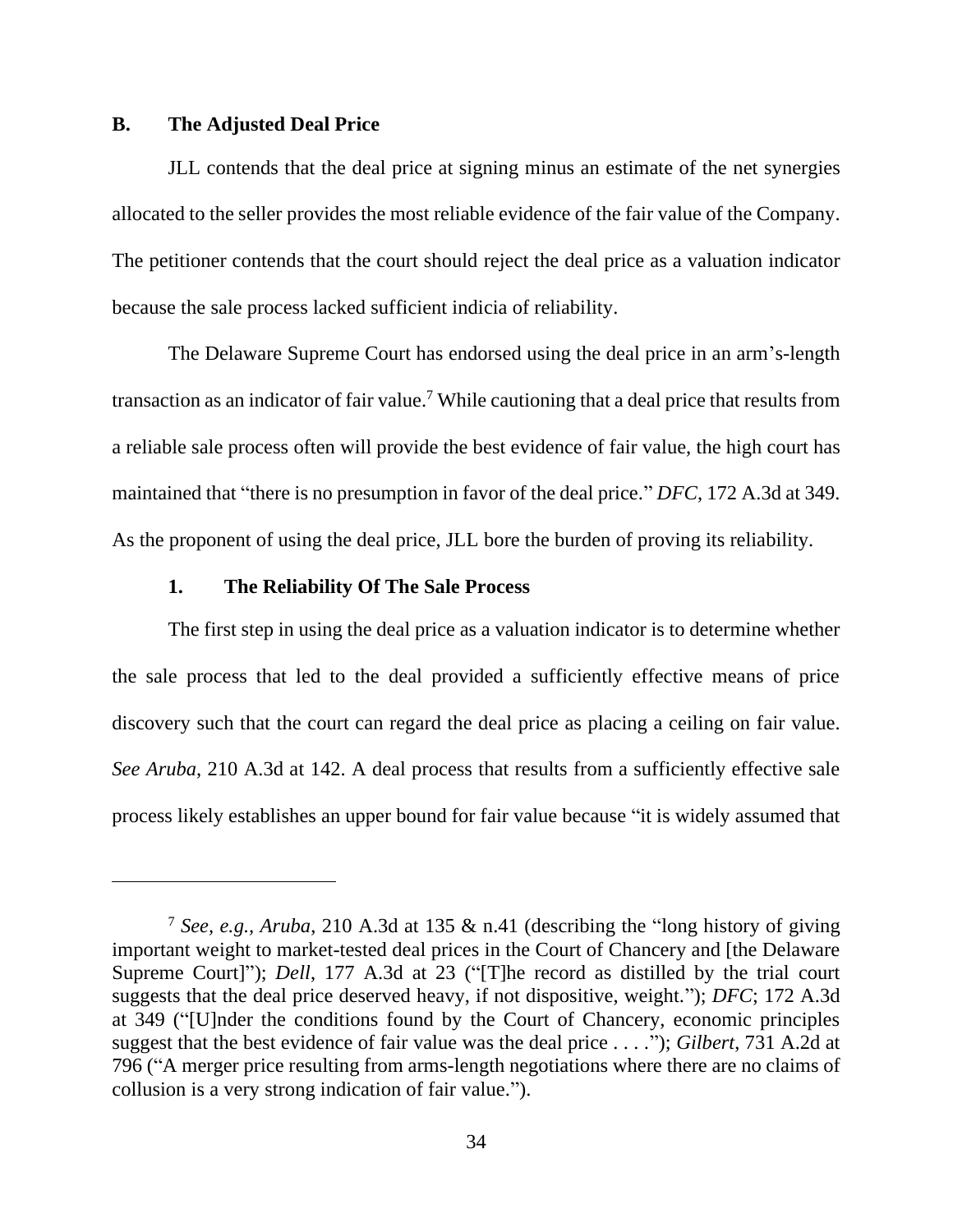### B. The Adjusted Deal Price

JLL contends that the deal price at signing minus an estimate of the net synergies allocated to the seller provides the most reliable evidence of the fair value of the Company. The petitioner contends that the court should reject the deal price as a valuation indicator because the sale process lacked sufficient indicia of reliability.

The Delaware Supreme Court has endorsed using the deal price in an arm's-length transaction as an indicator of fair value.[7] While cautioning that a deal price that results from a reliable sale process often will provide the best evidence of fair value, the high court has maintained that "there is no presumption in favor of the deal price." *DFC*, 172 A.3d at 349. As the proponent of using the deal price, JLL bore the burden of proving its reliability.

#### 1. The Reliability Of The Sale Process

The first step in using the deal price as a valuation indicator is to determine whether the sale process that led to the deal provided a sufficiently effective means of price discovery such that the court can regard the deal price as placing a ceiling on fair value. *See Aruba*, 210 A.3d at 142. A deal process that results from a sufficiently effective sale process likely establishes an upper bound for fair value because "it is widely assumed that

---

[7] *See, e.g.*, *Aruba*, 210 A.3d at 135 & n.41 (describing the "long history of giving important weight to market-tested deal prices in the Court of Chancery and [the Delaware Supreme Court]"); *Dell*, 177 A.3d at 23 ("[T]he record as distilled by the trial court suggests that the deal price deserved heavy, if not dispositive, weight."); *DFC*; 172 A.3d at 349 ("[U]nder the conditions found by the Court of Chancery, economic principles suggest that the best evidence of fair value was the deal price . . . ."); *Gilbert*, 731 A.2d at 796 ("A merger price resulting from arms-length negotiations where there are no claims of collusion is a very strong indication of fair value.").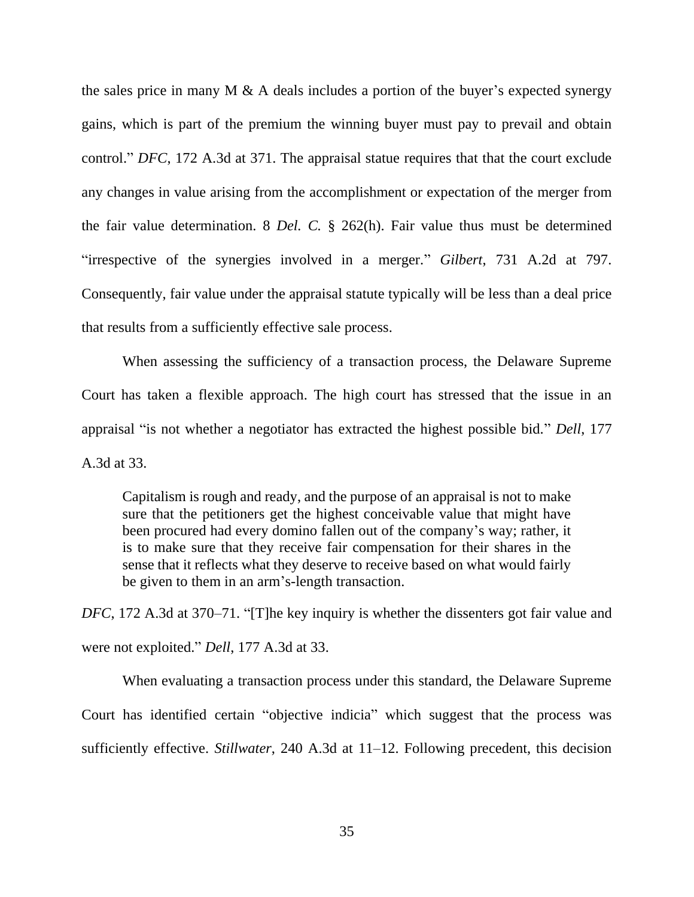the sales price in many M & A deals includes a portion of the buyer's expected synergy gains, which is part of the premium the winning buyer must pay to prevail and obtain control." *DFC*, 172 A.3d at 371. The appraisal statue requires that that the court exclude any changes in value arising from the accomplishment or expectation of the merger from the fair value determination. 8 *Del. C.* § 262(h). Fair value thus must be determined "irrespective of the synergies involved in a merger." *Gilbert*, 731 A.2d at 797. Consequently, fair value under the appraisal statute typically will be less than a deal price that results from a sufficiently effective sale process.

When assessing the sufficiency of a transaction process, the Delaware Supreme Court has taken a flexible approach. The high court has stressed that the issue in an appraisal "is not whether a negotiator has extracted the highest possible bid." *Dell*, 177 A.3d at 33.

> Capitalism is rough and ready, and the purpose of an appraisal is not to make sure that the petitioners get the highest conceivable value that might have been procured had every domino fallen out of the company's way; rather, it is to make sure that they receive fair compensation for their shares in the sense that it reflects what they deserve to receive based on what would fairly be given to them in an arm's-length transaction.

*DFC*, 172 A.3d at 370–71. "[T]he key inquiry is whether the dissenters got fair value and were not exploited." *Dell*, 177 A.3d at 33.

When evaluating a transaction process under this standard, the Delaware Supreme Court has identified certain "objective indicia" which suggest that the process was sufficiently effective. *Stillwater*, 240 A.3d at 11–12. Following precedent, this decision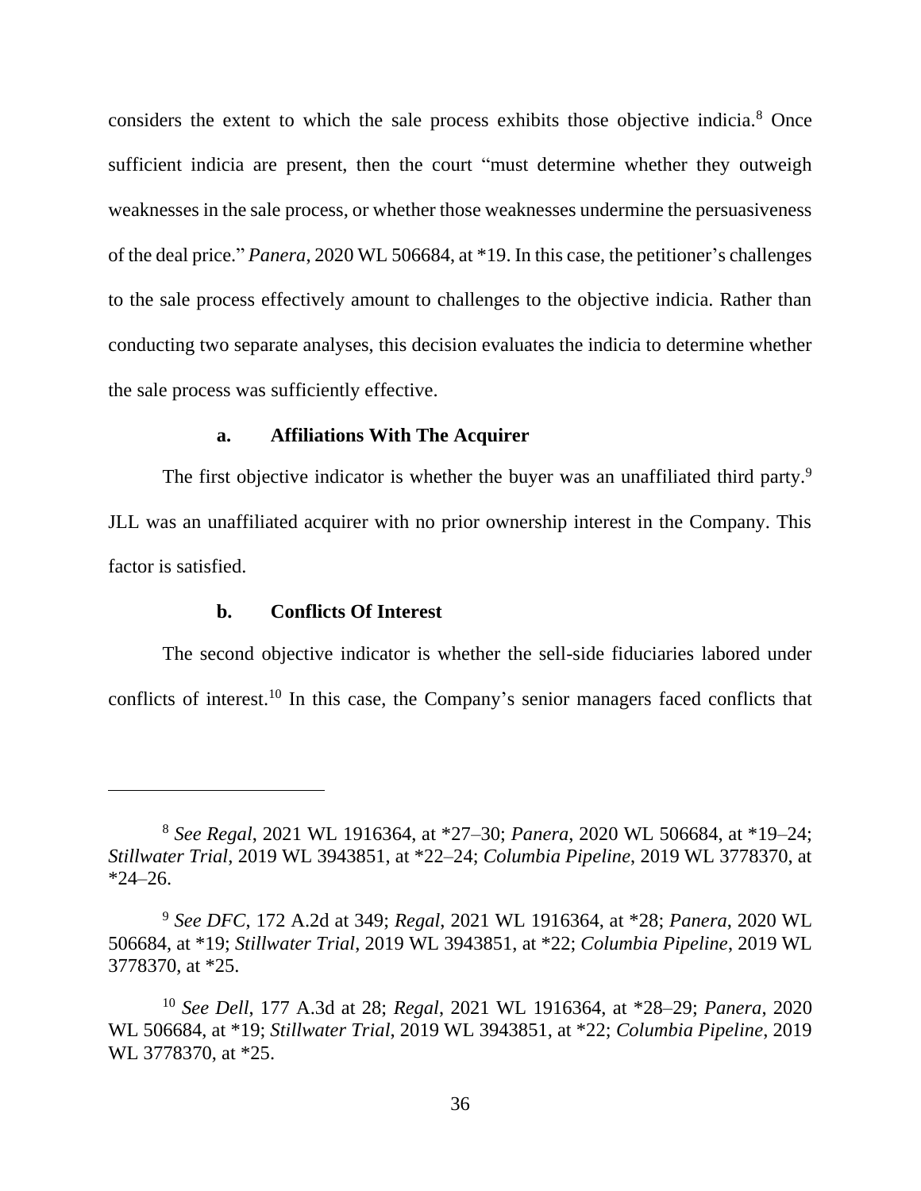considers the extent to which the sale process exhibits those objective indicia.[8] Once sufficient indicia are present, then the court "must determine whether they outweigh weaknesses in the sale process, or whether those weaknesses undermine the persuasiveness of the deal price." *Panera*, 2020 WL 506684, at *19. In this case, the petitioner's challenges to the sale process effectively amount to challenges to the objective indicia. Rather than conducting two separate analyses, this decision evaluates the indicia to determine whether the sale process was sufficiently effective.

**a. Affiliations With The Acquirer**

The first objective indicator is whether the buyer was an unaffiliated third party.[9] JLL was an unaffiliated acquirer with no prior ownership interest in the Company. This factor is satisfied.

**b. Conflicts Of Interest**

The second objective indicator is whether the sell-side fiduciaries labored under conflicts of interest.[10] In this case, the Company's senior managers faced conflicts that

---

[8] *See Regal*, 2021 WL 1916364, at *27–30; *Panera*, 2020 WL 506684, at *19–24; *Stillwater Trial*, 2019 WL 3943851, at *22–24; *Columbia Pipeline*, 2019 WL 3778370, at *24–26.

[9] *See DFC*, 172 A.2d at 349; *Regal*, 2021 WL 1916364, at *28; *Panera*, 2020 WL 506684, at *19; *Stillwater Trial*, 2019 WL 3943851, at *22; *Columbia Pipeline*, 2019 WL 3778370, at *25.

[10] *See Dell*, 177 A.3d at 28; *Regal*, 2021 WL 1916364, at *28–29; *Panera*, 2020 WL 506684, at *19; *Stillwater Trial*, 2019 WL 3943851, at *22; *Columbia Pipeline*, 2019 WL 3778370, at *25.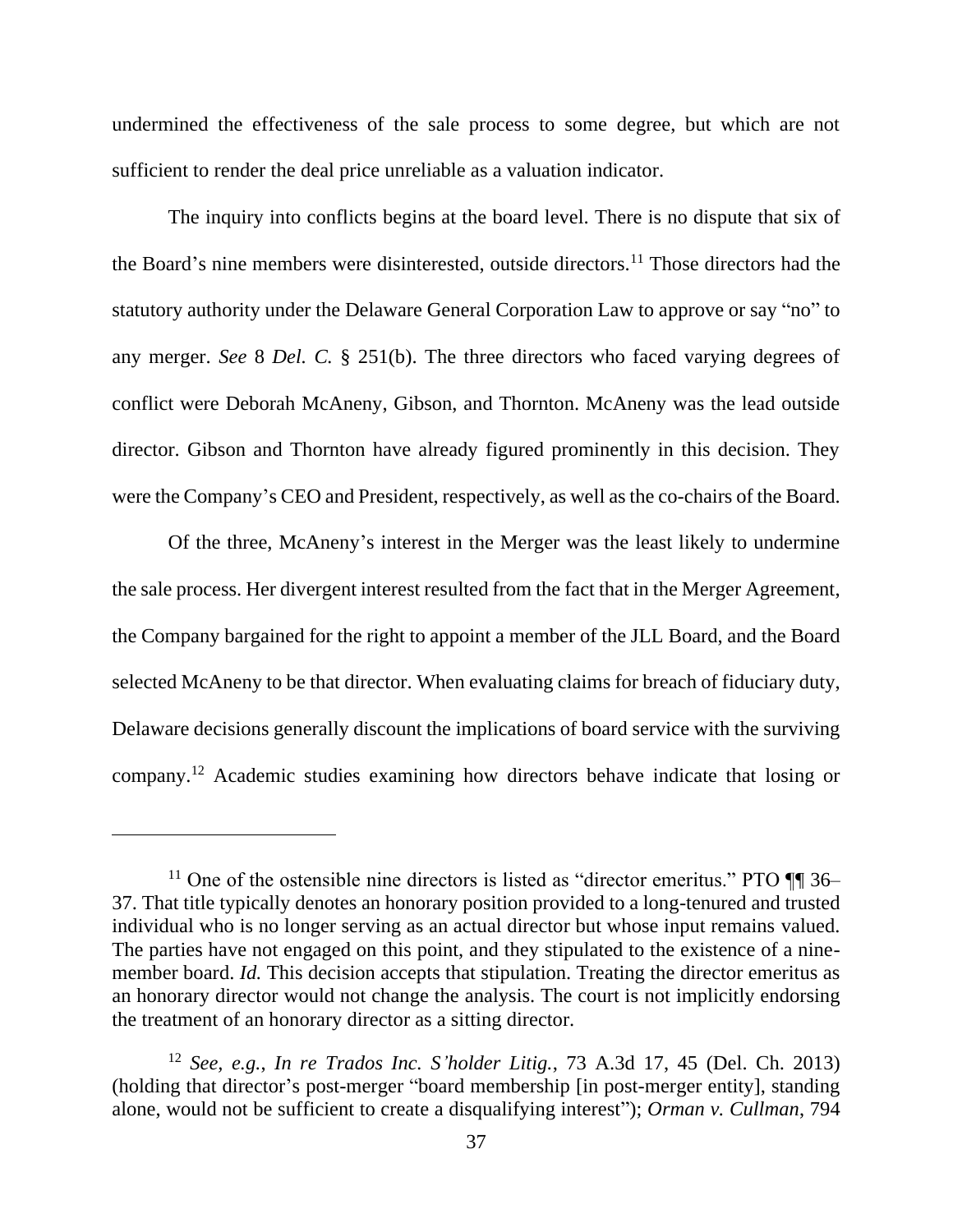undermined the effectiveness of the sale process to some degree, but which are not sufficient to render the deal price unreliable as a valuation indicator.

The inquiry into conflicts begins at the board level. There is no dispute that six of the Board's nine members were disinterested, outside directors.[11] Those directors had the statutory authority under the Delaware General Corporation Law to approve or say "no" to any merger. *See* 8 *Del. C.* § 251(b). The three directors who faced varying degrees of conflict were Deborah McAneny, Gibson, and Thornton. McAneny was the lead outside director. Gibson and Thornton have already figured prominently in this decision. They were the Company's CEO and President, respectively, as well as the co-chairs of the Board.

Of the three, McAneny's interest in the Merger was the least likely to undermine the sale process. Her divergent interest resulted from the fact that in the Merger Agreement, the Company bargained for the right to appoint a member of the JLL Board, and the Board selected McAneny to be that director. When evaluating claims for breach of fiduciary duty, Delaware decisions generally discount the implications of board service with the surviving company.[12] Academic studies examining how directors behave indicate that losing or

---

[11] One of the ostensible nine directors is listed as "director emeritus." PTO ¶¶ 36–37. That title typically denotes an honorary position provided to a long-tenured and trusted individual who is no longer serving as an actual director but whose input remains valued. The parties have not engaged on this point, and they stipulated to the existence of a nine-member board. *Id.* This decision accepts that stipulation. Treating the director emeritus as an honorary director would not change the analysis. The court is not implicitly endorsing the treatment of an honorary director as a sitting director.

[12] *See, e.g.*, *In re Trados Inc. S'holder Litig.*, 73 A.3d 17, 45 (Del. Ch. 2013) (holding that director's post-merger "board membership [in post-merger entity], standing alone, would not be sufficient to create a disqualifying interest"); *Orman v. Cullman*, 794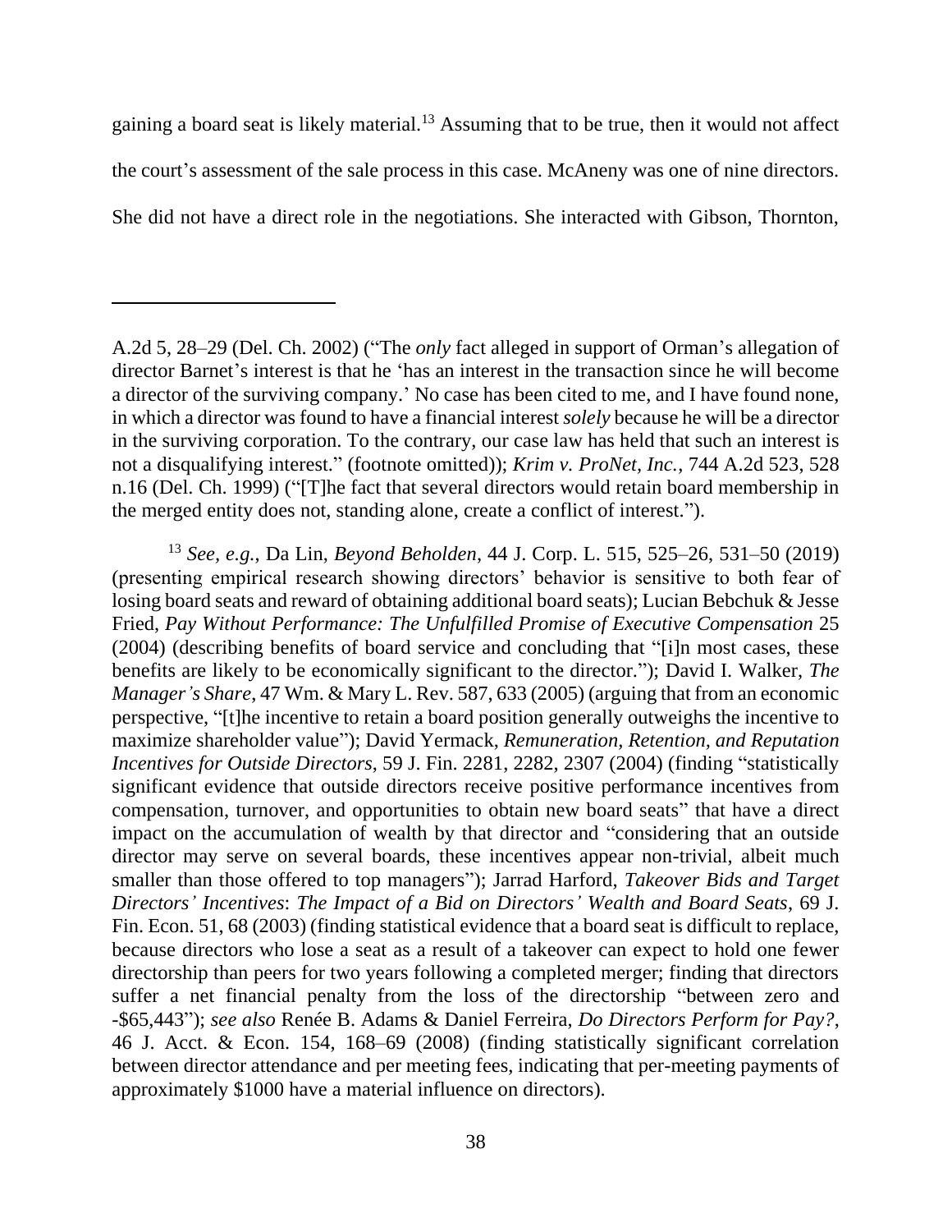gaining a board seat is likely material.[13] Assuming that to be true, then it would not affect the court's assessment of the sale process in this case. McAneny was one of nine directors. She did not have a direct role in the negotiations. She interacted with Gibson, Thornton,

---

A.2d 5, 28–29 (Del. Ch. 2002) ("The *only* fact alleged in support of Orman's allegation of director Barnet's interest is that he 'has an interest in the transaction since he will become a director of the surviving company.' No case has been cited to me, and I have found none, in which a director was found to have a financial interest *solely* because he will be a director in the surviving corporation. To the contrary, our case law has held that such an interest is not a disqualifying interest." (footnote omitted)); *Krim v. ProNet, Inc.*, 744 A.2d 523, 528 n.16 (Del. Ch. 1999) ("[T]he fact that several directors would retain board membership in the merged entity does not, standing alone, create a conflict of interest.").

[13] *See, e.g.*, Da Lin, *Beyond Beholden*, 44 J. Corp. L. 515, 525–26, 531–50 (2019) (presenting empirical research showing directors' behavior is sensitive to both fear of losing board seats and reward of obtaining additional board seats); Lucian Bebchuk & Jesse Fried, *Pay Without Performance: The Unfulfilled Promise of Executive Compensation* 25 (2004) (describing benefits of board service and concluding that "[i]n most cases, these benefits are likely to be economically significant to the director."); David I. Walker, *The Manager's Share*, 47 Wm. & Mary L. Rev. 587, 633 (2005) (arguing that from an economic perspective, "[t]he incentive to retain a board position generally outweighs the incentive to maximize shareholder value"); David Yermack, *Remuneration, Retention, and Reputation Incentives for Outside Directors*, 59 J. Fin. 2281, 2282, 2307 (2004) (finding "statistically significant evidence that outside directors receive positive performance incentives from compensation, turnover, and opportunities to obtain new board seats" that have a direct impact on the accumulation of wealth by that director and "considering that an outside director may serve on several boards, these incentives appear non-trivial, albeit much smaller than those offered to top managers"); Jarrad Harford, *Takeover Bids and Target Directors' Incentives*: *The Impact of a Bid on Directors' Wealth and Board Seats*, 69 J. Fin. Econ. 51, 68 (2003) (finding statistical evidence that a board seat is difficult to replace, because directors who lose a seat as a result of a takeover can expect to hold one fewer directorship than peers for two years following a completed merger; finding that directors suffer a net financial penalty from the loss of the directorship "between zero and -$65,443"); *see also* Renée B. Adams & Daniel Ferreira, *Do Directors Perform for Pay?*, 46 J. Acct. & Econ. 154, 168–69 (2008) (finding statistically significant correlation between director attendance and per meeting fees, indicating that per-meeting payments of approximately $1000 have a material influence on directors).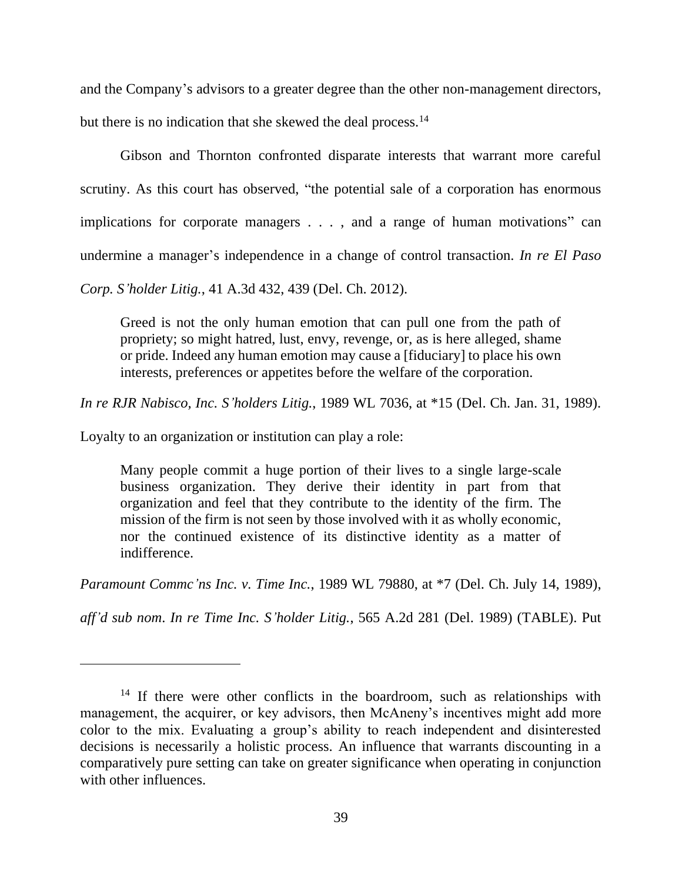and the Company's advisors to a greater degree than the other non-management directors, but there is no indication that she skewed the deal process.[14]

Gibson and Thornton confronted disparate interests that warrant more careful scrutiny. As this court has observed, "the potential sale of a corporation has enormous implications for corporate managers . . . , and a range of human motivations" can undermine a manager's independence in a change of control transaction. *In re El Paso Corp. S'holder Litig.*, 41 A.3d 432, 439 (Del. Ch. 2012).

> Greed is not the only human emotion that can pull one from the path of propriety; so might hatred, lust, envy, revenge, or, as is here alleged, shame or pride. Indeed any human emotion may cause a [fiduciary] to place his own interests, preferences or appetites before the welfare of the corporation.

*In re RJR Nabisco, Inc. S'holders Litig.*, 1989 WL 7036, at *15 (Del. Ch. Jan. 31, 1989).

Loyalty to an organization or institution can play a role:

> Many people commit a huge portion of their lives to a single large-scale business organization. They derive their identity in part from that organization and feel that they contribute to the identity of the firm. The mission of the firm is not seen by those involved with it as wholly economic, nor the continued existence of its distinctive identity as a matter of indifference.

*Paramount Commc'ns Inc. v. Time Inc.*, 1989 WL 79880, at *7 (Del. Ch. July 14, 1989), *aff'd sub nom*. *In re Time Inc. S'holder Litig.*, 565 A.2d 281 (Del. 1989) (TABLE). Put

---

[14] If there were other conflicts in the boardroom, such as relationships with management, the acquirer, or key advisors, then McAneny's incentives might add more color to the mix. Evaluating a group's ability to reach independent and disinterested decisions is necessarily a holistic process. An influence that warrants discounting in a comparatively pure setting can take on greater significance when operating in conjunction with other influences.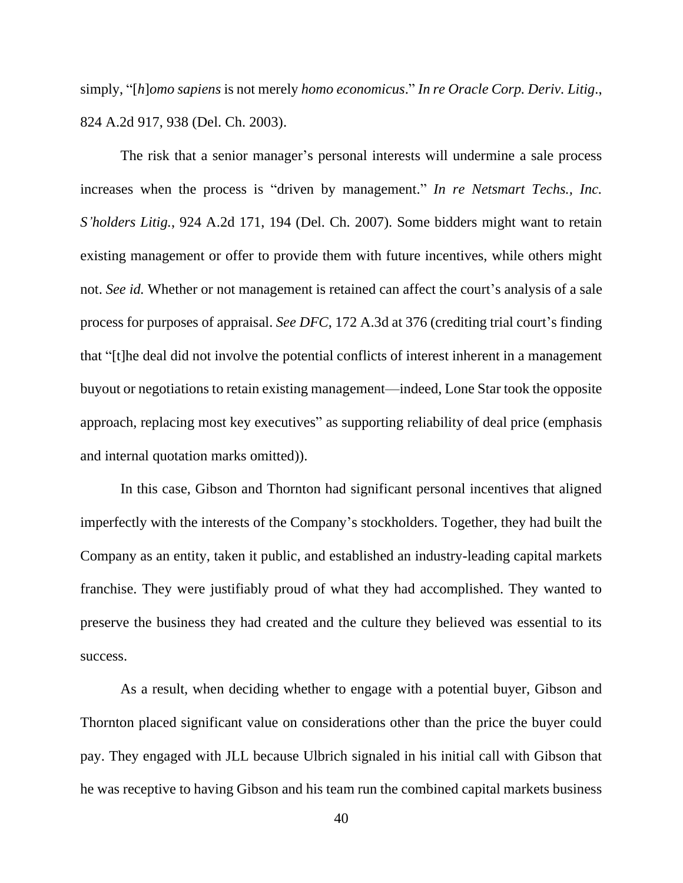simply, "[*h*]*omo sapiens* is not merely *homo economicus*." *In re Oracle Corp. Deriv. Litig.*, 824 A.2d 917, 938 (Del. Ch. 2003).

The risk that a senior manager's personal interests will undermine a sale process increases when the process is "driven by management." *In re Netsmart Techs., Inc. S'holders Litig.*, 924 A.2d 171, 194 (Del. Ch. 2007). Some bidders might want to retain existing management or offer to provide them with future incentives, while others might not. *See id.* Whether or not management is retained can affect the court's analysis of a sale process for purposes of appraisal. *See DFC*, 172 A.3d at 376 (crediting trial court's finding that "[t]he deal did not involve the potential conflicts of interest inherent in a management buyout or negotiations to retain existing management—indeed, Lone Star took the opposite approach, replacing most key executives" as supporting reliability of deal price (emphasis and internal quotation marks omitted)).

In this case, Gibson and Thornton had significant personal incentives that aligned imperfectly with the interests of the Company's stockholders. Together, they had built the Company as an entity, taken it public, and established an industry-leading capital markets franchise. They were justifiably proud of what they had accomplished. They wanted to preserve the business they had created and the culture they believed was essential to its success.

As a result, when deciding whether to engage with a potential buyer, Gibson and Thornton placed significant value on considerations other than the price the buyer could pay. They engaged with JLL because Ulbrich signaled in his initial call with Gibson that he was receptive to having Gibson and his team run the combined capital markets business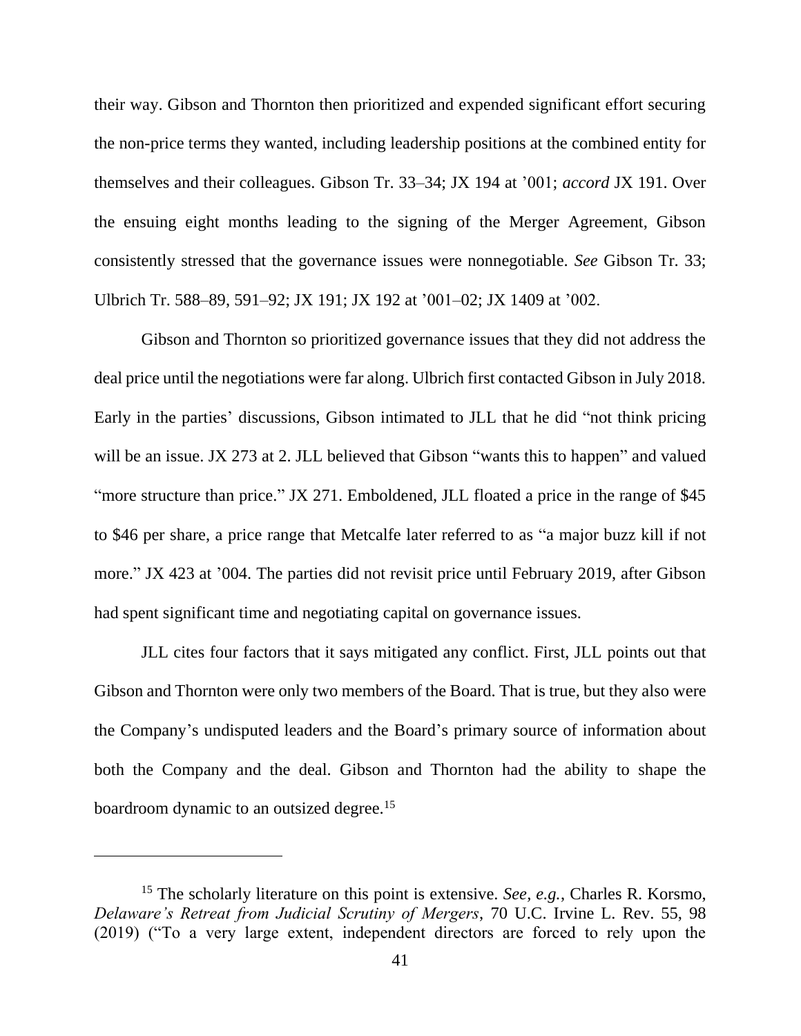their way. Gibson and Thornton then prioritized and expended significant effort securing the non-price terms they wanted, including leadership positions at the combined entity for themselves and their colleagues. Gibson Tr. 33–34; JX 194 at ’001; *accord* JX 191. Over the ensuing eight months leading to the signing of the Merger Agreement, Gibson consistently stressed that the governance issues were nonnegotiable. *See* Gibson Tr. 33; Ulbrich Tr. 588–89, 591–92; JX 191; JX 192 at ’001–02; JX 1409 at ’002.

Gibson and Thornton so prioritized governance issues that they did not address the deal price until the negotiations were far along. Ulbrich first contacted Gibson in July 2018. Early in the parties’ discussions, Gibson intimated to JLL that he did “not think pricing will be an issue. JX 273 at 2. JLL believed that Gibson “wants this to happen” and valued “more structure than price.” JX 271. Emboldened, JLL floated a price in the range of $45 to $46 per share, a price range that Metcalfe later referred to as “a major buzz kill if not more.” JX 423 at ’004. The parties did not revisit price until February 2019, after Gibson had spent significant time and negotiating capital on governance issues.

JLL cites four factors that it says mitigated any conflict. First, JLL points out that Gibson and Thornton were only two members of the Board. That is true, but they also were the Company’s undisputed leaders and the Board’s primary source of information about both the Company and the deal. Gibson and Thornton had the ability to shape the boardroom dynamic to an outsized degree.[15]

---

[15] The scholarly literature on this point is extensive. *See, e.g.*, Charles R. Korsmo, *Delaware’s Retreat from Judicial Scrutiny of Mergers*, 70 U.C. Irvine L. Rev. 55, 98 (2019) (“To a very large extent, independent directors are forced to rely upon the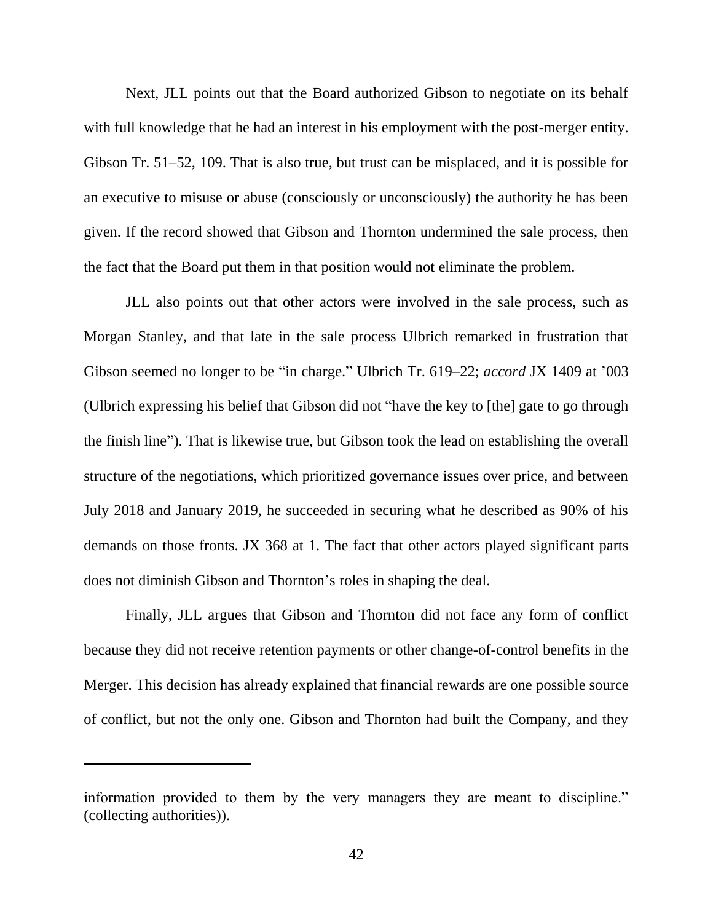Next, JLL points out that the Board authorized Gibson to negotiate on its behalf with full knowledge that he had an interest in his employment with the post-merger entity. Gibson Tr. 51–52, 109. That is also true, but trust can be misplaced, and it is possible for an executive to misuse or abuse (consciously or unconsciously) the authority he has been given. If the record showed that Gibson and Thornton undermined the sale process, then the fact that the Board put them in that position would not eliminate the problem.

JLL also points out that other actors were involved in the sale process, such as Morgan Stanley, and that late in the sale process Ulbrich remarked in frustration that Gibson seemed no longer to be "in charge." Ulbrich Tr. 619–22; *accord* JX 1409 at '003 (Ulbrich expressing his belief that Gibson did not "have the key to [the] gate to go through the finish line"). That is likewise true, but Gibson took the lead on establishing the overall structure of the negotiations, which prioritized governance issues over price, and between July 2018 and January 2019, he succeeded in securing what he described as 90% of his demands on those fronts. JX 368 at 1. The fact that other actors played significant parts does not diminish Gibson and Thornton's roles in shaping the deal.

Finally, JLL argues that Gibson and Thornton did not face any form of conflict because they did not receive retention payments or other change-of-control benefits in the Merger. This decision has already explained that financial rewards are one possible source of conflict, but not the only one. Gibson and Thornton had built the Company, and they

---

information provided to them by the very managers they are meant to discipline." (collecting authorities)).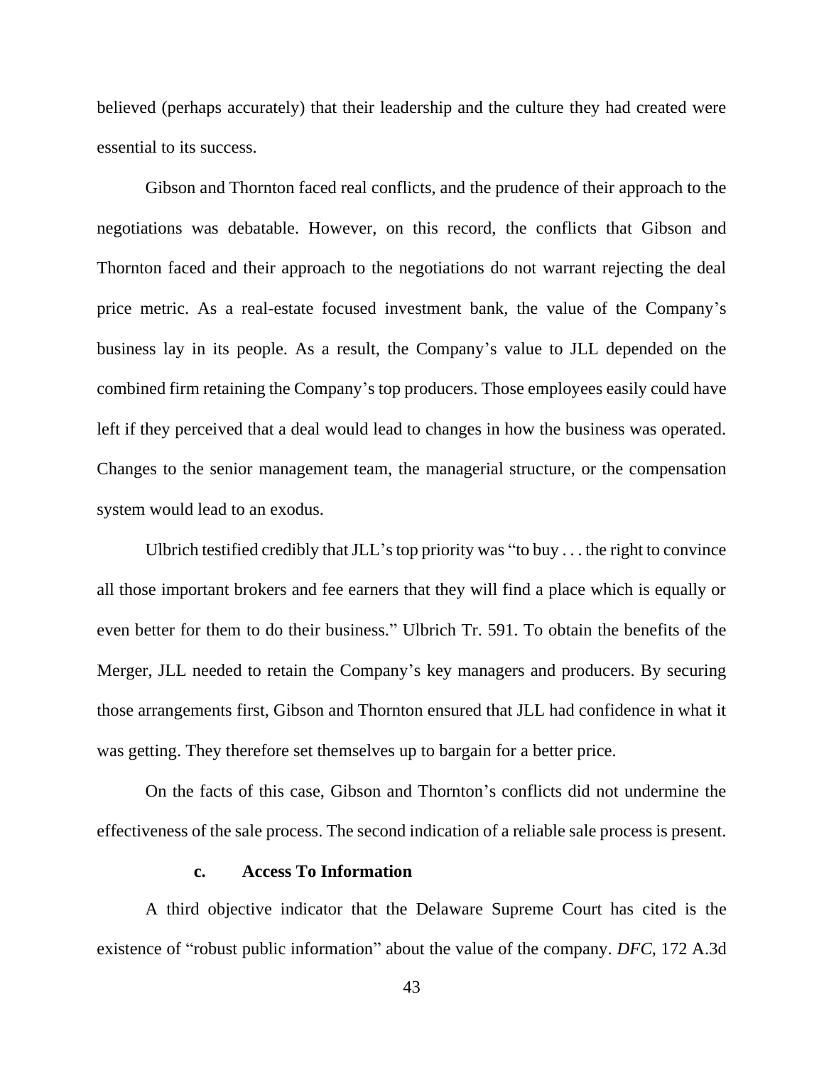believed (perhaps accurately) that their leadership and the culture they had created were essential to its success.

Gibson and Thornton faced real conflicts, and the prudence of their approach to the negotiations was debatable. However, on this record, the conflicts that Gibson and Thornton faced and their approach to the negotiations do not warrant rejecting the deal price metric. As a real-estate focused investment bank, the value of the Company's business lay in its people. As a result, the Company's value to JLL depended on the combined firm retaining the Company's top producers. Those employees easily could have left if they perceived that a deal would lead to changes in how the business was operated. Changes to the senior management team, the managerial structure, or the compensation system would lead to an exodus.

Ulbrich testified credibly that JLL's top priority was "to buy . . . the right to convince all those important brokers and fee earners that they will find a place which is equally or even better for them to do their business." Ulbrich Tr. 591. To obtain the benefits of the Merger, JLL needed to retain the Company's key managers and producers. By securing those arrangements first, Gibson and Thornton ensured that JLL had confidence in what it was getting. They therefore set themselves up to bargain for a better price.

On the facts of this case, Gibson and Thornton's conflicts did not undermine the effectiveness of the sale process. The second indication of a reliable sale process is present.

#### c. Access To Information

A third objective indicator that the Delaware Supreme Court has cited is the existence of "robust public information" about the value of the company. *DFC*, 172 A.3d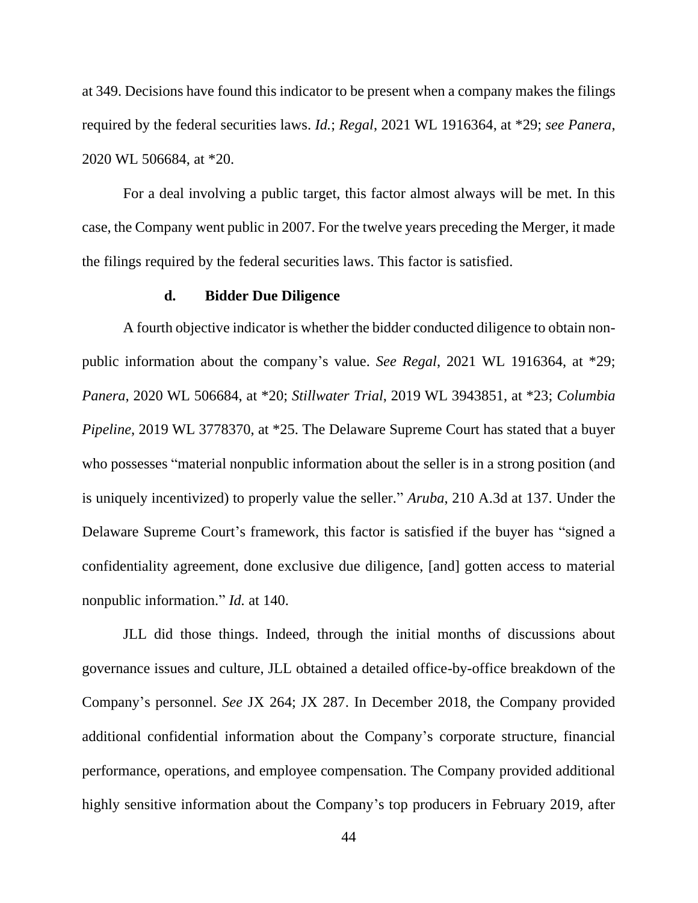at 349. Decisions have found this indicator to be present when a company makes the filings required by the federal securities laws. *Id.*; *Regal*, 2021 WL 1916364, at *29; *see Panera*, 2020 WL 506684, at *20.

For a deal involving a public target, this factor almost always will be met. In this case, the Company went public in 2007. For the twelve years preceding the Merger, it made the filings required by the federal securities laws. This factor is satisfied.

#### d. Bidder Due Diligence

A fourth objective indicator is whether the bidder conducted diligence to obtain non-public information about the company's value. *See Regal*, 2021 WL 1916364, at *29; *Panera*, 2020 WL 506684, at *20; *Stillwater Trial*, 2019 WL 3943851, at *23; *Columbia Pipeline*, 2019 WL 3778370, at *25. The Delaware Supreme Court has stated that a buyer who possesses "material nonpublic information about the seller is in a strong position (and is uniquely incentivized) to properly value the seller." *Aruba*, 210 A.3d at 137. Under the Delaware Supreme Court's framework, this factor is satisfied if the buyer has "signed a confidentiality agreement, done exclusive due diligence, [and] gotten access to material nonpublic information." *Id.* at 140.

JLL did those things. Indeed, through the initial months of discussions about governance issues and culture, JLL obtained a detailed office-by-office breakdown of the Company's personnel. *See* JX 264; JX 287. In December 2018, the Company provided additional confidential information about the Company's corporate structure, financial performance, operations, and employee compensation. The Company provided additional highly sensitive information about the Company's top producers in February 2019, after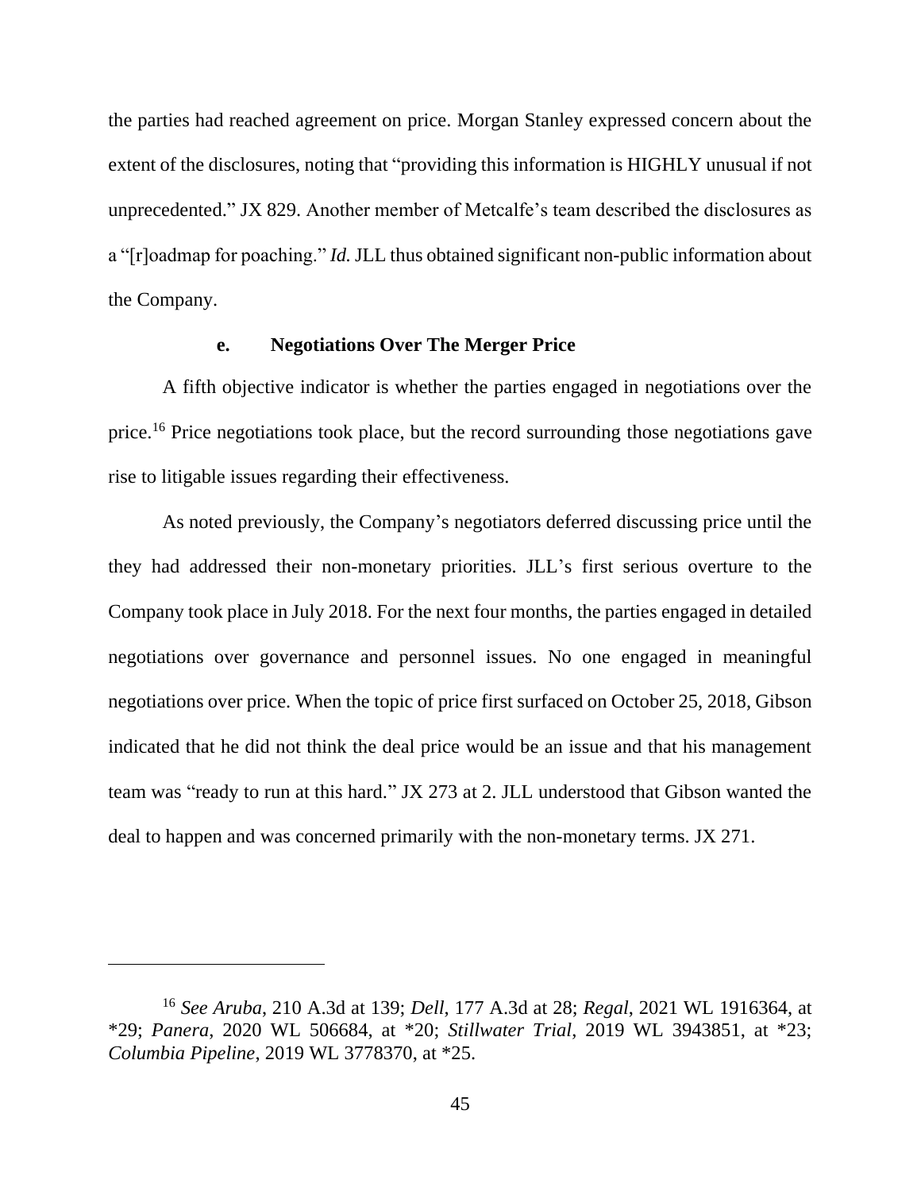the parties had reached agreement on price. Morgan Stanley expressed concern about the extent of the disclosures, noting that "providing this information is HIGHLY unusual if not unprecedented." JX 829. Another member of Metcalfe's team described the disclosures as a "[r]oadmap for poaching." *Id.* JLL thus obtained significant non-public information about the Company.

#### e. Negotiations Over The Merger Price

A fifth objective indicator is whether the parties engaged in negotiations over the price.[16] Price negotiations took place, but the record surrounding those negotiations gave rise to litigable issues regarding their effectiveness.

As noted previously, the Company's negotiators deferred discussing price until the they had addressed their non-monetary priorities. JLL's first serious overture to the Company took place in July 2018. For the next four months, the parties engaged in detailed negotiations over governance and personnel issues. No one engaged in meaningful negotiations over price. When the topic of price first surfaced on October 25, 2018, Gibson indicated that he did not think the deal price would be an issue and that his management team was "ready to run at this hard." JX 273 at 2. JLL understood that Gibson wanted the deal to happen and was concerned primarily with the non-monetary terms. JX 271.

---

[16] *See Aruba*, 210 A.3d at 139; *Dell*, 177 A.3d at 28; *Regal*, 2021 WL 1916364, at \*29; *Panera*, 2020 WL 506684, at \*20; *Stillwater Trial*, 2019 WL 3943851, at \*23; *Columbia Pipeline*, 2019 WL 3778370, at \*25.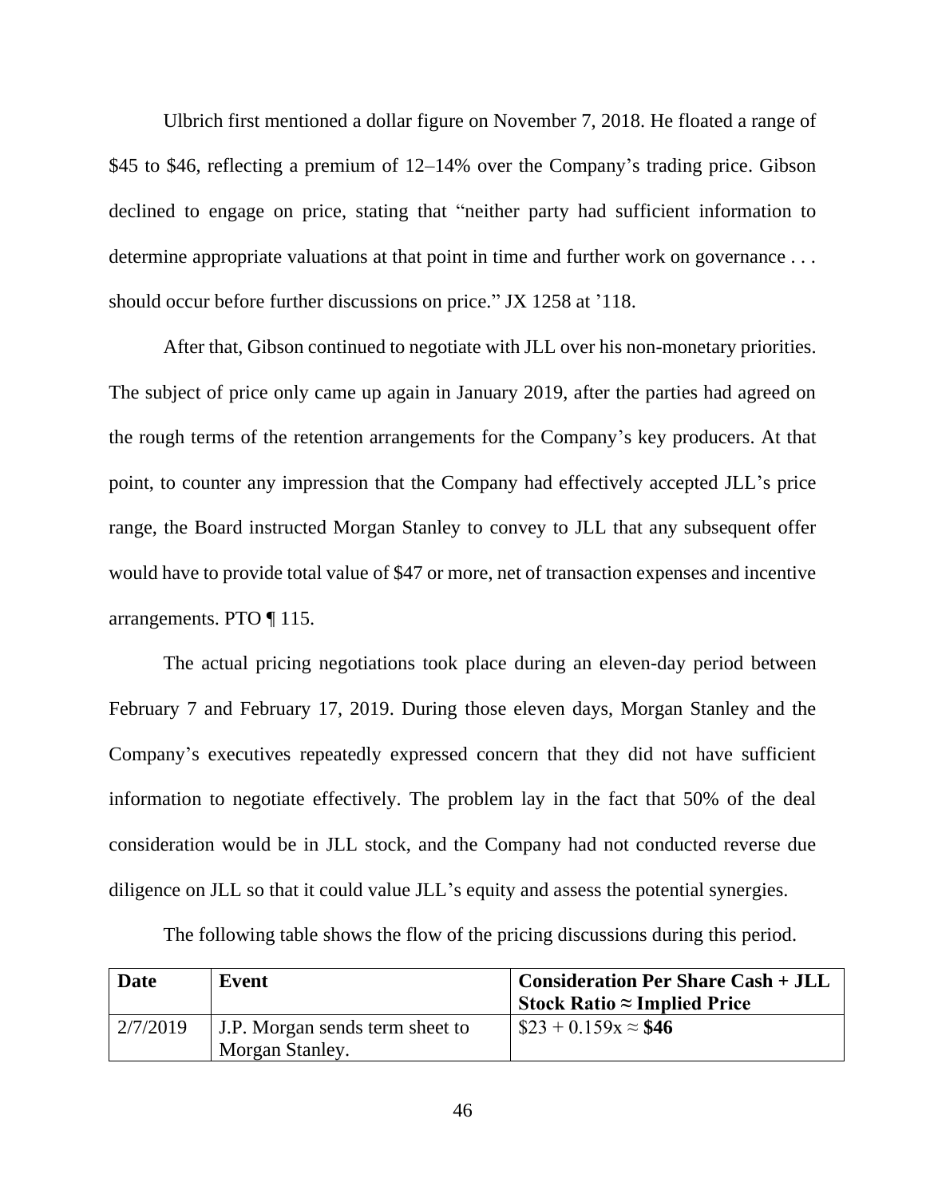Ulbrich first mentioned a dollar figure on November 7, 2018. He floated a range of \$45 to \$46, reflecting a premium of 12–14% over the Company's trading price. Gibson declined to engage on price, stating that "neither party had sufficient information to determine appropriate valuations at that point in time and further work on governance . . . should occur before further discussions on price." JX 1258 at '118.

After that, Gibson continued to negotiate with JLL over his non-monetary priorities. The subject of price only came up again in January 2019, after the parties had agreed on the rough terms of the retention arrangements for the Company's key producers. At that point, to counter any impression that the Company had effectively accepted JLL's price range, the Board instructed Morgan Stanley to convey to JLL that any subsequent offer would have to provide total value of \$47 or more, net of transaction expenses and incentive arrangements. PTO ¶ 115.

The actual pricing negotiations took place during an eleven-day period between February 7 and February 17, 2019. During those eleven days, Morgan Stanley and the Company's executives repeatedly expressed concern that they did not have sufficient information to negotiate effectively. The problem lay in the fact that 50% of the deal consideration would be in JLL stock, and the Company had not conducted reverse due diligence on JLL so that it could value JLL's equity and assess the potential synergies.

The following table shows the flow of the pricing discussions during this period.

| Date | Event | Consideration Per Share Cash + JLL Stock Ratio ≈ Implied Price |
|---|---|---|
| 2/7/2019 | J.P. Morgan sends term sheet to Morgan Stanley. | \$23 + 0.159x ≈ **\$46** |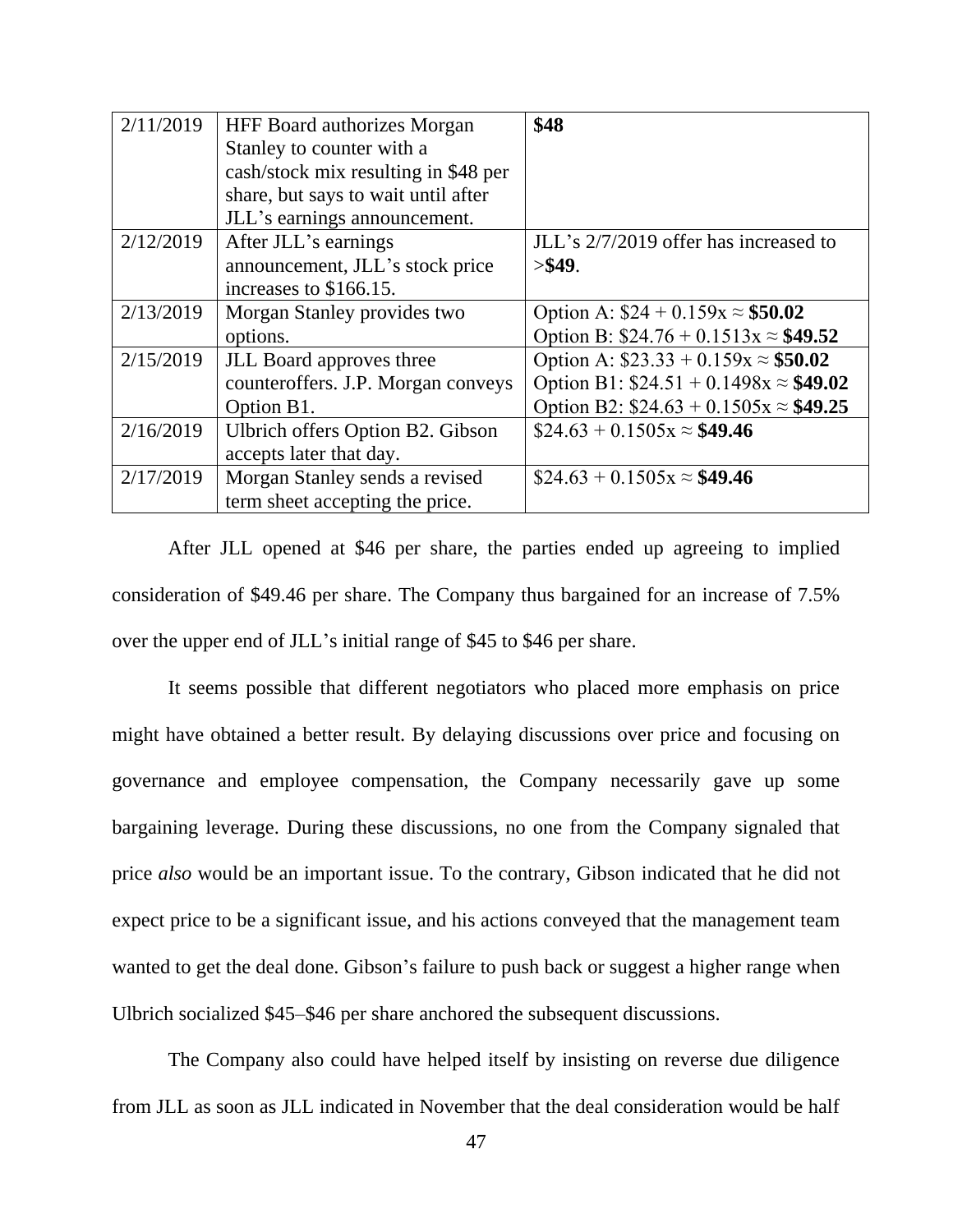| 2/11/2019 | HFF Board authorizes Morgan Stanley to counter with a cash/stock mix resulting in $48 per share, but says to wait until after JLL's earnings announcement. | **$48** |
|---|---|---|
| 2/12/2019 | After JLL's earnings announcement, JLL's stock price increases to $166.15. | JLL's 2/7/2019 offer has increased to >**$49**. |
| 2/13/2019 | Morgan Stanley provides two options. | Option A: $24 + 0.159x ≈ **$50.02**<br>Option B: $24.76 + 0.1513x ≈ **$49.52** |
| 2/15/2019 | JLL Board approves three counteroffers. J.P. Morgan conveys Option B1. | Option A: $23.33 + 0.159x ≈ **$50.02**<br>Option B1: $24.51 + 0.1498x ≈ **$49.02**<br>Option B2: $24.63 + 0.1505x ≈ **$49.25** |
| 2/16/2019 | Ulbrich offers Option B2. Gibson accepts later that day. | $24.63 + 0.1505x ≈ **$49.46** |
| 2/17/2019 | Morgan Stanley sends a revised term sheet accepting the price. | $24.63 + 0.1505x ≈ **$49.46** |

After JLL opened at $46 per share, the parties ended up agreeing to implied consideration of $49.46 per share. The Company thus bargained for an increase of 7.5% over the upper end of JLL's initial range of $45 to $46 per share.

It seems possible that different negotiators who placed more emphasis on price might have obtained a better result. By delaying discussions over price and focusing on governance and employee compensation, the Company necessarily gave up some bargaining leverage. During these discussions, no one from the Company signaled that price *also* would be an important issue. To the contrary, Gibson indicated that he did not expect price to be a significant issue, and his actions conveyed that the management team wanted to get the deal done. Gibson's failure to push back or suggest a higher range when Ulbrich socialized $45–$46 per share anchored the subsequent discussions.

The Company also could have helped itself by insisting on reverse due diligence from JLL as soon as JLL indicated in November that the deal consideration would be half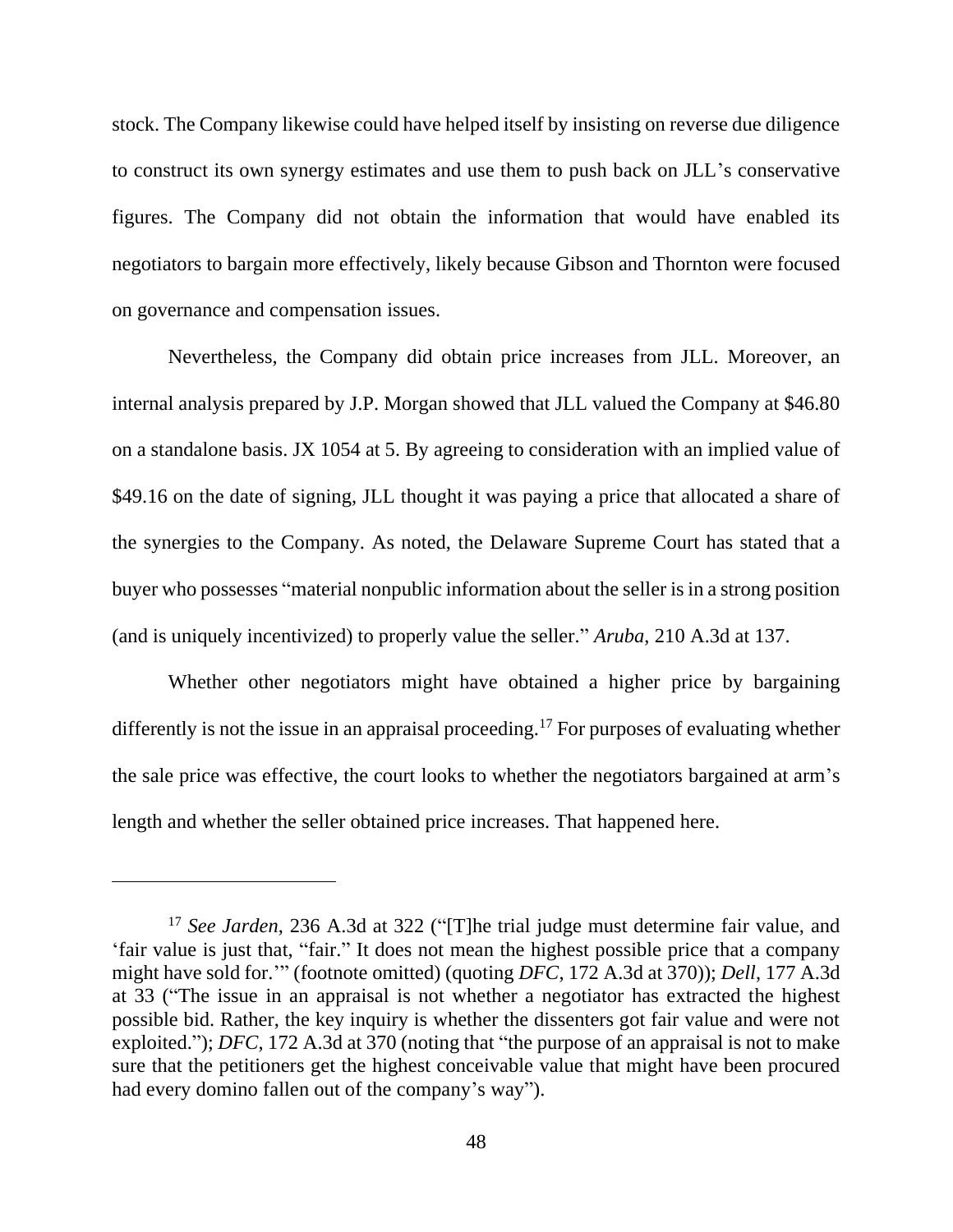stock. The Company likewise could have helped itself by insisting on reverse due diligence to construct its own synergy estimates and use them to push back on JLL's conservative figures. The Company did not obtain the information that would have enabled its negotiators to bargain more effectively, likely because Gibson and Thornton were focused on governance and compensation issues.

Nevertheless, the Company did obtain price increases from JLL. Moreover, an internal analysis prepared by J.P. Morgan showed that JLL valued the Company at $46.80 on a standalone basis. JX 1054 at 5. By agreeing to consideration with an implied value of $49.16 on the date of signing, JLL thought it was paying a price that allocated a share of the synergies to the Company. As noted, the Delaware Supreme Court has stated that a buyer who possesses "material nonpublic information about the seller is in a strong position (and is uniquely incentivized) to properly value the seller." *Aruba*, 210 A.3d at 137.

Whether other negotiators might have obtained a higher price by bargaining differently is not the issue in an appraisal proceeding.[17] For purposes of evaluating whether the sale price was effective, the court looks to whether the negotiators bargained at arm's length and whether the seller obtained price increases. That happened here.

---

[17] *See Jarden*, 236 A.3d at 322 ("[T]he trial judge must determine fair value, and 'fair value is just that, "fair." It does not mean the highest possible price that a company might have sold for.'" (footnote omitted) (quoting *DFC*, 172 A.3d at 370)); *Dell*, 177 A.3d at 33 ("The issue in an appraisal is not whether a negotiator has extracted the highest possible bid. Rather, the key inquiry is whether the dissenters got fair value and were not exploited."); *DFC*, 172 A.3d at 370 (noting that "the purpose of an appraisal is not to make sure that the petitioners get the highest conceivable value that might have been procured had every domino fallen out of the company's way").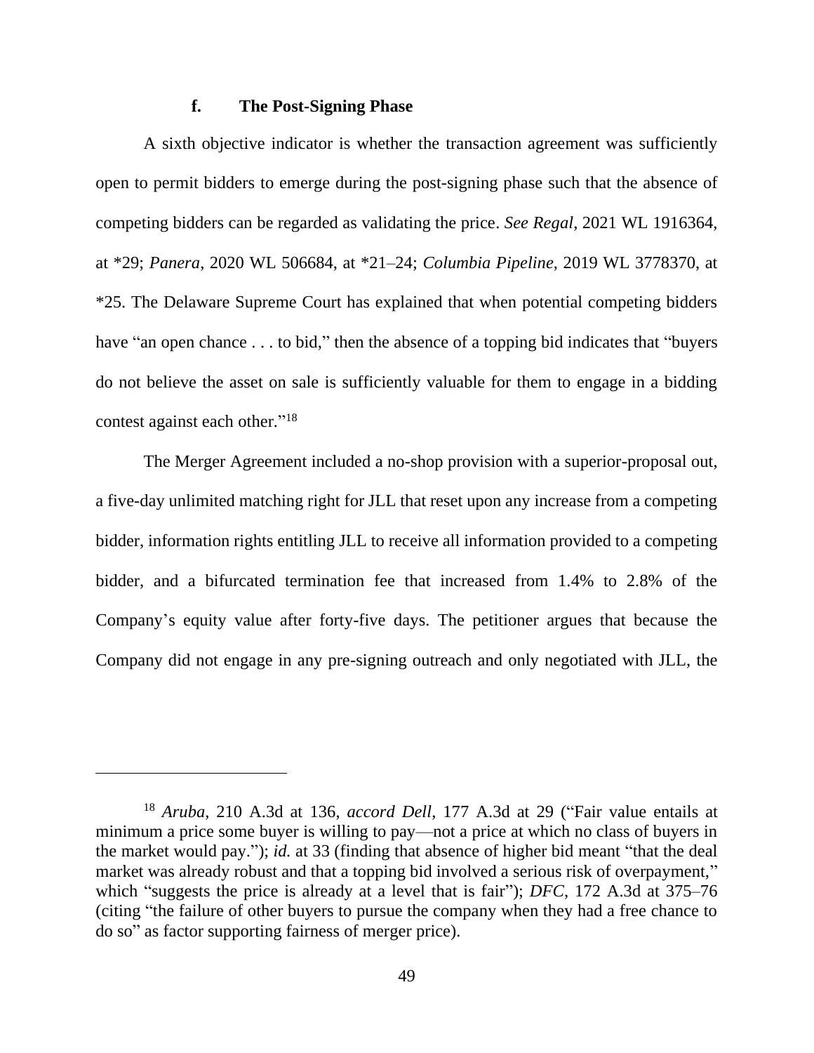#### f. The Post-Signing Phase

A sixth objective indicator is whether the transaction agreement was sufficiently open to permit bidders to emerge during the post-signing phase such that the absence of competing bidders can be regarded as validating the price. *See Regal*, 2021 WL 1916364, at *29; *Panera*, 2020 WL 506684, at *21–24; *Columbia Pipeline*, 2019 WL 3778370, at *25. The Delaware Supreme Court has explained that when potential competing bidders have "an open chance . . . to bid," then the absence of a topping bid indicates that "buyers do not believe the asset on sale is sufficiently valuable for them to engage in a bidding contest against each other."[18]

The Merger Agreement included a no-shop provision with a superior-proposal out, a five-day unlimited matching right for JLL that reset upon any increase from a competing bidder, information rights entitling JLL to receive all information provided to a competing bidder, and a bifurcated termination fee that increased from 1.4% to 2.8% of the Company's equity value after forty-five days. The petitioner argues that because the Company did not engage in any pre-signing outreach and only negotiated with JLL, the

---

[18] *Aruba*, 210 A.3d at 136, *accord Dell*, 177 A.3d at 29 ("Fair value entails at minimum a price some buyer is willing to pay—not a price at which no class of buyers in the market would pay."); *id.* at 33 (finding that absence of higher bid meant "that the deal market was already robust and that a topping bid involved a serious risk of overpayment," which "suggests the price is already at a level that is fair"); *DFC*, 172 A.3d at 375–76 (citing "the failure of other buyers to pursue the company when they had a free chance to do so" as factor supporting fairness of merger price).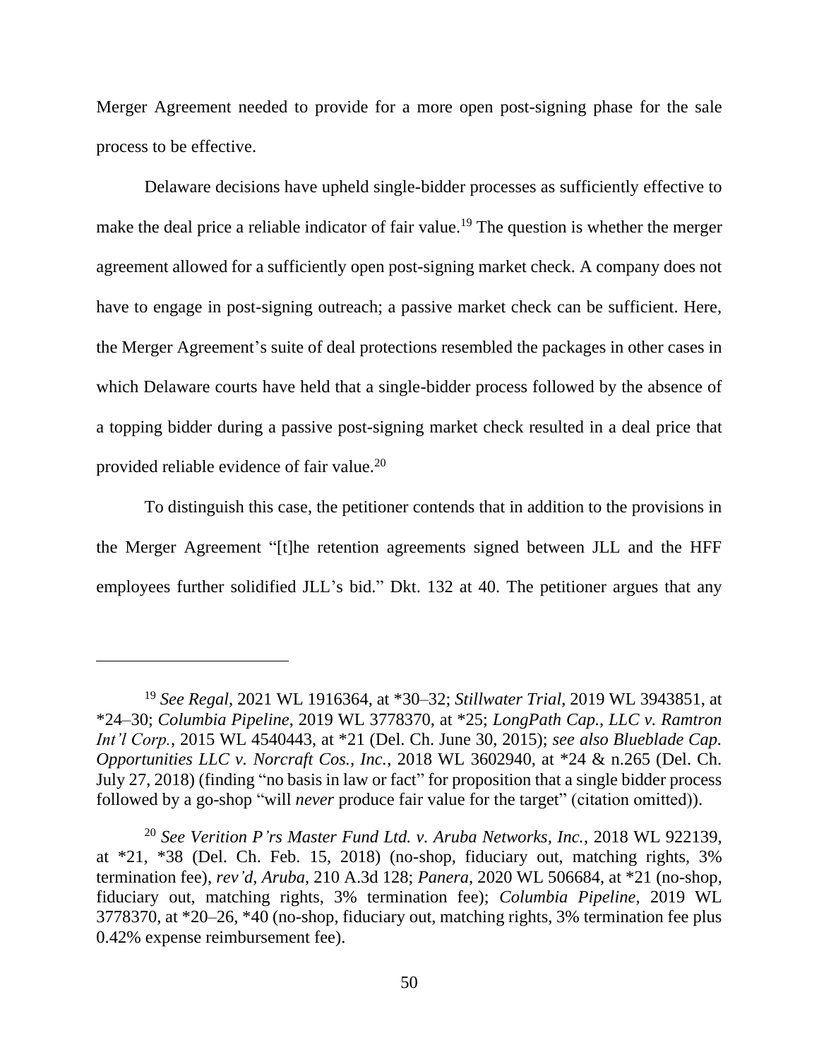Merger Agreement needed to provide for a more open post-signing phase for the sale process to be effective.

Delaware decisions have upheld single-bidder processes as sufficiently effective to make the deal price a reliable indicator of fair value.[19] The question is whether the merger agreement allowed for a sufficiently open post-signing market check. A company does not have to engage in post-signing outreach; a passive market check can be sufficient. Here, the Merger Agreement's suite of deal protections resembled the packages in other cases in which Delaware courts have held that a single-bidder process followed by the absence of a topping bidder during a passive post-signing market check resulted in a deal price that provided reliable evidence of fair value.[20]

To distinguish this case, the petitioner contends that in addition to the provisions in the Merger Agreement "[t]he retention agreements signed between JLL and the HFF employees further solidified JLL's bid." Dkt. 132 at 40. The petitioner argues that any

---

[19] *See Regal*, 2021 WL 1916364, at *30–32; *Stillwater Trial*, 2019 WL 3943851, at *24–30; *Columbia Pipeline*, 2019 WL 3778370, at *25; *LongPath Cap., LLC v. Ramtron Int'l Corp.*, 2015 WL 4540443, at *21 (Del. Ch. June 30, 2015); *see also Blueblade Cap. Opportunities LLC v. Norcraft Cos., Inc.*, 2018 WL 3602940, at *24 & n.265 (Del. Ch. July 27, 2018) (finding "no basis in law or fact" for proposition that a single bidder process followed by a go-shop "will *never* produce fair value for the target" (citation omitted)).

[20] *See Verition P'rs Master Fund Ltd. v. Aruba Networks, Inc.*, 2018 WL 922139, at *21, *38 (Del. Ch. Feb. 15, 2018) (no-shop, fiduciary out, matching rights, 3% termination fee), *rev'd*, *Aruba*, 210 A.3d 128; *Panera*, 2020 WL 506684, at *21 (no-shop, fiduciary out, matching rights, 3% termination fee); *Columbia Pipeline*, 2019 WL 3778370, at *20–26, *40 (no-shop, fiduciary out, matching rights, 3% termination fee plus 0.42% expense reimbursement fee).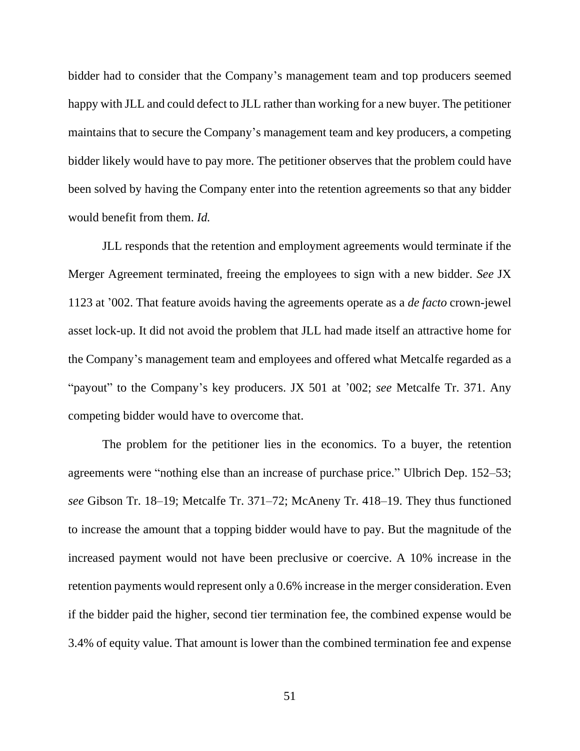bidder had to consider that the Company's management team and top producers seemed happy with JLL and could defect to JLL rather than working for a new buyer. The petitioner maintains that to secure the Company's management team and key producers, a competing bidder likely would have to pay more. The petitioner observes that the problem could have been solved by having the Company enter into the retention agreements so that any bidder would benefit from them. *Id.*

JLL responds that the retention and employment agreements would terminate if the Merger Agreement terminated, freeing the employees to sign with a new bidder. *See* JX 1123 at '002. That feature avoids having the agreements operate as a *de facto* crown-jewel asset lock-up. It did not avoid the problem that JLL had made itself an attractive home for the Company's management team and employees and offered what Metcalfe regarded as a "payout" to the Company's key producers. JX 501 at '002; *see* Metcalfe Tr. 371. Any competing bidder would have to overcome that.

The problem for the petitioner lies in the economics. To a buyer, the retention agreements were "nothing else than an increase of purchase price." Ulbrich Dep. 152–53; *see* Gibson Tr. 18–19; Metcalfe Tr. 371–72; McAneny Tr. 418–19. They thus functioned to increase the amount that a topping bidder would have to pay. But the magnitude of the increased payment would not have been preclusive or coercive. A 10% increase in the retention payments would represent only a 0.6% increase in the merger consideration. Even if the bidder paid the higher, second tier termination fee, the combined expense would be 3.4% of equity value. That amount is lower than the combined termination fee and expense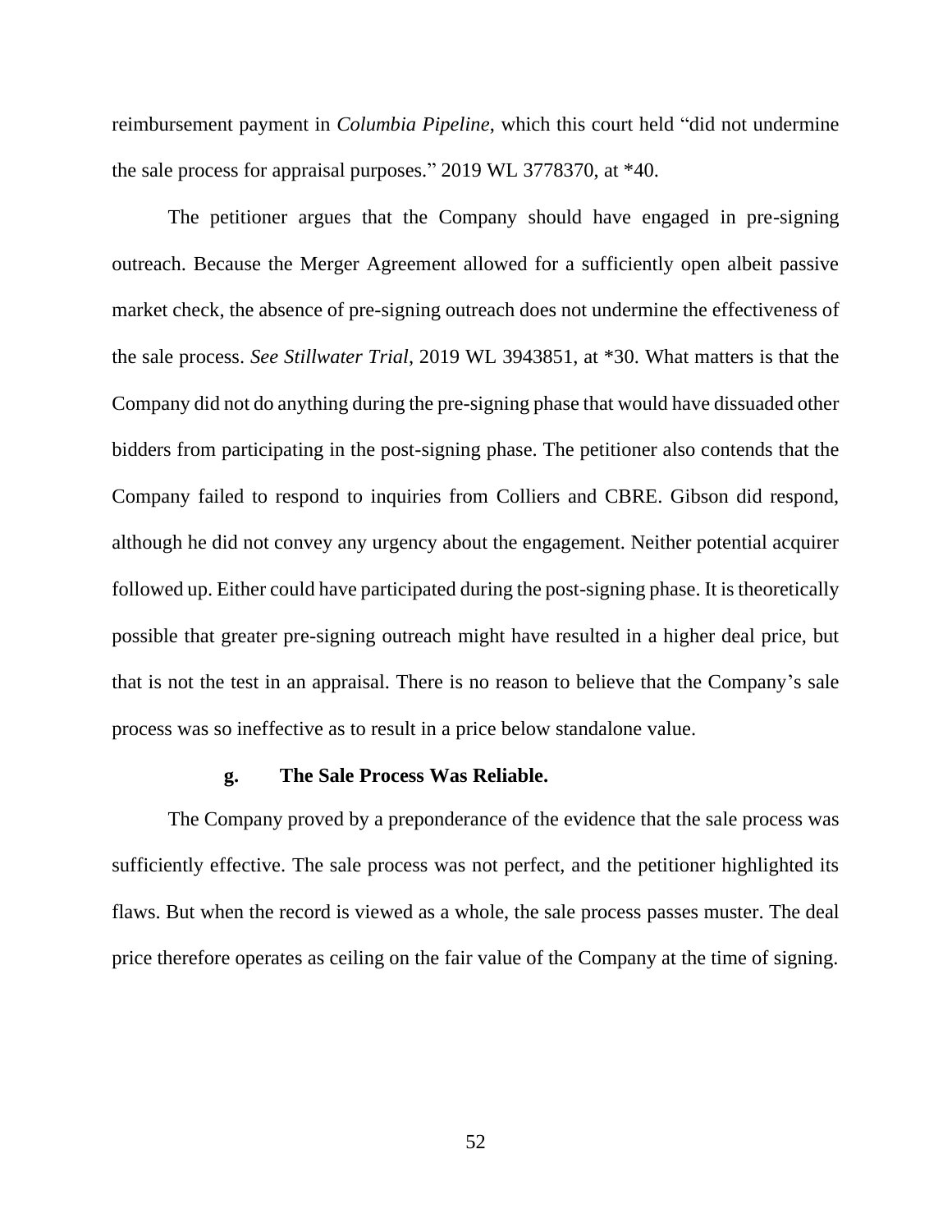reimbursement payment in *Columbia Pipeline*, which this court held "did not undermine the sale process for appraisal purposes." 2019 WL 3778370, at *40.

The petitioner argues that the Company should have engaged in pre-signing outreach. Because the Merger Agreement allowed for a sufficiently open albeit passive market check, the absence of pre-signing outreach does not undermine the effectiveness of the sale process. *See Stillwater Trial*, 2019 WL 3943851, at *30. What matters is that the Company did not do anything during the pre-signing phase that would have dissuaded other bidders from participating in the post-signing phase. The petitioner also contends that the Company failed to respond to inquiries from Colliers and CBRE. Gibson did respond, although he did not convey any urgency about the engagement. Neither potential acquirer followed up. Either could have participated during the post-signing phase. It is theoretically possible that greater pre-signing outreach might have resulted in a higher deal price, but that is not the test in an appraisal. There is no reason to believe that the Company's sale process was so ineffective as to result in a price below standalone value.

#### g. The Sale Process Was Reliable.

The Company proved by a preponderance of the evidence that the sale process was sufficiently effective. The sale process was not perfect, and the petitioner highlighted its flaws. But when the record is viewed as a whole, the sale process passes muster. The deal price therefore operates as ceiling on the fair value of the Company at the time of signing.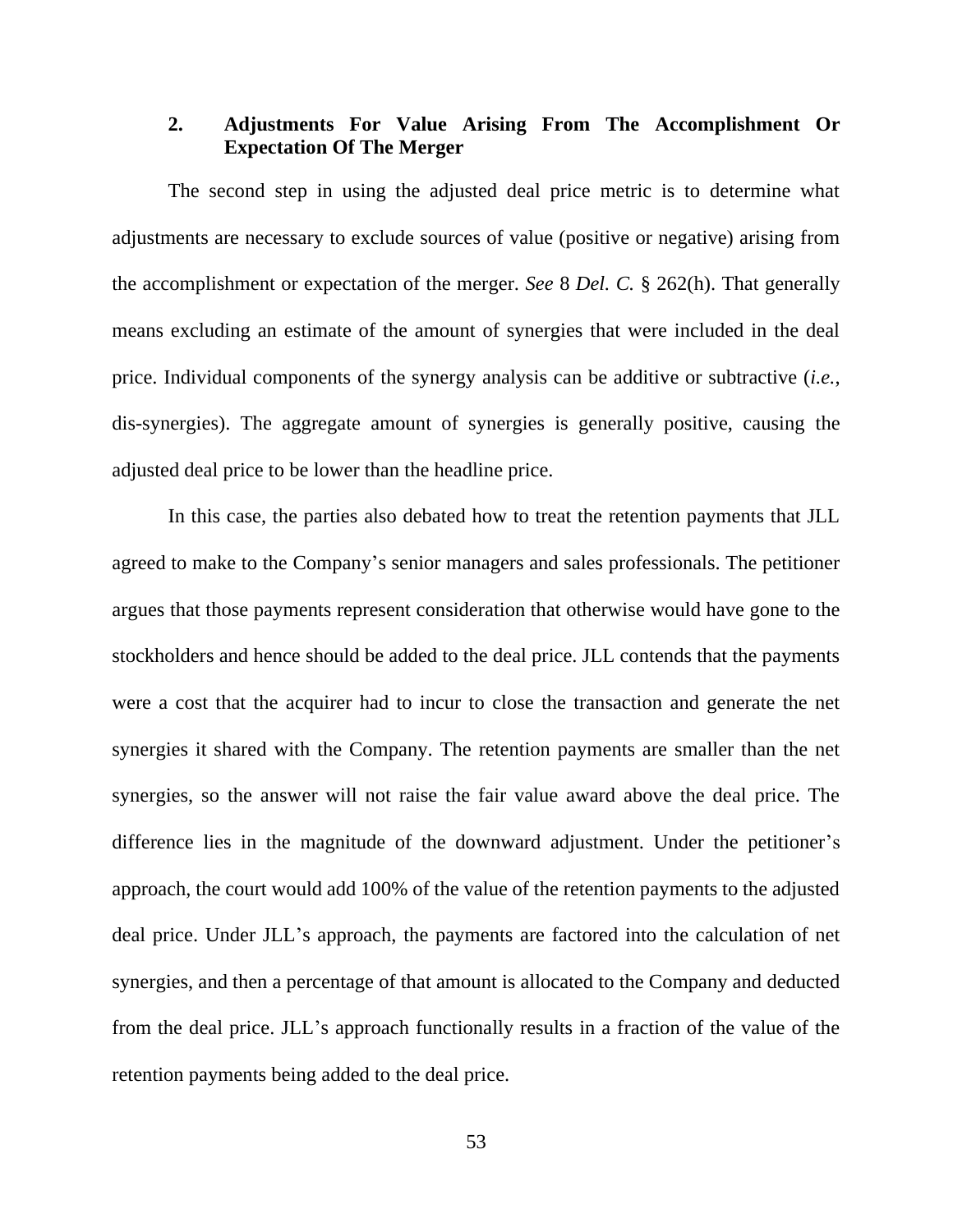### 2. Adjustments For Value Arising From The Accomplishment Or Expectation Of The Merger

The second step in using the adjusted deal price metric is to determine what adjustments are necessary to exclude sources of value (positive or negative) arising from the accomplishment or expectation of the merger. *See* 8 *Del. C.* § 262(h). That generally means excluding an estimate of the amount of synergies that were included in the deal price. Individual components of the synergy analysis can be additive or subtractive (*i.e.*, dis-synergies). The aggregate amount of synergies is generally positive, causing the adjusted deal price to be lower than the headline price.

In this case, the parties also debated how to treat the retention payments that JLL agreed to make to the Company's senior managers and sales professionals. The petitioner argues that those payments represent consideration that otherwise would have gone to the stockholders and hence should be added to the deal price. JLL contends that the payments were a cost that the acquirer had to incur to close the transaction and generate the net synergies it shared with the Company. The retention payments are smaller than the net synergies, so the answer will not raise the fair value award above the deal price. The difference lies in the magnitude of the downward adjustment. Under the petitioner's approach, the court would add 100% of the value of the retention payments to the adjusted deal price. Under JLL's approach, the payments are factored into the calculation of net synergies, and then a percentage of that amount is allocated to the Company and deducted from the deal price. JLL's approach functionally results in a fraction of the value of the retention payments being added to the deal price.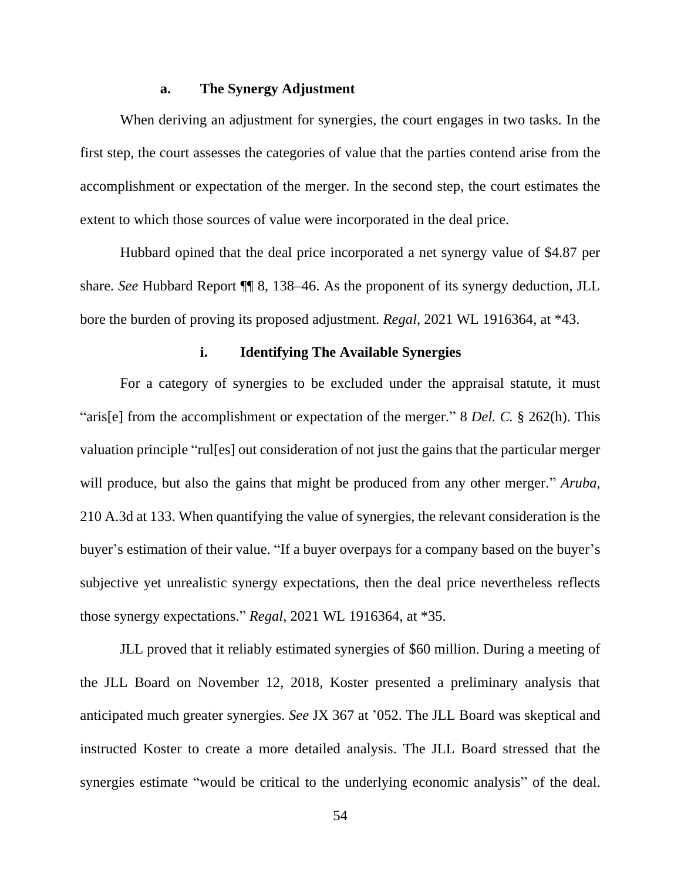#### a. The Synergy Adjustment

When deriving an adjustment for synergies, the court engages in two tasks. In the first step, the court assesses the categories of value that the parties contend arise from the accomplishment or expectation of the merger. In the second step, the court estimates the extent to which those sources of value were incorporated in the deal price.

Hubbard opined that the deal price incorporated a net synergy value of $4.87 per share. *See* Hubbard Report ¶¶ 8, 138–46. As the proponent of its synergy deduction, JLL bore the burden of proving its proposed adjustment. *Regal*, 2021 WL 1916364, at *43.

##### i. Identifying The Available Synergies

For a category of synergies to be excluded under the appraisal statute, it must "aris[e] from the accomplishment or expectation of the merger." 8 *Del. C.* § 262(h). This valuation principle "rul[es] out consideration of not just the gains that the particular merger will produce, but also the gains that might be produced from any other merger." *Aruba*, 210 A.3d at 133. When quantifying the value of synergies, the relevant consideration is the buyer's estimation of their value. "If a buyer overpays for a company based on the buyer's subjective yet unrealistic synergy expectations, then the deal price nevertheless reflects those synergy expectations." *Regal*, 2021 WL 1916364, at *35.

JLL proved that it reliably estimated synergies of $60 million. During a meeting of the JLL Board on November 12, 2018, Koster presented a preliminary analysis that anticipated much greater synergies. *See* JX 367 at '052. The JLL Board was skeptical and instructed Koster to create a more detailed analysis. The JLL Board stressed that the synergies estimate "would be critical to the underlying economic analysis" of the deal.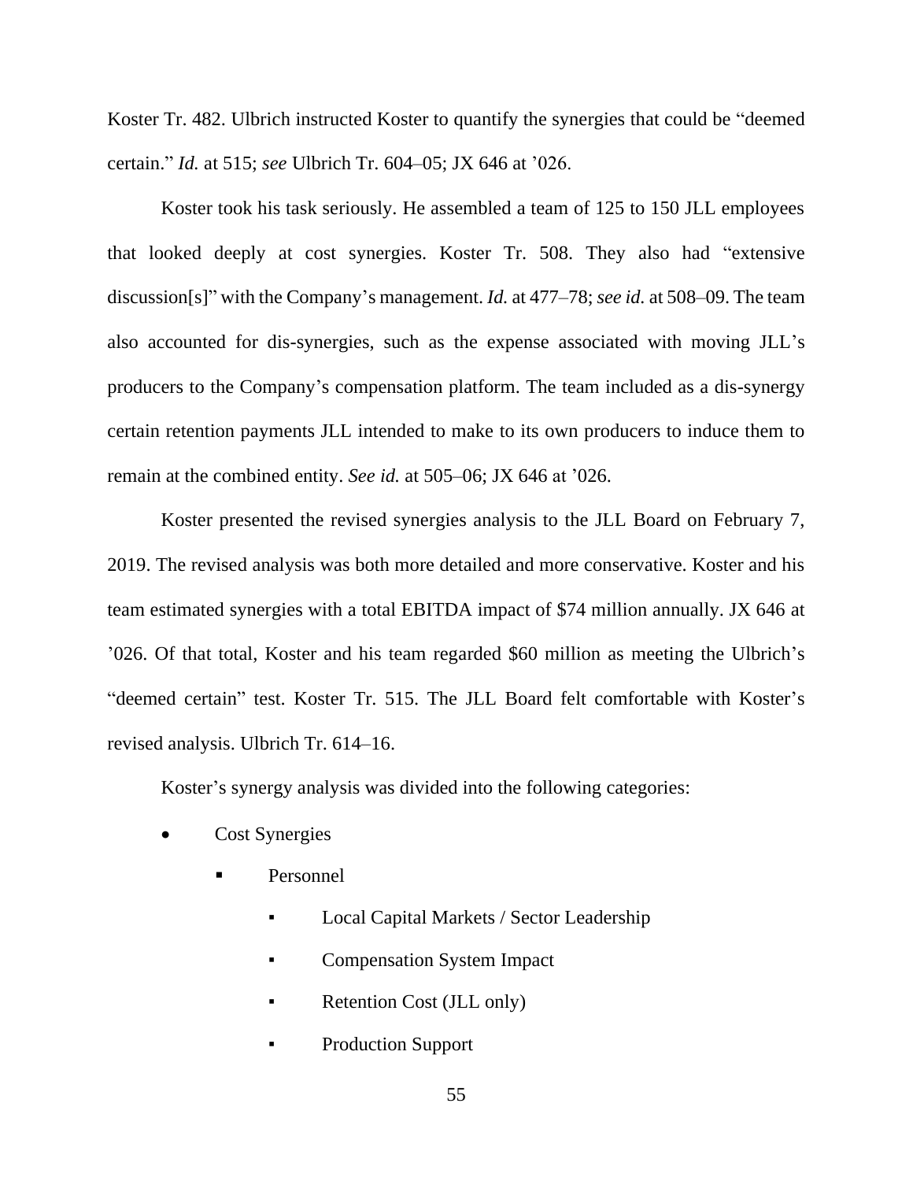Koster Tr. 482. Ulbrich instructed Koster to quantify the synergies that could be "deemed certain." *Id.* at 515; *see* Ulbrich Tr. 604–05; JX 646 at '026.

Koster took his task seriously. He assembled a team of 125 to 150 JLL employees that looked deeply at cost synergies. Koster Tr. 508. They also had "extensive discussion[s]" with the Company's management. *Id.* at 477–78; *see id.* at 508–09. The team also accounted for dis-synergies, such as the expense associated with moving JLL's producers to the Company's compensation platform. The team included as a dis-synergy certain retention payments JLL intended to make to its own producers to induce them to remain at the combined entity. *See id.* at 505–06; JX 646 at '026.

Koster presented the revised synergies analysis to the JLL Board on February 7, 2019. The revised analysis was both more detailed and more conservative. Koster and his team estimated synergies with a total EBITDA impact of $74 million annually. JX 646 at '026. Of that total, Koster and his team regarded $60 million as meeting the Ulbrich's "deemed certain" test. Koster Tr. 515. The JLL Board felt comfortable with Koster's revised analysis. Ulbrich Tr. 614–16.

Koster's synergy analysis was divided into the following categories:

- Cost Synergies
  - Personnel
    - Local Capital Markets / Sector Leadership
    - Compensation System Impact
    - Retention Cost (JLL only)
    - Production Support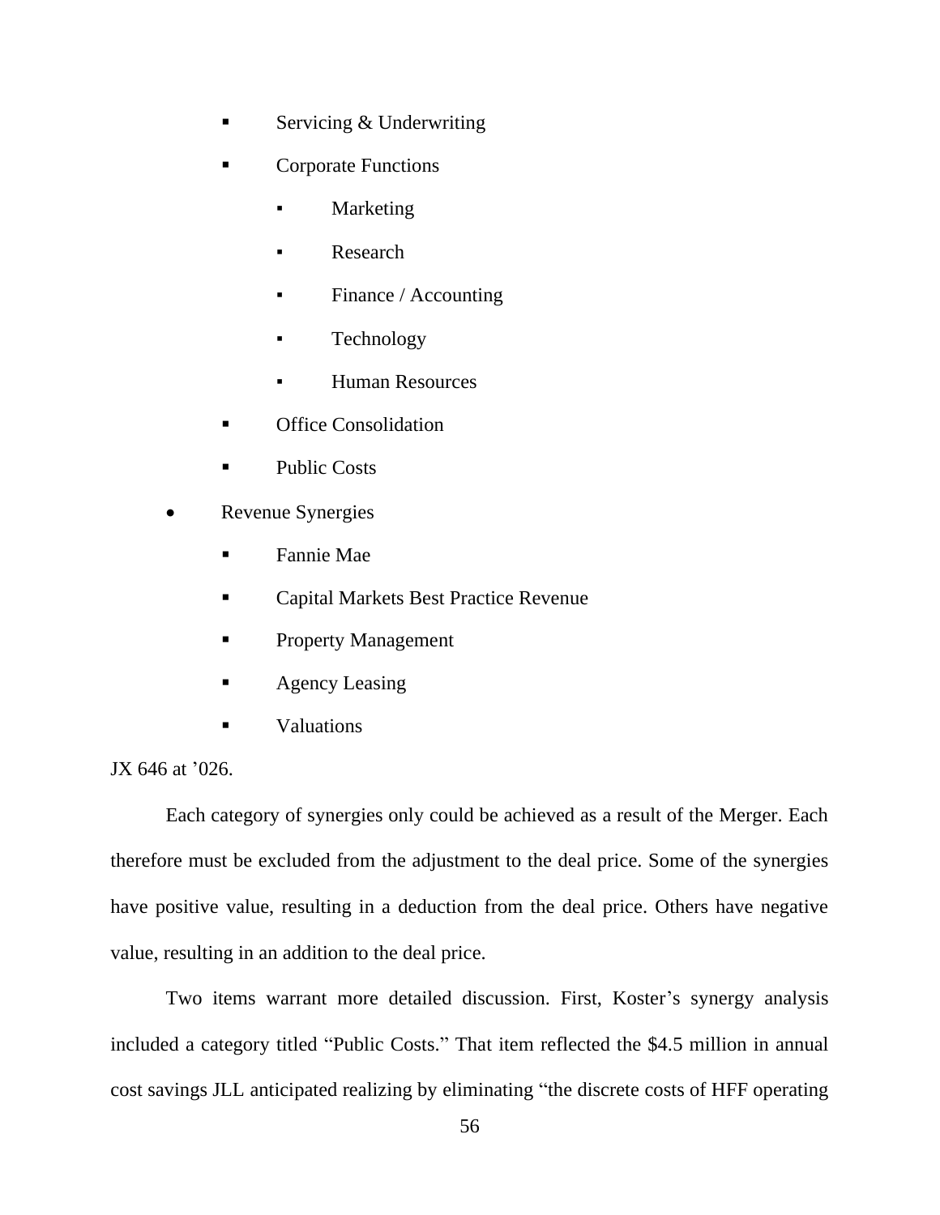- Servicing & Underwriting
        - Corporate Functions
            - Marketing
            - Research
            - Finance / Accounting
            - Technology
            - Human Resources
        - Office Consolidation
        - Public Costs
    - Revenue Synergies
        - Fannie Mae
        - Capital Markets Best Practice Revenue
        - Property Management
        - Agency Leasing
        - Valuations

JX 646 at ’026.

Each category of synergies only could be achieved as a result of the Merger. Each therefore must be excluded from the adjustment to the deal price. Some of the synergies have positive value, resulting in a deduction from the deal price. Others have negative value, resulting in an addition to the deal price.

Two items warrant more detailed discussion. First, Koster’s synergy analysis included a category titled “Public Costs.” That item reflected the $4.5 million in annual cost savings JLL anticipated realizing by eliminating “the discrete costs of HFF operating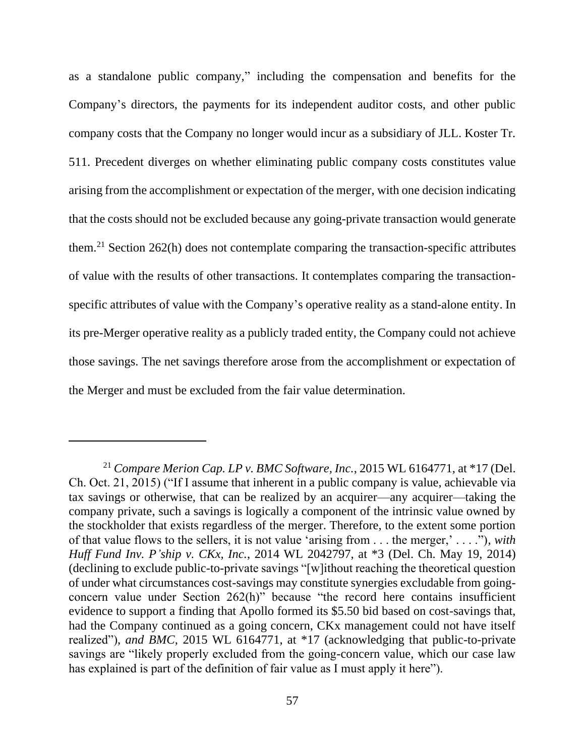as a standalone public company," including the compensation and benefits for the Company's directors, the payments for its independent auditor costs, and other public company costs that the Company no longer would incur as a subsidiary of JLL. Koster Tr. 511. Precedent diverges on whether eliminating public company costs constitutes value arising from the accomplishment or expectation of the merger, with one decision indicating that the costs should not be excluded because any going-private transaction would generate them.[21] Section 262(h) does not contemplate comparing the transaction-specific attributes of value with the results of other transactions. It contemplates comparing the transaction-specific attributes of value with the Company's operative reality as a stand-alone entity. In its pre-Merger operative reality as a publicly traded entity, the Company could not achieve those savings. The net savings therefore arose from the accomplishment or expectation of the Merger and must be excluded from the fair value determination.

---

[21] *Compare Merion Cap. LP v. BMC Software, Inc.*, 2015 WL 6164771, at *17 (Del. Ch. Oct. 21, 2015) ("If I assume that inherent in a public company is value, achievable via tax savings or otherwise, that can be realized by an acquirer—any acquirer—taking the company private, such a savings is logically a component of the intrinsic value owned by the stockholder that exists regardless of the merger. Therefore, to the extent some portion of that value flows to the sellers, it is not value 'arising from . . . the merger,' . . . ."), *with Huff Fund Inv. P'ship v. CKx, Inc.*, 2014 WL 2042797, at *3 (Del. Ch. May 19, 2014) (declining to exclude public-to-private savings "[w]ithout reaching the theoretical question of under what circumstances cost-savings may constitute synergies excludable from going-concern value under Section 262(h)" because "the record here contains insufficient evidence to support a finding that Apollo formed its $5.50 bid based on cost-savings that, had the Company continued as a going concern, CKx management could not have itself realized"), *and BMC*, 2015 WL 6164771, at *17 (acknowledging that public-to-private savings are "likely properly excluded from the going-concern value, which our case law has explained is part of the definition of fair value as I must apply it here").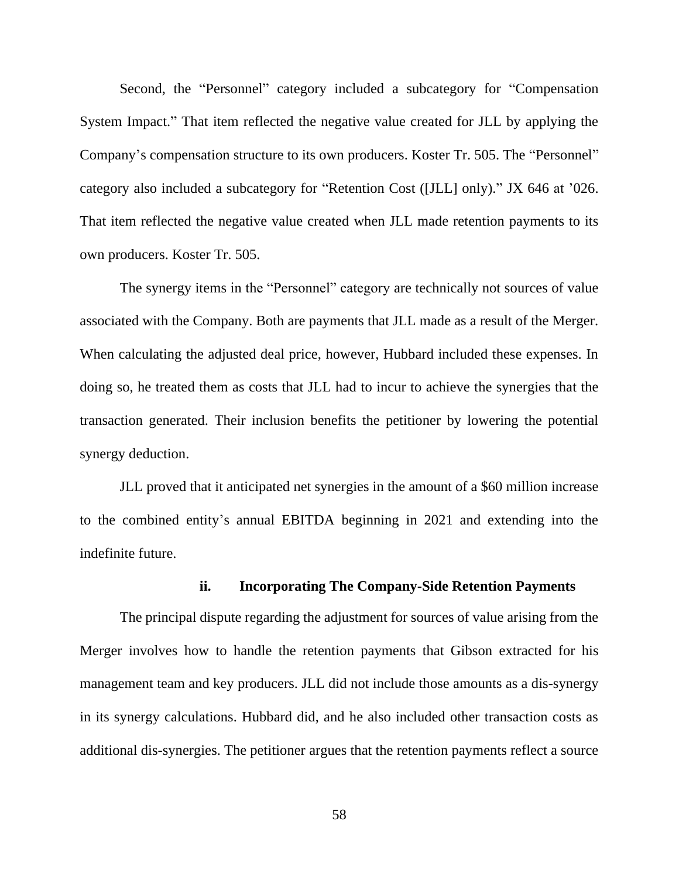Second, the "Personnel" category included a subcategory for "Compensation System Impact." That item reflected the negative value created for JLL by applying the Company's compensation structure to its own producers. Koster Tr. 505. The "Personnel" category also included a subcategory for "Retention Cost ([JLL] only)." JX 646 at '026. That item reflected the negative value created when JLL made retention payments to its own producers. Koster Tr. 505.

The synergy items in the "Personnel" category are technically not sources of value associated with the Company. Both are payments that JLL made as a result of the Merger. When calculating the adjusted deal price, however, Hubbard included these expenses. In doing so, he treated them as costs that JLL had to incur to achieve the synergies that the transaction generated. Their inclusion benefits the petitioner by lowering the potential synergy deduction.

JLL proved that it anticipated net synergies in the amount of a $60 million increase to the combined entity's annual EBITDA beginning in 2021 and extending into the indefinite future.

#### ii. Incorporating The Company-Side Retention Payments

The principal dispute regarding the adjustment for sources of value arising from the Merger involves how to handle the retention payments that Gibson extracted for his management team and key producers. JLL did not include those amounts as a dis-synergy in its synergy calculations. Hubbard did, and he also included other transaction costs as additional dis-synergies. The petitioner argues that the retention payments reflect a source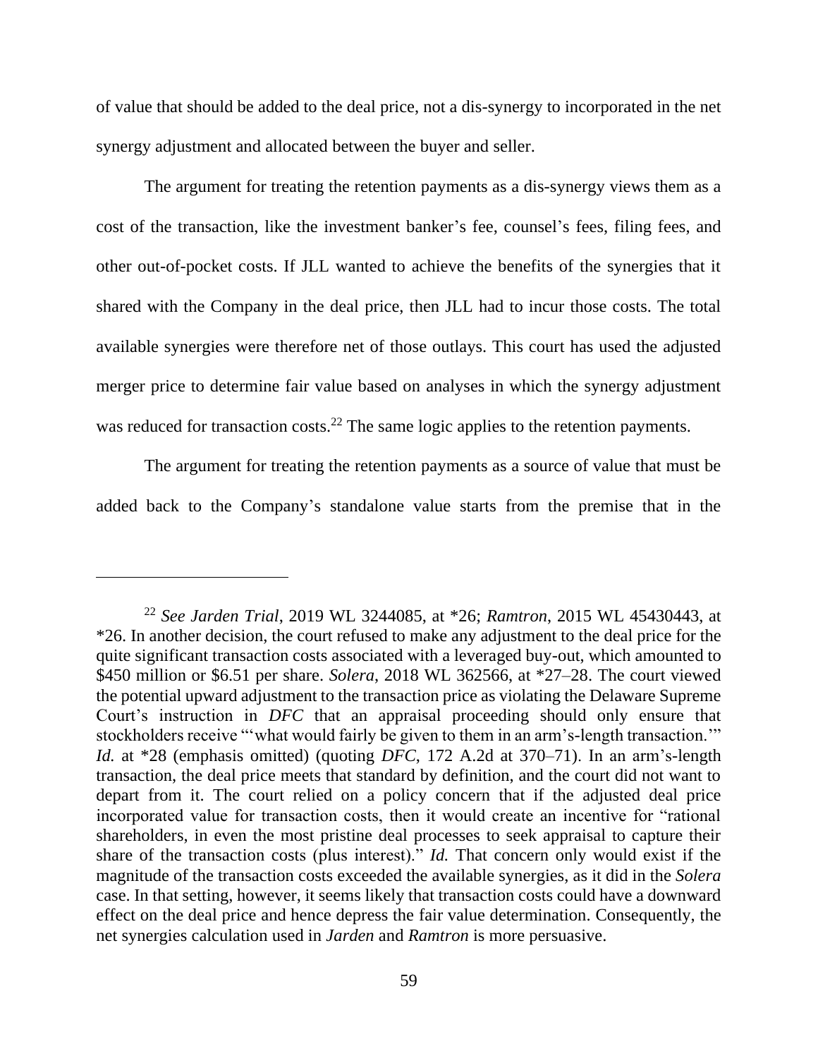of value that should be added to the deal price, not a dis-synergy to incorporated in the net synergy adjustment and allocated between the buyer and seller.

The argument for treating the retention payments as a dis-synergy views them as a cost of the transaction, like the investment banker's fee, counsel's fees, filing fees, and other out-of-pocket costs. If JLL wanted to achieve the benefits of the synergies that it shared with the Company in the deal price, then JLL had to incur those costs. The total available synergies were therefore net of those outlays. This court has used the adjusted merger price to determine fair value based on analyses in which the synergy adjustment was reduced for transaction costs.[22] The same logic applies to the retention payments.

The argument for treating the retention payments as a source of value that must be added back to the Company's standalone value starts from the premise that in the

---

[22] *See Jarden Trial*, 2019 WL 3244085, at \*26; *Ramtron*, 2015 WL 45430443, at \*26. In another decision, the court refused to make any adjustment to the deal price for the quite significant transaction costs associated with a leveraged buy-out, which amounted to \$450 million or \$6.51 per share. *Solera*, 2018 WL 362566, at \*27–28. The court viewed the potential upward adjustment to the transaction price as violating the Delaware Supreme Court's instruction in *DFC* that an appraisal proceeding should only ensure that stockholders receive "'what would fairly be given to them in an arm's-length transaction.'" *Id.* at \*28 (emphasis omitted) (quoting *DFC*, 172 A.2d at 370–71). In an arm's-length transaction, the deal price meets that standard by definition, and the court did not want to depart from it. The court relied on a policy concern that if the adjusted deal price incorporated value for transaction costs, then it would create an incentive for "rational shareholders, in even the most pristine deal processes to seek appraisal to capture their share of the transaction costs (plus interest)." *Id.* That concern only would exist if the magnitude of the transaction costs exceeded the available synergies, as it did in the *Solera* case. In that setting, however, it seems likely that transaction costs could have a downward effect on the deal price and hence depress the fair value determination. Consequently, the net synergies calculation used in *Jarden* and *Ramtron* is more persuasive.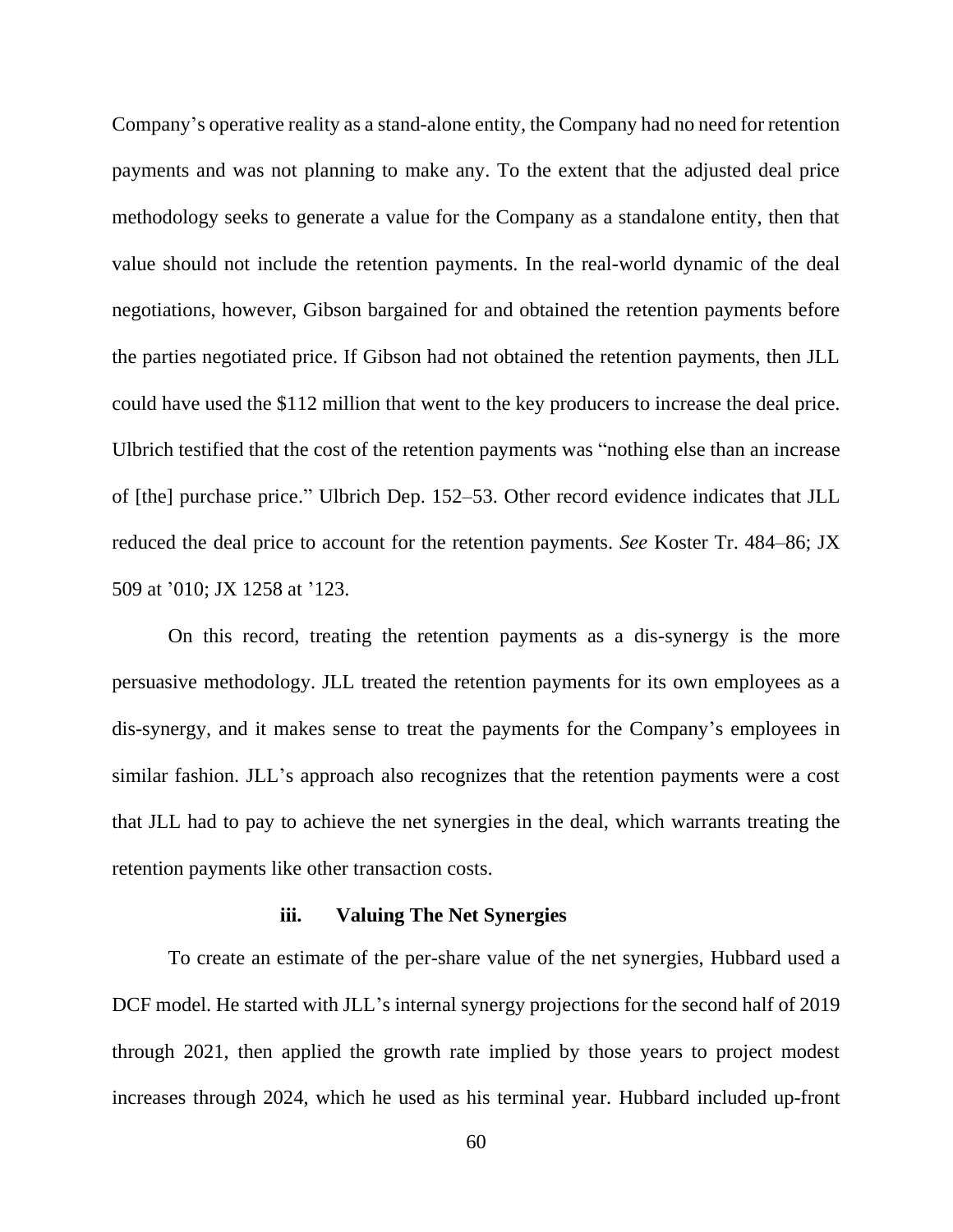Company's operative reality as a stand-alone entity, the Company had no need for retention payments and was not planning to make any. To the extent that the adjusted deal price methodology seeks to generate a value for the Company as a standalone entity, then that value should not include the retention payments. In the real-world dynamic of the deal negotiations, however, Gibson bargained for and obtained the retention payments before the parties negotiated price. If Gibson had not obtained the retention payments, then JLL could have used the $112 million that went to the key producers to increase the deal price. Ulbrich testified that the cost of the retention payments was "nothing else than an increase of [the] purchase price." Ulbrich Dep. 152–53. Other record evidence indicates that JLL reduced the deal price to account for the retention payments. *See* Koster Tr. 484–86; JX 509 at '010; JX 1258 at '123.

On this record, treating the retention payments as a dis-synergy is the more persuasive methodology. JLL treated the retention payments for its own employees as a dis-synergy, and it makes sense to treat the payments for the Company's employees in similar fashion. JLL's approach also recognizes that the retention payments were a cost that JLL had to pay to achieve the net synergies in the deal, which warrants treating the retention payments like other transaction costs.

#### iii. Valuing The Net Synergies

To create an estimate of the per-share value of the net synergies, Hubbard used a DCF model. He started with JLL's internal synergy projections for the second half of 2019 through 2021, then applied the growth rate implied by those years to project modest increases through 2024, which he used as his terminal year. Hubbard included up-front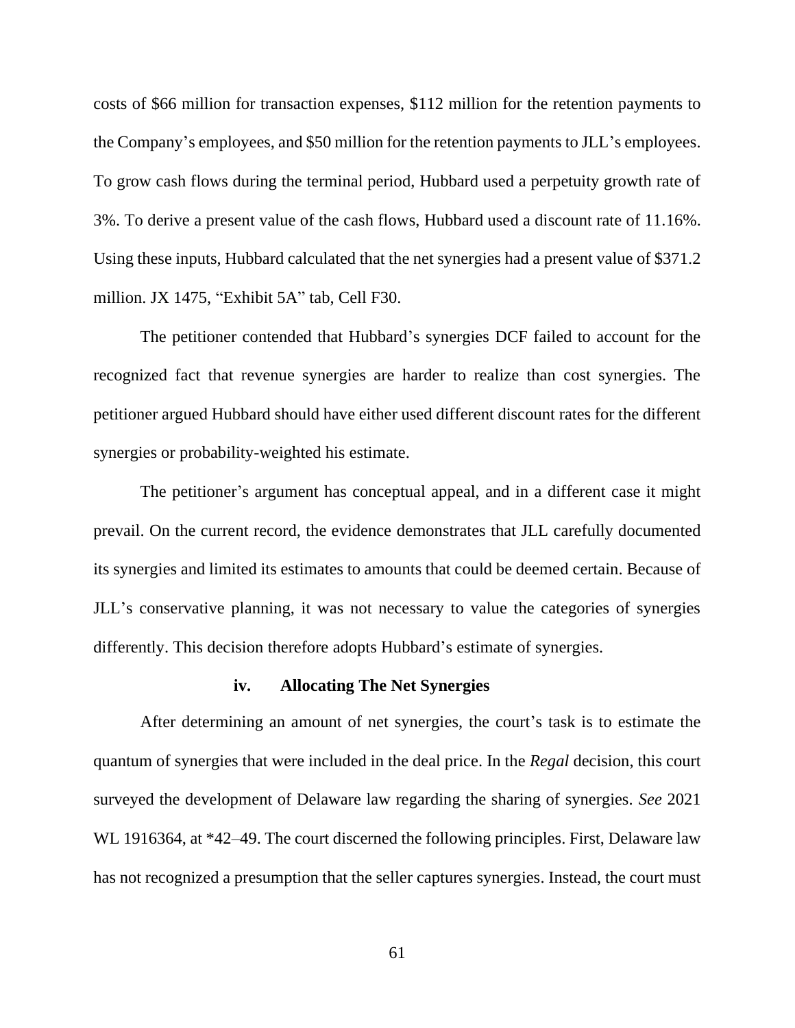costs of \$66 million for transaction expenses, \$112 million for the retention payments to the Company's employees, and \$50 million for the retention payments to JLL's employees. To grow cash flows during the terminal period, Hubbard used a perpetuity growth rate of 3%. To derive a present value of the cash flows, Hubbard used a discount rate of 11.16%. Using these inputs, Hubbard calculated that the net synergies had a present value of \$371.2 million. JX 1475, "Exhibit 5A" tab, Cell F30.

The petitioner contended that Hubbard's synergies DCF failed to account for the recognized fact that revenue synergies are harder to realize than cost synergies. The petitioner argued Hubbard should have either used different discount rates for the different synergies or probability-weighted his estimate.

The petitioner's argument has conceptual appeal, and in a different case it might prevail. On the current record, the evidence demonstrates that JLL carefully documented its synergies and limited its estimates to amounts that could be deemed certain. Because of JLL's conservative planning, it was not necessary to value the categories of synergies differently. This decision therefore adopts Hubbard's estimate of synergies.

#### iv. Allocating The Net Synergies

After determining an amount of net synergies, the court's task is to estimate the quantum of synergies that were included in the deal price. In the *Regal* decision, this court surveyed the development of Delaware law regarding the sharing of synergies. *See* 2021 WL 1916364, at *42–49. The court discerned the following principles. First, Delaware law has not recognized a presumption that the seller captures synergies. Instead, the court must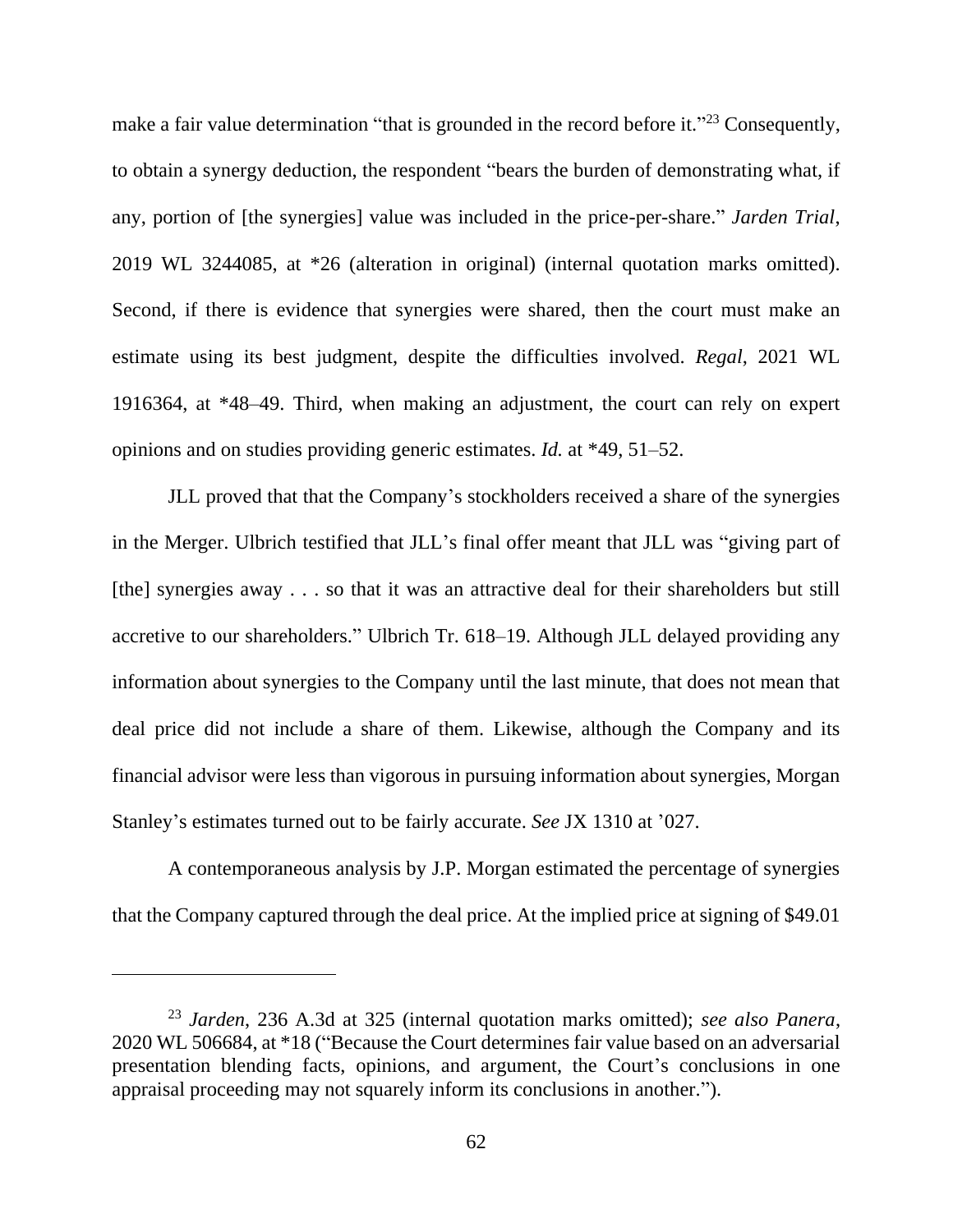make a fair value determination "that is grounded in the record before it."[23] Consequently, to obtain a synergy deduction, the respondent "bears the burden of demonstrating what, if any, portion of [the synergies] value was included in the price-per-share." *Jarden Trial*, 2019 WL 3244085, at *26 (alteration in original) (internal quotation marks omitted). Second, if there is evidence that synergies were shared, then the court must make an estimate using its best judgment, despite the difficulties involved. *Regal*, 2021 WL 1916364, at *48–49. Third, when making an adjustment, the court can rely on expert opinions and on studies providing generic estimates. *Id.* at *49, 51–52.

JLL proved that that the Company's stockholders received a share of the synergies in the Merger. Ulbrich testified that JLL's final offer meant that JLL was "giving part of [the] synergies away . . . so that it was an attractive deal for their shareholders but still accretive to our shareholders." Ulbrich Tr. 618–19. Although JLL delayed providing any information about synergies to the Company until the last minute, that does not mean that deal price did not include a share of them. Likewise, although the Company and its financial advisor were less than vigorous in pursuing information about synergies, Morgan Stanley's estimates turned out to be fairly accurate. *See* JX 1310 at '027.

A contemporaneous analysis by J.P. Morgan estimated the percentage of synergies that the Company captured through the deal price. At the implied price at signing of $49.01

[23] *Jarden*, 236 A.3d at 325 (internal quotation marks omitted); *see also Panera*, 2020 WL 506684, at *18 ("Because the Court determines fair value based on an adversarial presentation blending facts, opinions, and argument, the Court's conclusions in one appraisal proceeding may not squarely inform its conclusions in another.").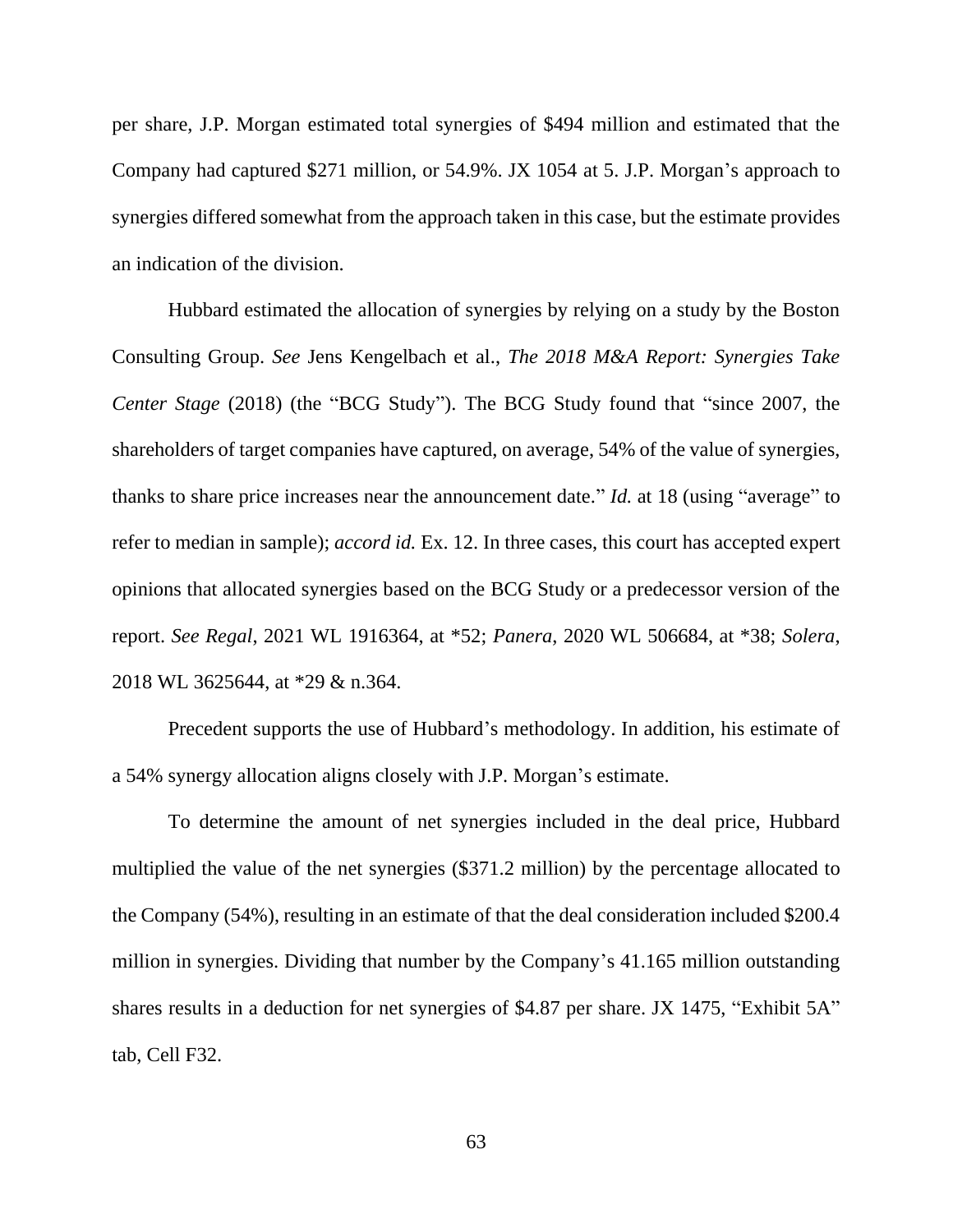per share, J.P. Morgan estimated total synergies of $494 million and estimated that the Company had captured $271 million, or 54.9%. JX 1054 at 5. J.P. Morgan's approach to synergies differed somewhat from the approach taken in this case, but the estimate provides an indication of the division.

Hubbard estimated the allocation of synergies by relying on a study by the Boston Consulting Group. *See* Jens Kengelbach et al., *The 2018 M&A Report: Synergies Take Center Stage* (2018) (the "BCG Study"). The BCG Study found that "since 2007, the shareholders of target companies have captured, on average, 54% of the value of synergies, thanks to share price increases near the announcement date." *Id.* at 18 (using "average" to refer to median in sample); *accord id.* Ex. 12. In three cases, this court has accepted expert opinions that allocated synergies based on the BCG Study or a predecessor version of the report. *See Regal*, 2021 WL 1916364, at *52; *Panera*, 2020 WL 506684, at *38; *Solera*, 2018 WL 3625644, at *29 & n.364.

Precedent supports the use of Hubbard's methodology. In addition, his estimate of a 54% synergy allocation aligns closely with J.P. Morgan's estimate.

To determine the amount of net synergies included in the deal price, Hubbard multiplied the value of the net synergies ($371.2 million) by the percentage allocated to the Company (54%), resulting in an estimate of that the deal consideration included $200.4 million in synergies. Dividing that number by the Company's 41.165 million outstanding shares results in a deduction for net synergies of $4.87 per share. JX 1475, "Exhibit 5A" tab, Cell F32.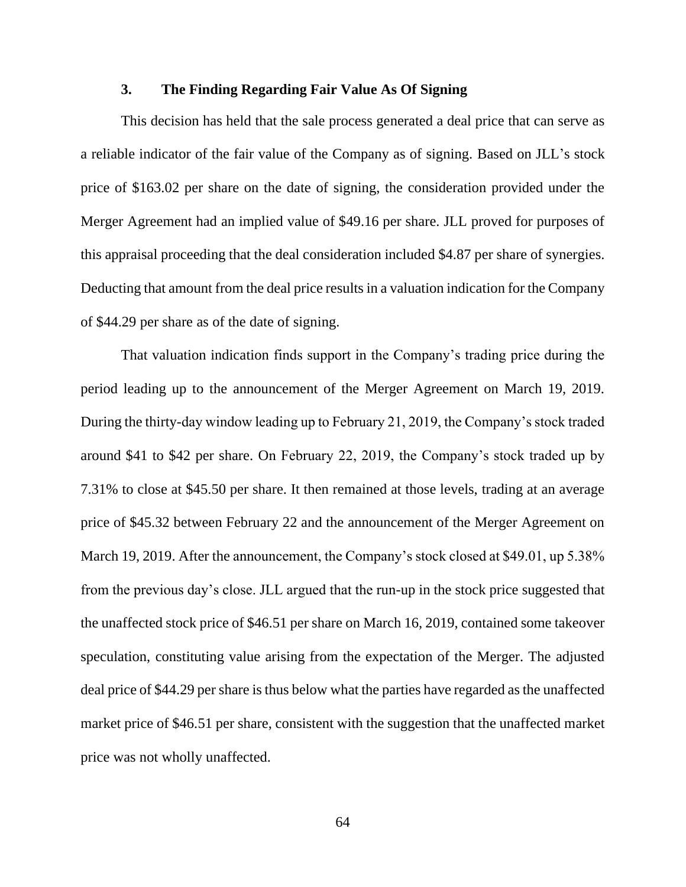### 3. The Finding Regarding Fair Value As Of Signing

This decision has held that the sale process generated a deal price that can serve as a reliable indicator of the fair value of the Company as of signing. Based on JLL's stock price of $163.02 per share on the date of signing, the consideration provided under the Merger Agreement had an implied value of $49.16 per share. JLL proved for purposes of this appraisal proceeding that the deal consideration included $4.87 per share of synergies. Deducting that amount from the deal price results in a valuation indication for the Company of $44.29 per share as of the date of signing.

That valuation indication finds support in the Company's trading price during the period leading up to the announcement of the Merger Agreement on March 19, 2019. During the thirty-day window leading up to February 21, 2019, the Company's stock traded around $41 to $42 per share. On February 22, 2019, the Company's stock traded up by 7.31% to close at $45.50 per share. It then remained at those levels, trading at an average price of $45.32 between February 22 and the announcement of the Merger Agreement on March 19, 2019. After the announcement, the Company's stock closed at $49.01, up 5.38% from the previous day's close. JLL argued that the run-up in the stock price suggested that the unaffected stock price of $46.51 per share on March 16, 2019, contained some takeover speculation, constituting value arising from the expectation of the Merger. The adjusted deal price of $44.29 per share is thus below what the parties have regarded as the unaffected market price of $46.51 per share, consistent with the suggestion that the unaffected market price was not wholly unaffected.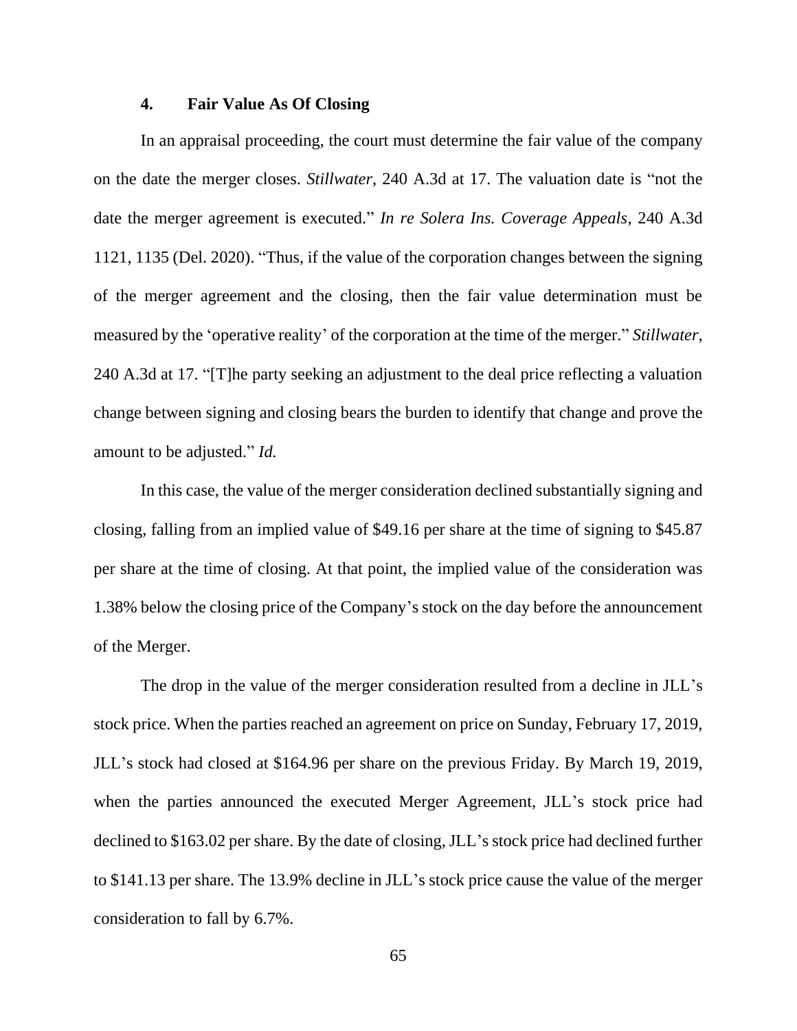### 4. Fair Value As Of Closing

In an appraisal proceeding, the court must determine the fair value of the company on the date the merger closes. *Stillwater*, 240 A.3d at 17. The valuation date is "not the date the merger agreement is executed." *In re Solera Ins. Coverage Appeals*, 240 A.3d 1121, 1135 (Del. 2020). "Thus, if the value of the corporation changes between the signing of the merger agreement and the closing, then the fair value determination must be measured by the 'operative reality' of the corporation at the time of the merger." *Stillwater*, 240 A.3d at 17. "[T]he party seeking an adjustment to the deal price reflecting a valuation change between signing and closing bears the burden to identify that change and prove the amount to be adjusted." *Id.*

In this case, the value of the merger consideration declined substantially signing and closing, falling from an implied value of $49.16 per share at the time of signing to $45.87 per share at the time of closing. At that point, the implied value of the consideration was 1.38% below the closing price of the Company's stock on the day before the announcement of the Merger.

The drop in the value of the merger consideration resulted from a decline in JLL's stock price. When the parties reached an agreement on price on Sunday, February 17, 2019, JLL's stock had closed at $164.96 per share on the previous Friday. By March 19, 2019, when the parties announced the executed Merger Agreement, JLL's stock price had declined to $163.02 per share. By the date of closing, JLL's stock price had declined further to $141.13 per share. The 13.9% decline in JLL's stock price cause the value of the merger consideration to fall by 6.7%.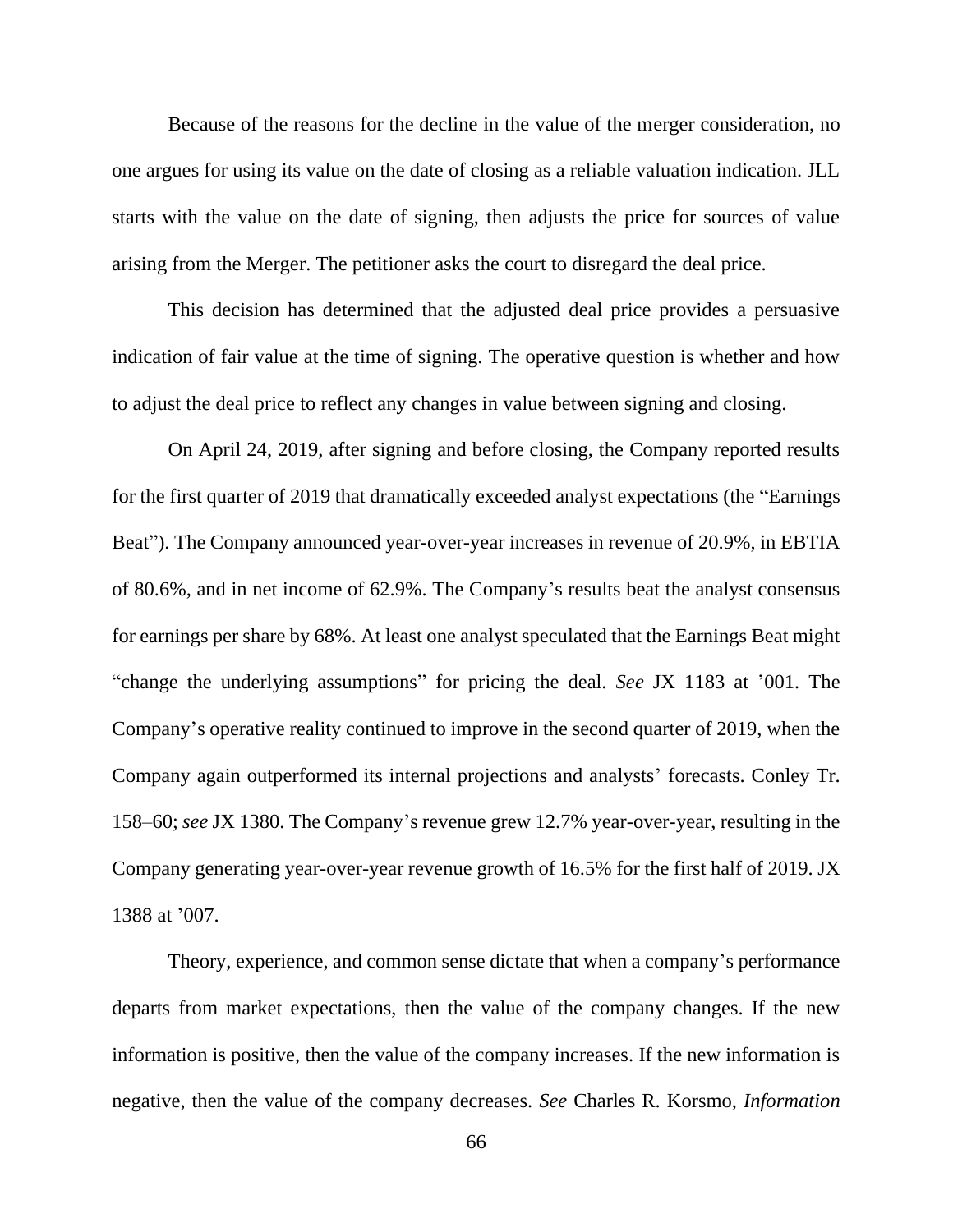Because of the reasons for the decline in the value of the merger consideration, no one argues for using its value on the date of closing as a reliable valuation indication. JLL starts with the value on the date of signing, then adjusts the price for sources of value arising from the Merger. The petitioner asks the court to disregard the deal price.

This decision has determined that the adjusted deal price provides a persuasive indication of fair value at the time of signing. The operative question is whether and how to adjust the deal price to reflect any changes in value between signing and closing.

On April 24, 2019, after signing and before closing, the Company reported results for the first quarter of 2019 that dramatically exceeded analyst expectations (the "Earnings Beat"). The Company announced year-over-year increases in revenue of 20.9%, in EBTIA of 80.6%, and in net income of 62.9%. The Company's results beat the analyst consensus for earnings per share by 68%. At least one analyst speculated that the Earnings Beat might "change the underlying assumptions" for pricing the deal. *See* JX 1183 at '001. The Company's operative reality continued to improve in the second quarter of 2019, when the Company again outperformed its internal projections and analysts' forecasts. Conley Tr. 158–60; *see* JX 1380. The Company's revenue grew 12.7% year-over-year, resulting in the Company generating year-over-year revenue growth of 16.5% for the first half of 2019. JX 1388 at '007.

Theory, experience, and common sense dictate that when a company's performance departs from market expectations, then the value of the company changes. If the new information is positive, then the value of the company increases. If the new information is negative, then the value of the company decreases. *See* Charles R. Korsmo, *Information*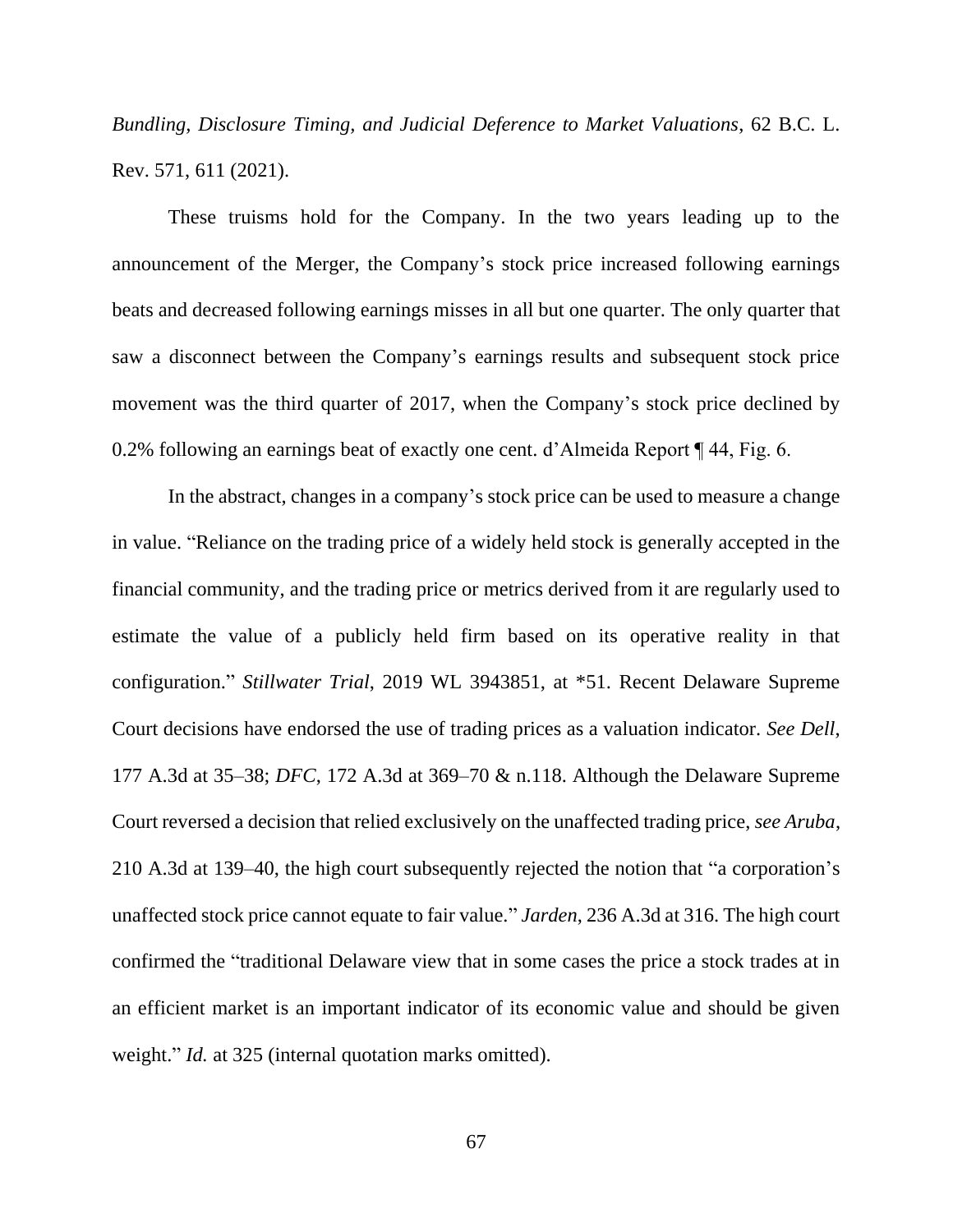*Bundling, Disclosure Timing, and Judicial Deference to Market Valuations*, 62 B.C. L. Rev. 571, 611 (2021).

These truisms hold for the Company. In the two years leading up to the announcement of the Merger, the Company's stock price increased following earnings beats and decreased following earnings misses in all but one quarter. The only quarter that saw a disconnect between the Company's earnings results and subsequent stock price movement was the third quarter of 2017, when the Company's stock price declined by 0.2% following an earnings beat of exactly one cent. d'Almeida Report ¶ 44, Fig. 6.

In the abstract, changes in a company's stock price can be used to measure a change in value. "Reliance on the trading price of a widely held stock is generally accepted in the financial community, and the trading price or metrics derived from it are regularly used to estimate the value of a publicly held firm based on its operative reality in that configuration." *Stillwater Trial*, 2019 WL 3943851, at *51. Recent Delaware Supreme Court decisions have endorsed the use of trading prices as a valuation indicator. *See Dell*, 177 A.3d at 35–38; *DFC*, 172 A.3d at 369–70 & n.118. Although the Delaware Supreme Court reversed a decision that relied exclusively on the unaffected trading price, *see Aruba*, 210 A.3d at 139–40, the high court subsequently rejected the notion that "a corporation's unaffected stock price cannot equate to fair value." *Jarden*, 236 A.3d at 316. The high court confirmed the "traditional Delaware view that in some cases the price a stock trades at in an efficient market is an important indicator of its economic value and should be given weight." *Id.* at 325 (internal quotation marks omitted).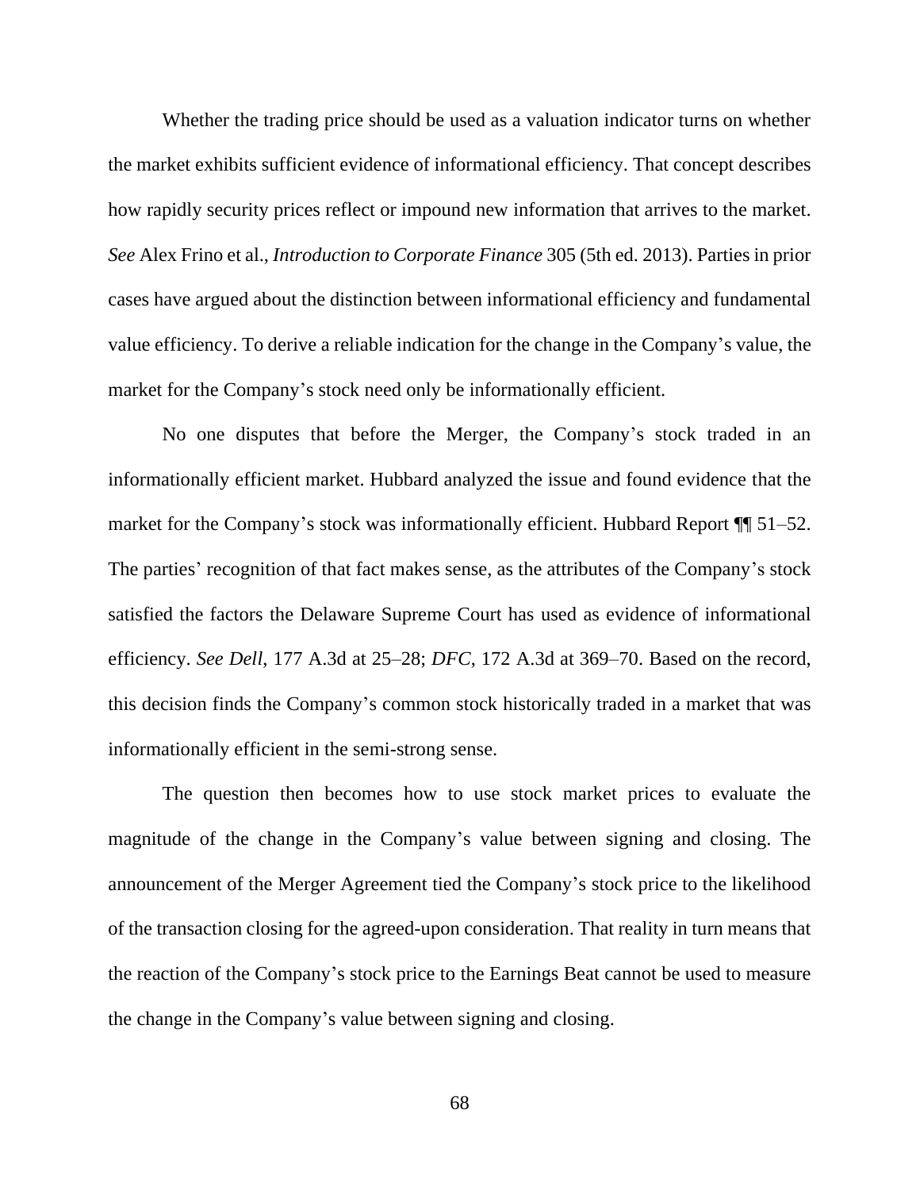Whether the trading price should be used as a valuation indicator turns on whether the market exhibits sufficient evidence of informational efficiency. That concept describes how rapidly security prices reflect or impound new information that arrives to the market. *See* Alex Frino et al., *Introduction to Corporate Finance* 305 (5th ed. 2013). Parties in prior cases have argued about the distinction between informational efficiency and fundamental value efficiency. To derive a reliable indication for the change in the Company's value, the market for the Company's stock need only be informationally efficient.

No one disputes that before the Merger, the Company's stock traded in an informationally efficient market. Hubbard analyzed the issue and found evidence that the market for the Company's stock was informationally efficient. Hubbard Report ¶¶ 51–52. The parties' recognition of that fact makes sense, as the attributes of the Company's stock satisfied the factors the Delaware Supreme Court has used as evidence of informational efficiency. *See Dell*, 177 A.3d at 25–28; *DFC*, 172 A.3d at 369–70. Based on the record, this decision finds the Company's common stock historically traded in a market that was informationally efficient in the semi-strong sense.

The question then becomes how to use stock market prices to evaluate the magnitude of the change in the Company's value between signing and closing. The announcement of the Merger Agreement tied the Company's stock price to the likelihood of the transaction closing for the agreed-upon consideration. That reality in turn means that the reaction of the Company's stock price to the Earnings Beat cannot be used to measure the change in the Company's value between signing and closing.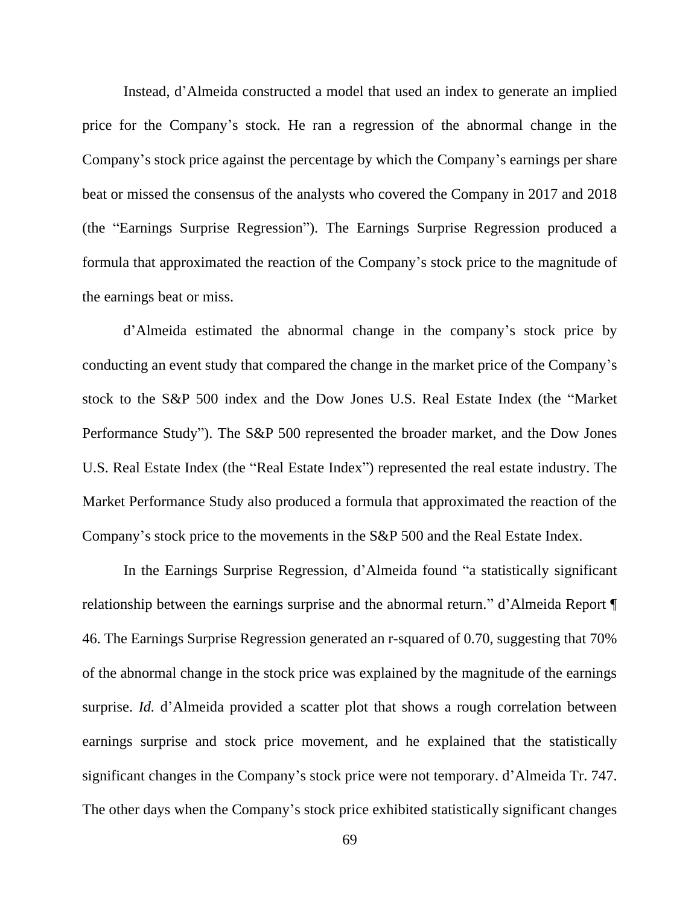Instead, d'Almeida constructed a model that used an index to generate an implied price for the Company's stock. He ran a regression of the abnormal change in the Company's stock price against the percentage by which the Company's earnings per share beat or missed the consensus of the analysts who covered the Company in 2017 and 2018 (the "Earnings Surprise Regression"). The Earnings Surprise Regression produced a formula that approximated the reaction of the Company's stock price to the magnitude of the earnings beat or miss.

d'Almeida estimated the abnormal change in the company's stock price by conducting an event study that compared the change in the market price of the Company's stock to the S&P 500 index and the Dow Jones U.S. Real Estate Index (the "Market Performance Study"). The S&P 500 represented the broader market, and the Dow Jones U.S. Real Estate Index (the "Real Estate Index") represented the real estate industry. The Market Performance Study also produced a formula that approximated the reaction of the Company's stock price to the movements in the S&P 500 and the Real Estate Index.

In the Earnings Surprise Regression, d'Almeida found "a statistically significant relationship between the earnings surprise and the abnormal return." d'Almeida Report ¶ 46. The Earnings Surprise Regression generated an r-squared of 0.70, suggesting that 70% of the abnormal change in the stock price was explained by the magnitude of the earnings surprise. *Id.* d'Almeida provided a scatter plot that shows a rough correlation between earnings surprise and stock price movement, and he explained that the statistically significant changes in the Company's stock price were not temporary. d'Almeida Tr. 747. The other days when the Company's stock price exhibited statistically significant changes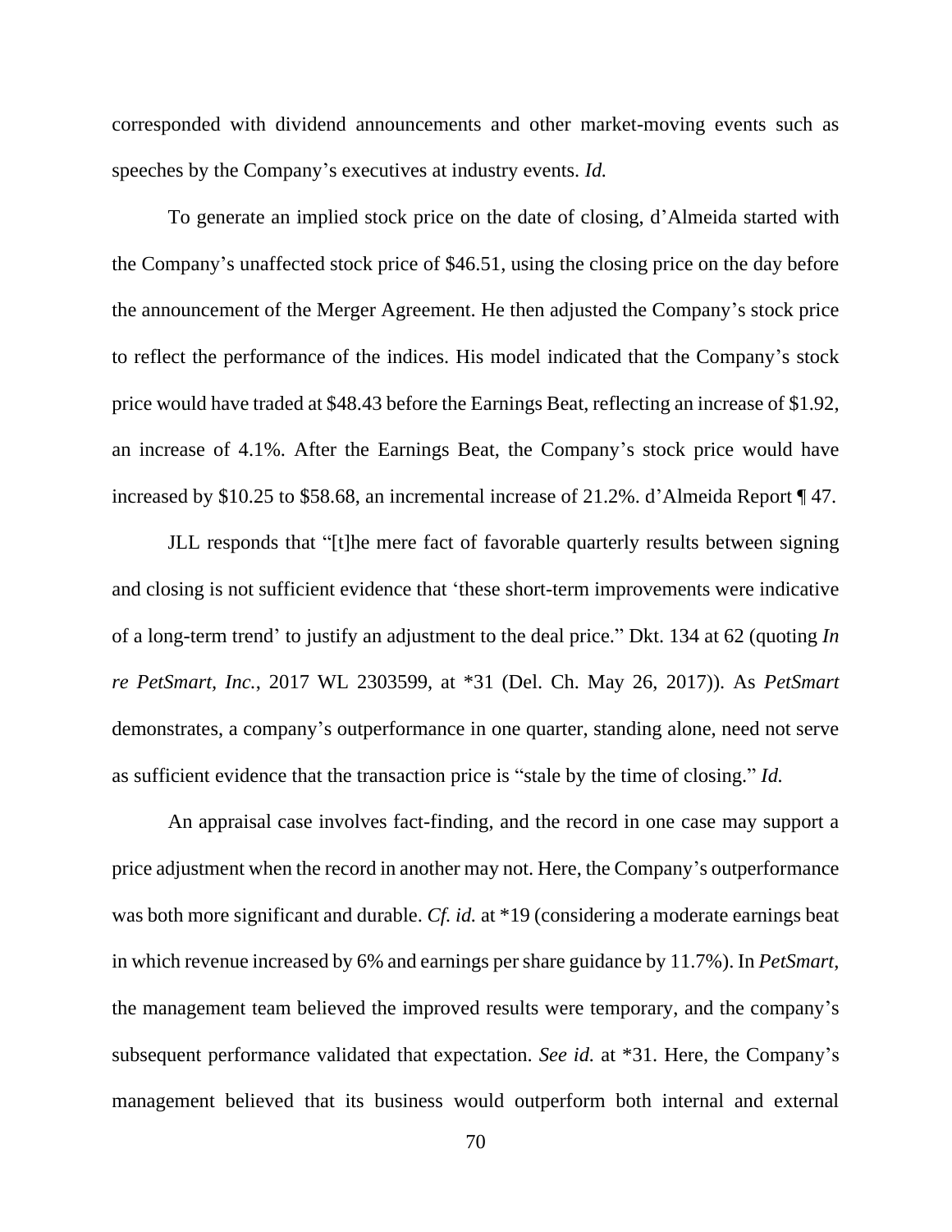corresponded with dividend announcements and other market-moving events such as speeches by the Company's executives at industry events. *Id.*

To generate an implied stock price on the date of closing, d'Almeida started with the Company's unaffected stock price of $46.51, using the closing price on the day before the announcement of the Merger Agreement. He then adjusted the Company's stock price to reflect the performance of the indices. His model indicated that the Company's stock price would have traded at $48.43 before the Earnings Beat, reflecting an increase of $1.92, an increase of 4.1%. After the Earnings Beat, the Company's stock price would have increased by $10.25 to $58.68, an incremental increase of 21.2%. d'Almeida Report ¶ 47.

JLL responds that "[t]he mere fact of favorable quarterly results between signing and closing is not sufficient evidence that 'these short-term improvements were indicative of a long-term trend' to justify an adjustment to the deal price." Dkt. 134 at 62 (quoting *In re PetSmart, Inc.*, 2017 WL 2303599, at *31 (Del. Ch. May 26, 2017)). As *PetSmart* demonstrates, a company's outperformance in one quarter, standing alone, need not serve as sufficient evidence that the transaction price is "stale by the time of closing." *Id.*

An appraisal case involves fact-finding, and the record in one case may support a price adjustment when the record in another may not. Here, the Company's outperformance was both more significant and durable. *Cf. id.* at *19 (considering a moderate earnings beat in which revenue increased by 6% and earnings per share guidance by 11.7%). In *PetSmart*, the management team believed the improved results were temporary, and the company's subsequent performance validated that expectation. *See id.* at *31. Here, the Company's management believed that its business would outperform both internal and external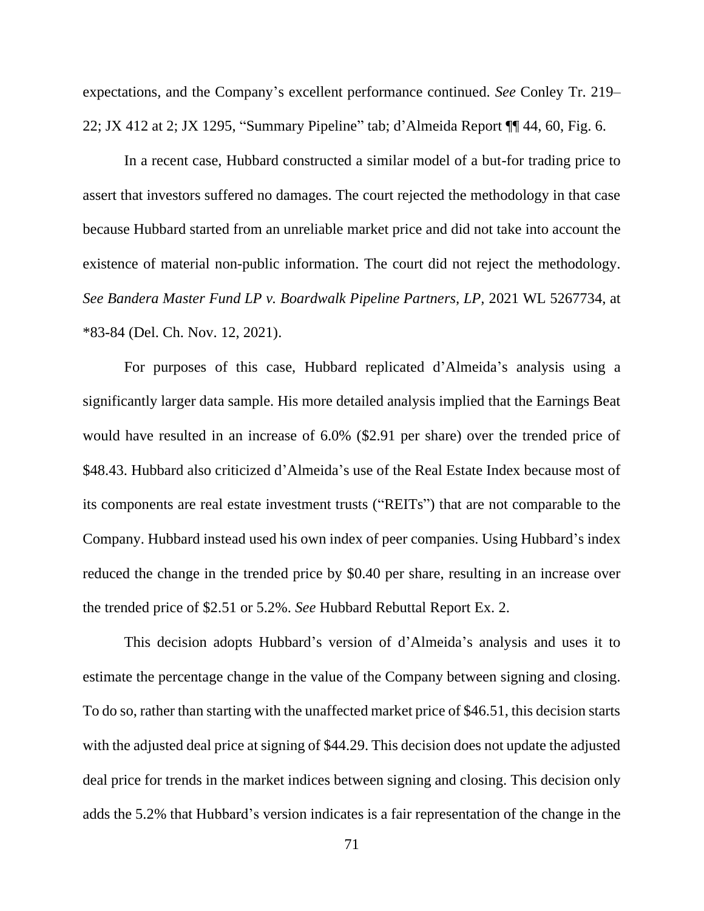expectations, and the Company's excellent performance continued. *See* Conley Tr. 219–22; JX 412 at 2; JX 1295, "Summary Pipeline" tab; d'Almeida Report ¶¶ 44, 60, Fig. 6.

In a recent case, Hubbard constructed a similar model of a but-for trading price to assert that investors suffered no damages. The court rejected the methodology in that case because Hubbard started from an unreliable market price and did not take into account the existence of material non-public information. The court did not reject the methodology. *See Bandera Master Fund LP v. Boardwalk Pipeline Partners, LP*, 2021 WL 5267734, at *83-84 (Del. Ch. Nov. 12, 2021).

For purposes of this case, Hubbard replicated d'Almeida's analysis using a significantly larger data sample. His more detailed analysis implied that the Earnings Beat would have resulted in an increase of 6.0% ($2.91 per share) over the trended price of $48.43. Hubbard also criticized d'Almeida's use of the Real Estate Index because most of its components are real estate investment trusts ("REITs") that are not comparable to the Company. Hubbard instead used his own index of peer companies. Using Hubbard's index reduced the change in the trended price by $0.40 per share, resulting in an increase over the trended price of $2.51 or 5.2%. *See* Hubbard Rebuttal Report Ex. 2.

This decision adopts Hubbard's version of d'Almeida's analysis and uses it to estimate the percentage change in the value of the Company between signing and closing. To do so, rather than starting with the unaffected market price of $46.51, this decision starts with the adjusted deal price at signing of $44.29. This decision does not update the adjusted deal price for trends in the market indices between signing and closing. This decision only adds the 5.2% that Hubbard's version indicates is a fair representation of the change in the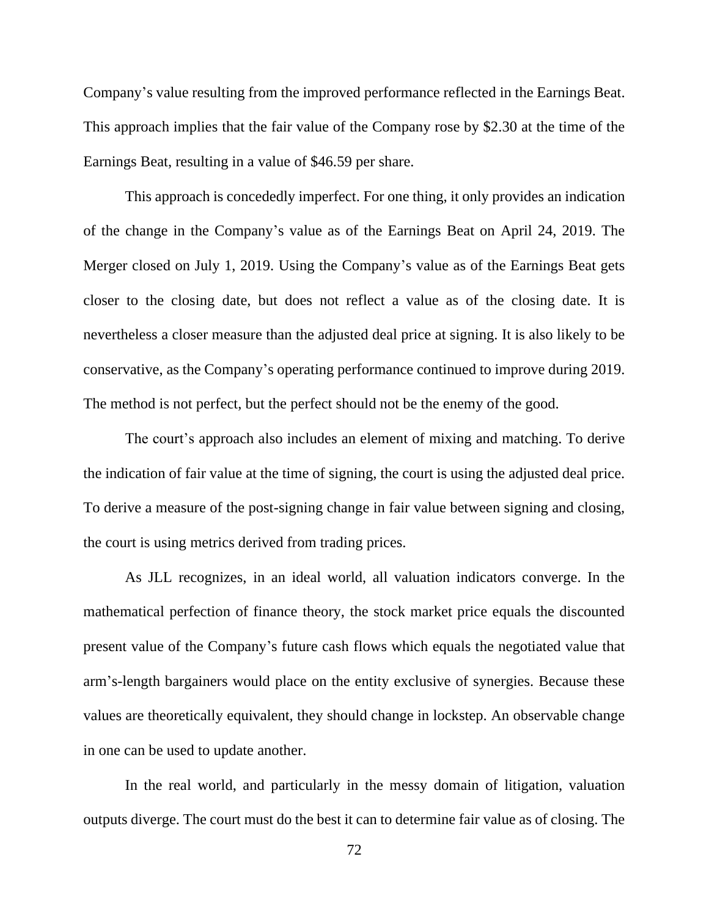Company's value resulting from the improved performance reflected in the Earnings Beat. This approach implies that the fair value of the Company rose by $2.30 at the time of the Earnings Beat, resulting in a value of $46.59 per share.

This approach is concededly imperfect. For one thing, it only provides an indication of the change in the Company's value as of the Earnings Beat on April 24, 2019. The Merger closed on July 1, 2019. Using the Company's value as of the Earnings Beat gets closer to the closing date, but does not reflect a value as of the closing date. It is nevertheless a closer measure than the adjusted deal price at signing. It is also likely to be conservative, as the Company's operating performance continued to improve during 2019. The method is not perfect, but the perfect should not be the enemy of the good.

The court's approach also includes an element of mixing and matching. To derive the indication of fair value at the time of signing, the court is using the adjusted deal price. To derive a measure of the post-signing change in fair value between signing and closing, the court is using metrics derived from trading prices.

As JLL recognizes, in an ideal world, all valuation indicators converge. In the mathematical perfection of finance theory, the stock market price equals the discounted present value of the Company's future cash flows which equals the negotiated value that arm's-length bargainers would place on the entity exclusive of synergies. Because these values are theoretically equivalent, they should change in lockstep. An observable change in one can be used to update another.

In the real world, and particularly in the messy domain of litigation, valuation outputs diverge. The court must do the best it can to determine fair value as of closing. The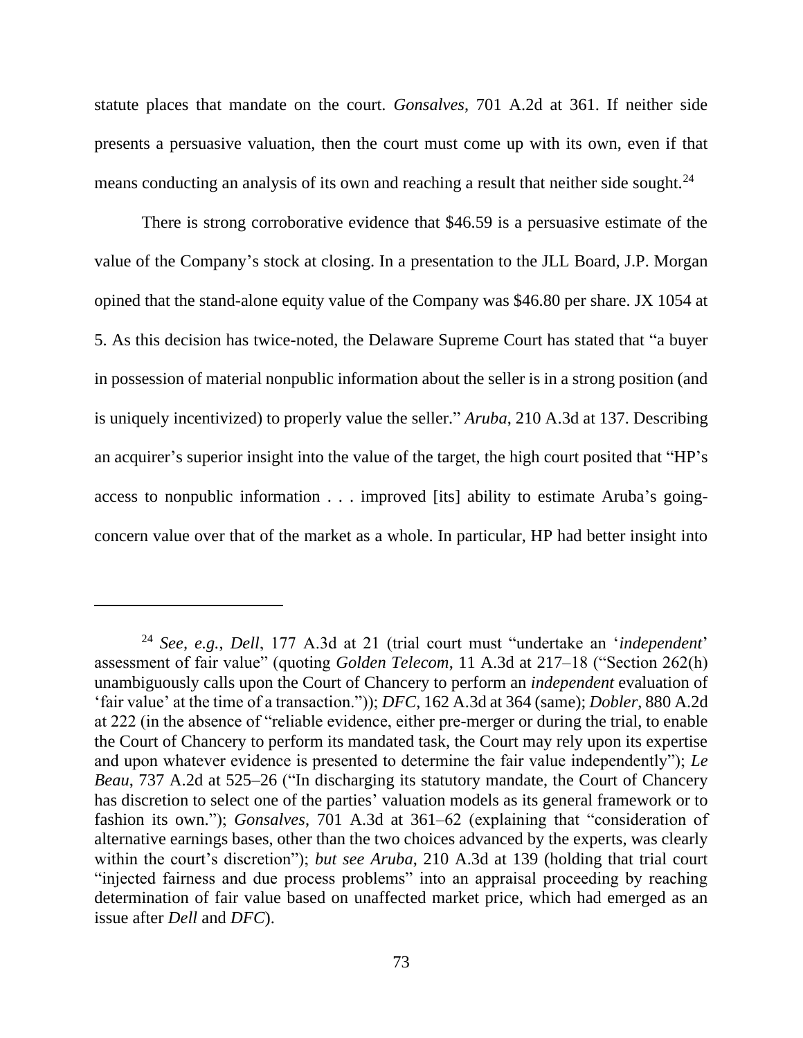statute places that mandate on the court. *Gonsalves*, 701 A.2d at 361. If neither side presents a persuasive valuation, then the court must come up with its own, even if that means conducting an analysis of its own and reaching a result that neither side sought.[24]

There is strong corroborative evidence that $46.59 is a persuasive estimate of the value of the Company's stock at closing. In a presentation to the JLL Board, J.P. Morgan opined that the stand-alone equity value of the Company was $46.80 per share. JX 1054 at 5. As this decision has twice-noted, the Delaware Supreme Court has stated that "a buyer in possession of material nonpublic information about the seller is in a strong position (and is uniquely incentivized) to properly value the seller." *Aruba*, 210 A.3d at 137. Describing an acquirer's superior insight into the value of the target, the high court posited that "HP's access to nonpublic information . . . improved [its] ability to estimate Aruba's going-concern value over that of the market as a whole. In particular, HP had better insight into

---

[24] *See, e.g.*, *Dell*, 177 A.3d at 21 (trial court must "undertake an '*independent*' assessment of fair value" (quoting *Golden Telecom*, 11 A.3d at 217–18 ("Section 262(h) unambiguously calls upon the Court of Chancery to perform an *independent* evaluation of 'fair value' at the time of a transaction.")); *DFC*, 162 A.3d at 364 (same); *Dobler*, 880 A.2d at 222 (in the absence of "reliable evidence, either pre-merger or during the trial, to enable the Court of Chancery to perform its mandated task, the Court may rely upon its expertise and upon whatever evidence is presented to determine the fair value independently"); *Le Beau*, 737 A.2d at 525–26 ("In discharging its statutory mandate, the Court of Chancery has discretion to select one of the parties' valuation models as its general framework or to fashion its own."); *Gonsalves*, 701 A.3d at 361–62 (explaining that "consideration of alternative earnings bases, other than the two choices advanced by the experts, was clearly within the court's discretion"); *but see Aruba*, 210 A.3d at 139 (holding that trial court "injected fairness and due process problems" into an appraisal proceeding by reaching determination of fair value based on unaffected market price, which had emerged as an issue after *Dell* and *DFC*).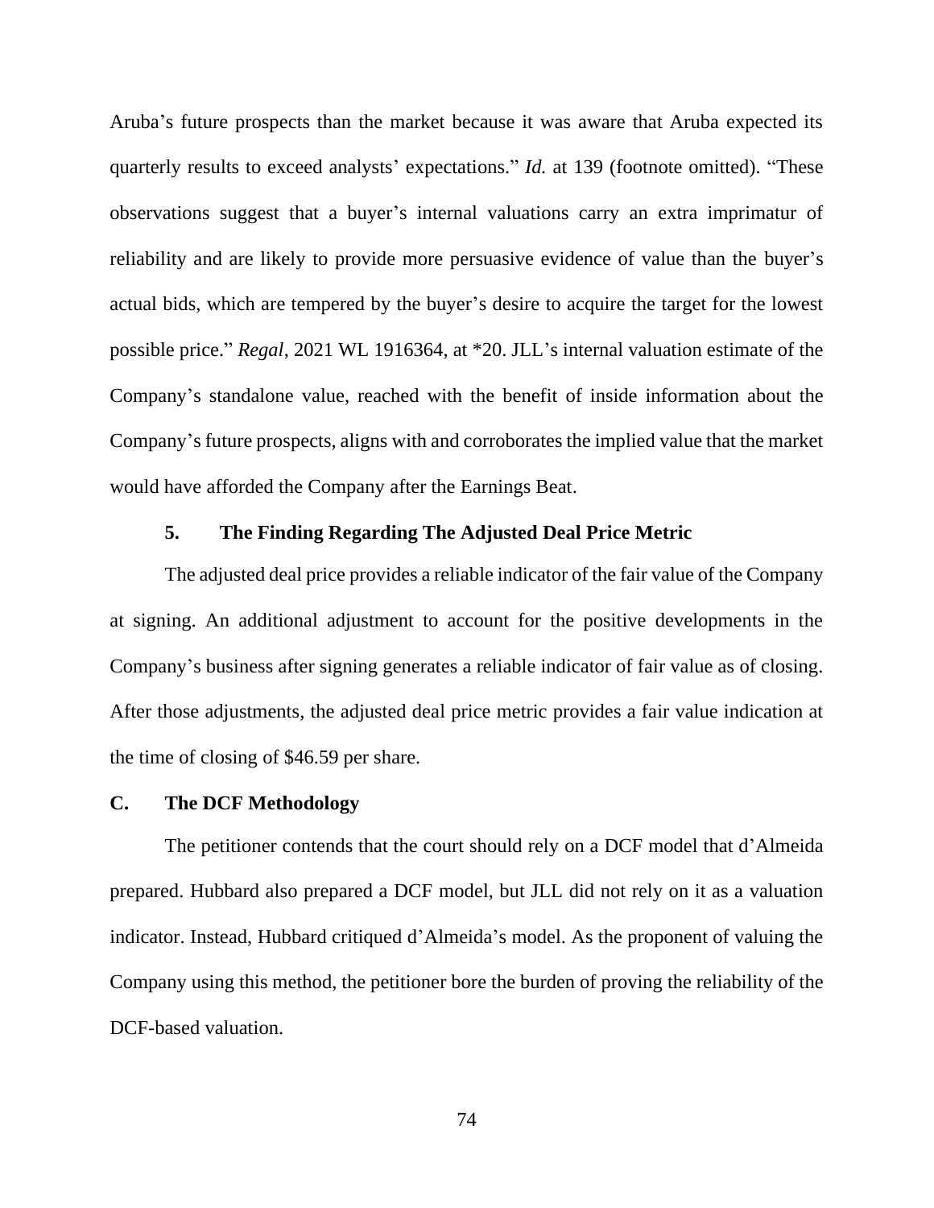Aruba's future prospects than the market because it was aware that Aruba expected its quarterly results to exceed analysts' expectations." *Id.* at 139 (footnote omitted). "These observations suggest that a buyer's internal valuations carry an extra imprimatur of reliability and are likely to provide more persuasive evidence of value than the buyer's actual bids, which are tempered by the buyer's desire to acquire the target for the lowest possible price." *Regal*, 2021 WL 1916364, at *20. JLL's internal valuation estimate of the Company's standalone value, reached with the benefit of inside information about the Company's future prospects, aligns with and corroborates the implied value that the market would have afforded the Company after the Earnings Beat.

#### 5. The Finding Regarding The Adjusted Deal Price Metric

The adjusted deal price provides a reliable indicator of the fair value of the Company at signing. An additional adjustment to account for the positive developments in the Company's business after signing generates a reliable indicator of fair value as of closing. After those adjustments, the adjusted deal price metric provides a fair value indication at the time of closing of $46.59 per share.

### C. The DCF Methodology

The petitioner contends that the court should rely on a DCF model that d'Almeida prepared. Hubbard also prepared a DCF model, but JLL did not rely on it as a valuation indicator. Instead, Hubbard critiqued d'Almeida's model. As the proponent of valuing the Company using this method, the petitioner bore the burden of proving the reliability of the DCF-based valuation.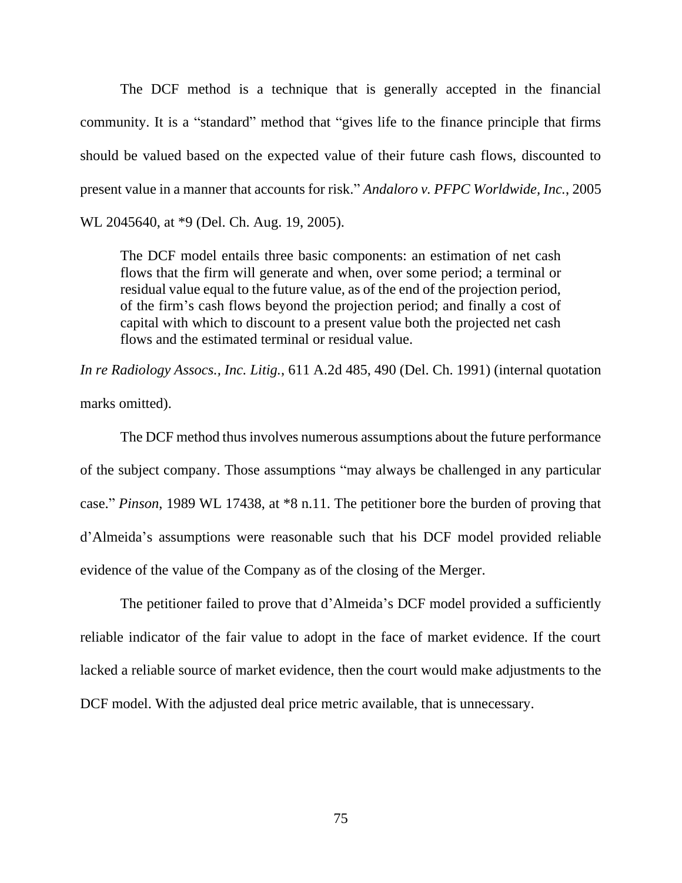The DCF method is a technique that is generally accepted in the financial community. It is a "standard" method that "gives life to the finance principle that firms should be valued based on the expected value of their future cash flows, discounted to present value in a manner that accounts for risk." *Andaloro v. PFPC Worldwide, Inc.*, 2005 WL 2045640, at *9 (Del. Ch. Aug. 19, 2005).

> The DCF model entails three basic components: an estimation of net cash flows that the firm will generate and when, over some period; a terminal or residual value equal to the future value, as of the end of the projection period, of the firm's cash flows beyond the projection period; and finally a cost of capital with which to discount to a present value both the projected net cash flows and the estimated terminal or residual value.

*In re Radiology Assocs., Inc. Litig.*, 611 A.2d 485, 490 (Del. Ch. 1991) (internal quotation marks omitted).

The DCF method thus involves numerous assumptions about the future performance of the subject company. Those assumptions "may always be challenged in any particular case." *Pinson*, 1989 WL 17438, at *8 n.11. The petitioner bore the burden of proving that d'Almeida's assumptions were reasonable such that his DCF model provided reliable evidence of the value of the Company as of the closing of the Merger.

The petitioner failed to prove that d'Almeida's DCF model provided a sufficiently reliable indicator of the fair value to adopt in the face of market evidence. If the court lacked a reliable source of market evidence, then the court would make adjustments to the DCF model. With the adjusted deal price metric available, that is unnecessary.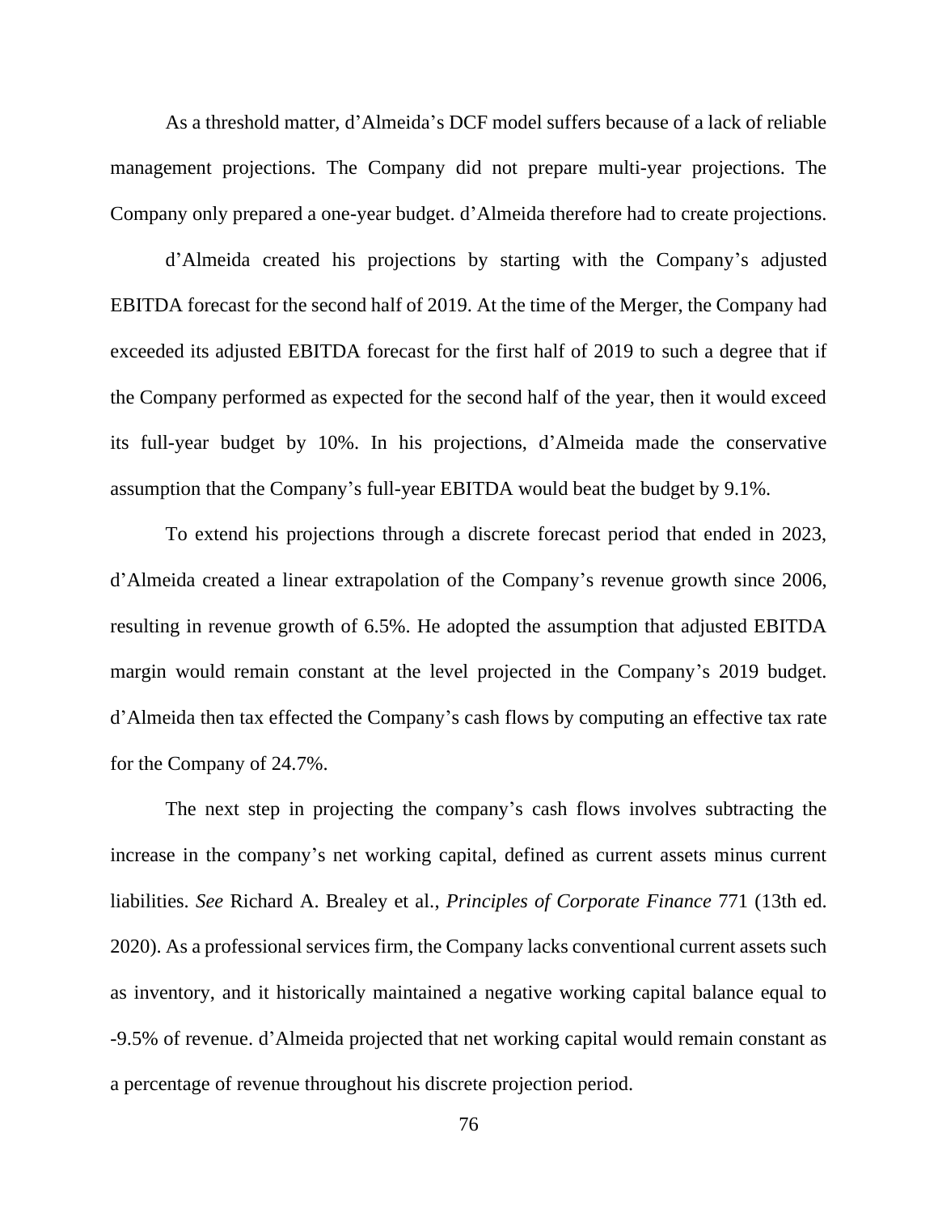As a threshold matter, d'Almeida's DCF model suffers because of a lack of reliable management projections. The Company did not prepare multi-year projections. The Company only prepared a one-year budget. d'Almeida therefore had to create projections.

d'Almeida created his projections by starting with the Company's adjusted EBITDA forecast for the second half of 2019. At the time of the Merger, the Company had exceeded its adjusted EBITDA forecast for the first half of 2019 to such a degree that if the Company performed as expected for the second half of the year, then it would exceed its full-year budget by 10%. In his projections, d'Almeida made the conservative assumption that the Company's full-year EBITDA would beat the budget by 9.1%.

To extend his projections through a discrete forecast period that ended in 2023, d'Almeida created a linear extrapolation of the Company's revenue growth since 2006, resulting in revenue growth of 6.5%. He adopted the assumption that adjusted EBITDA margin would remain constant at the level projected in the Company's 2019 budget. d'Almeida then tax effected the Company's cash flows by computing an effective tax rate for the Company of 24.7%.

The next step in projecting the company's cash flows involves subtracting the increase in the company's net working capital, defined as current assets minus current liabilities. *See* Richard A. Brealey et al., *Principles of Corporate Finance* 771 (13th ed. 2020). As a professional services firm, the Company lacks conventional current assets such as inventory, and it historically maintained a negative working capital balance equal to -9.5% of revenue. d'Almeida projected that net working capital would remain constant as a percentage of revenue throughout his discrete projection period.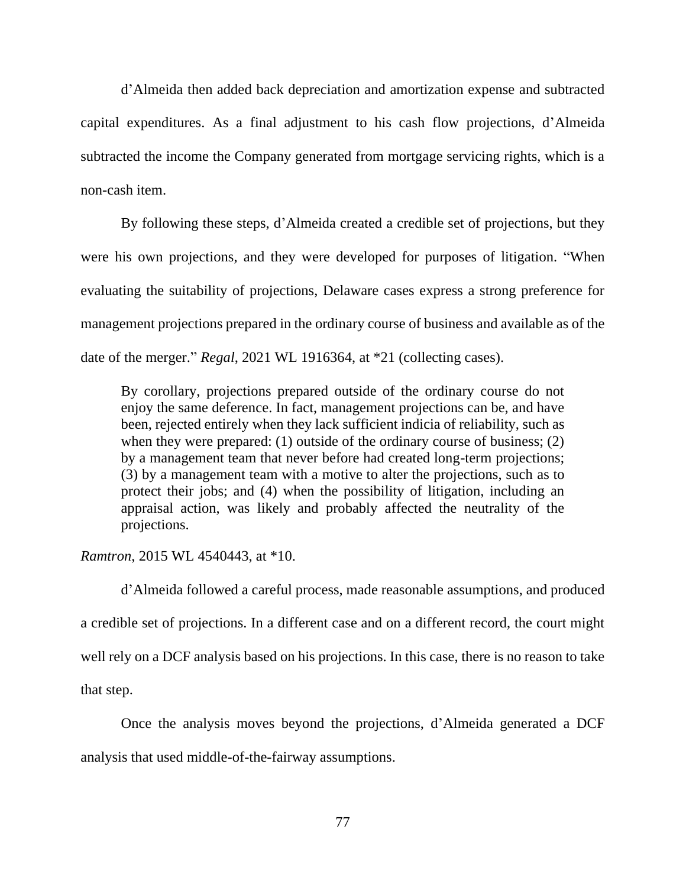d'Almeida then added back depreciation and amortization expense and subtracted capital expenditures. As a final adjustment to his cash flow projections, d'Almeida subtracted the income the Company generated from mortgage servicing rights, which is a non-cash item.

By following these steps, d'Almeida created a credible set of projections, but they were his own projections, and they were developed for purposes of litigation. "When evaluating the suitability of projections, Delaware cases express a strong preference for management projections prepared in the ordinary course of business and available as of the date of the merger." *Regal*, 2021 WL 1916364, at *21 (collecting cases).

> By corollary, projections prepared outside of the ordinary course do not enjoy the same deference. In fact, management projections can be, and have been, rejected entirely when they lack sufficient indicia of reliability, such as when they were prepared: (1) outside of the ordinary course of business; (2) by a management team that never before had created long-term projections; (3) by a management team with a motive to alter the projections, such as to protect their jobs; and (4) when the possibility of litigation, including an appraisal action, was likely and probably affected the neutrality of the projections.

*Ramtron*, 2015 WL 4540443, at *10.

d'Almeida followed a careful process, made reasonable assumptions, and produced a credible set of projections. In a different case and on a different record, the court might well rely on a DCF analysis based on his projections. In this case, there is no reason to take that step.

Once the analysis moves beyond the projections, d'Almeida generated a DCF analysis that used middle-of-the-fairway assumptions.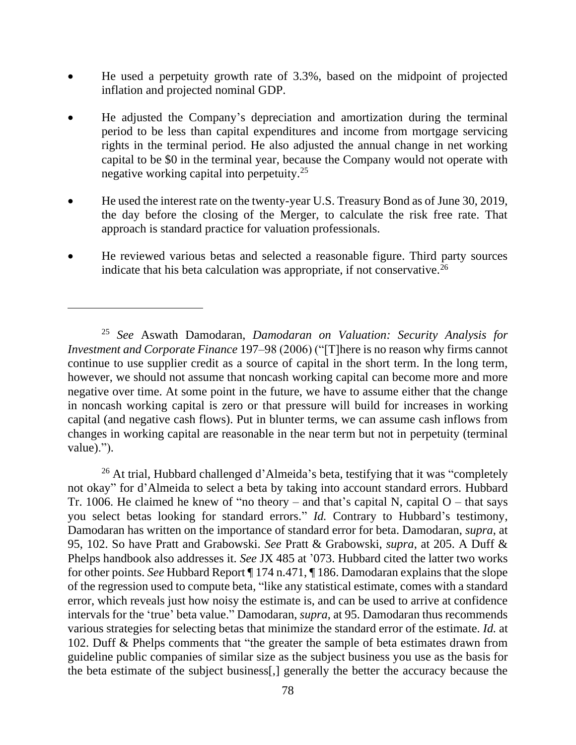- He used a perpetuity growth rate of 3.3%, based on the midpoint of projected inflation and projected nominal GDP.

- He adjusted the Company's depreciation and amortization during the terminal period to be less than capital expenditures and income from mortgage servicing rights in the terminal period. He also adjusted the annual change in net working capital to be $0 in the terminal year, because the Company would not operate with negative working capital into perpetuity.[25]

- He used the interest rate on the twenty-year U.S. Treasury Bond as of June 30, 2019, the day before the closing of the Merger, to calculate the risk free rate. That approach is standard practice for valuation professionals.

- He reviewed various betas and selected a reasonable figure. Third party sources indicate that his beta calculation was appropriate, if not conservative.[26]

---

[25] *See* Aswath Damodaran, *Damodaran on Valuation: Security Analysis for Investment and Corporate Finance* 197–98 (2006) ("[T]here is no reason why firms cannot continue to use supplier credit as a source of capital in the short term. In the long term, however, we should not assume that noncash working capital can become more and more negative over time. At some point in the future, we have to assume either that the change in noncash working capital is zero or that pressure will build for increases in working capital (and negative cash flows). Put in blunter terms, we can assume cash inflows from changes in working capital are reasonable in the near term but not in perpetuity (terminal value).").

[26] At trial, Hubbard challenged d'Almeida's beta, testifying that it was "completely not okay" for d'Almeida to select a beta by taking into account standard errors. Hubbard Tr. 1006. He claimed he knew of "no theory – and that's capital N, capital O – that says you select betas looking for standard errors." *Id.* Contrary to Hubbard's testimony, Damodaran has written on the importance of standard error for beta. Damodaran, *supra*, at 95, 102. So have Pratt and Grabowski. *See* Pratt & Grabowski, *supra*, at 205. A Duff & Phelps handbook also addresses it. *See* JX 485 at '073. Hubbard cited the latter two works for other points. *See* Hubbard Report ¶ 174 n.471, ¶ 186. Damodaran explains that the slope of the regression used to compute beta, "like any statistical estimate, comes with a standard error, which reveals just how noisy the estimate is, and can be used to arrive at confidence intervals for the 'true' beta value." Damodaran, *supra*, at 95. Damodaran thus recommends various strategies for selecting betas that minimize the standard error of the estimate. *Id.* at 102. Duff & Phelps comments that "the greater the sample of beta estimates drawn from guideline public companies of similar size as the subject business you use as the basis for the beta estimate of the subject business[,] generally the better the accuracy because the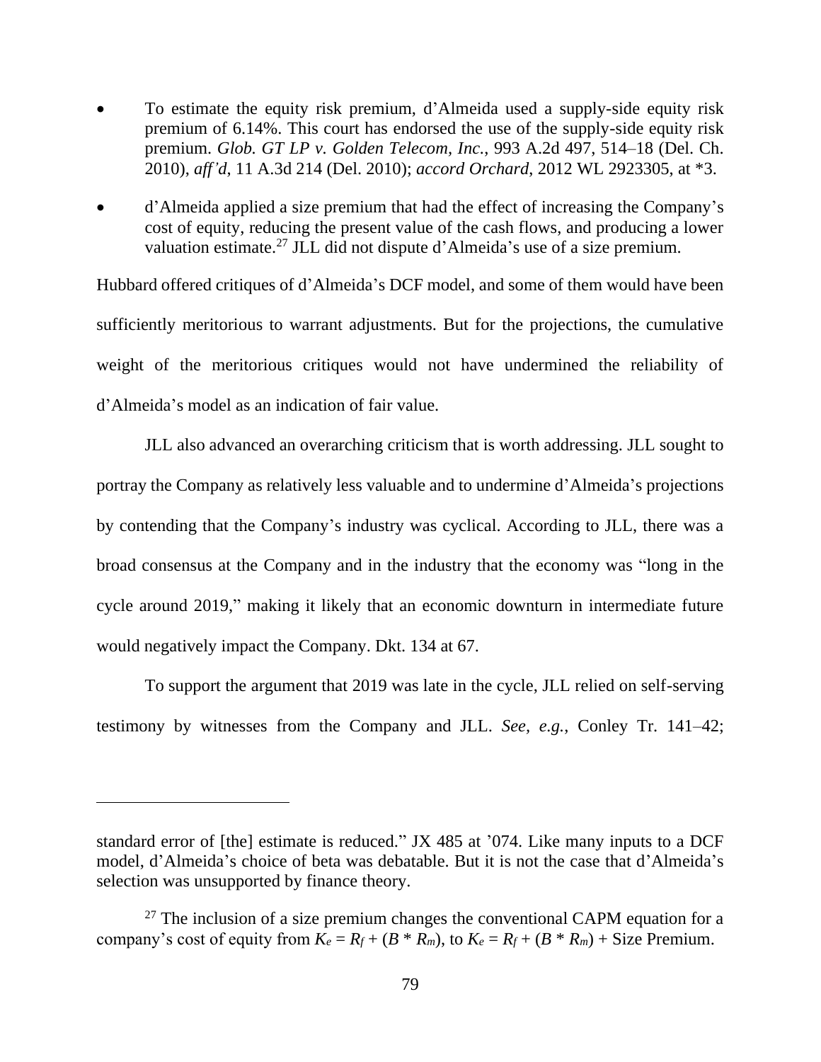- To estimate the equity risk premium, d'Almeida used a supply-side equity risk premium of 6.14%. This court has endorsed the use of the supply-side equity risk premium. *Glob. GT LP v. Golden Telecom, Inc.*, 993 A.2d 497, 514–18 (Del. Ch. 2010), *aff'd*, 11 A.3d 214 (Del. 2010); *accord Orchard*, 2012 WL 2923305, at *3.

- d'Almeida applied a size premium that had the effect of increasing the Company's cost of equity, reducing the present value of the cash flows, and producing a lower valuation estimate.[27] JLL did not dispute d'Almeida's use of a size premium.

Hubbard offered critiques of d'Almeida's DCF model, and some of them would have been sufficiently meritorious to warrant adjustments. But for the projections, the cumulative weight of the meritorious critiques would not have undermined the reliability of d'Almeida's model as an indication of fair value.

JLL also advanced an overarching criticism that is worth addressing. JLL sought to portray the Company as relatively less valuable and to undermine d'Almeida's projections by contending that the Company's industry was cyclical. According to JLL, there was a broad consensus at the Company and in the industry that the economy was "long in the cycle around 2019," making it likely that an economic downturn in intermediate future would negatively impact the Company. Dkt. 134 at 67.

To support the argument that 2019 was late in the cycle, JLL relied on self-serving testimony by witnesses from the Company and JLL. *See, e.g.*, Conley Tr. 141–42;

---

standard error of [the] estimate is reduced." JX 485 at '074. Like many inputs to a DCF model, d'Almeida's choice of beta was debatable. But it is not the case that d'Almeida's selection was unsupported by finance theory.

[27] The inclusion of a size premium changes the conventional CAPM equation for a company's cost of equity from $K_e = R_f + (B * R_m)$, to $K_e = R_f + (B * R_m) + \text{Size Premium}$.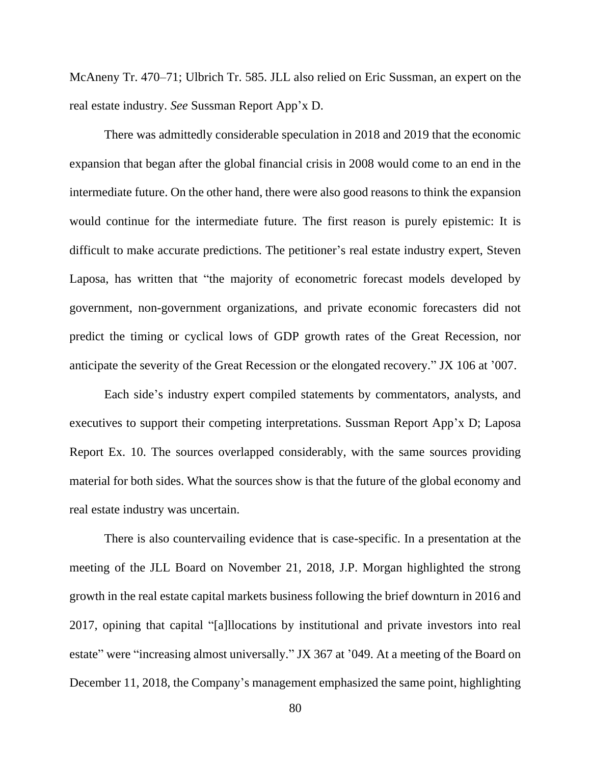McAneny Tr. 470–71; Ulbrich Tr. 585. JLL also relied on Eric Sussman, an expert on the real estate industry. *See* Sussman Report App'x D.

There was admittedly considerable speculation in 2018 and 2019 that the economic expansion that began after the global financial crisis in 2008 would come to an end in the intermediate future. On the other hand, there were also good reasons to think the expansion would continue for the intermediate future. The first reason is purely epistemic: It is difficult to make accurate predictions. The petitioner's real estate industry expert, Steven Laposa, has written that "the majority of econometric forecast models developed by government, non-government organizations, and private economic forecasters did not predict the timing or cyclical lows of GDP growth rates of the Great Recession, nor anticipate the severity of the Great Recession or the elongated recovery." JX 106 at '007.

Each side's industry expert compiled statements by commentators, analysts, and executives to support their competing interpretations. Sussman Report App'x D; Laposa Report Ex. 10. The sources overlapped considerably, with the same sources providing material for both sides. What the sources show is that the future of the global economy and real estate industry was uncertain.

There is also countervailing evidence that is case-specific. In a presentation at the meeting of the JLL Board on November 21, 2018, J.P. Morgan highlighted the strong growth in the real estate capital markets business following the brief downturn in 2016 and 2017, opining that capital "[a]llocations by institutional and private investors into real estate" were "increasing almost universally." JX 367 at '049. At a meeting of the Board on December 11, 2018, the Company's management emphasized the same point, highlighting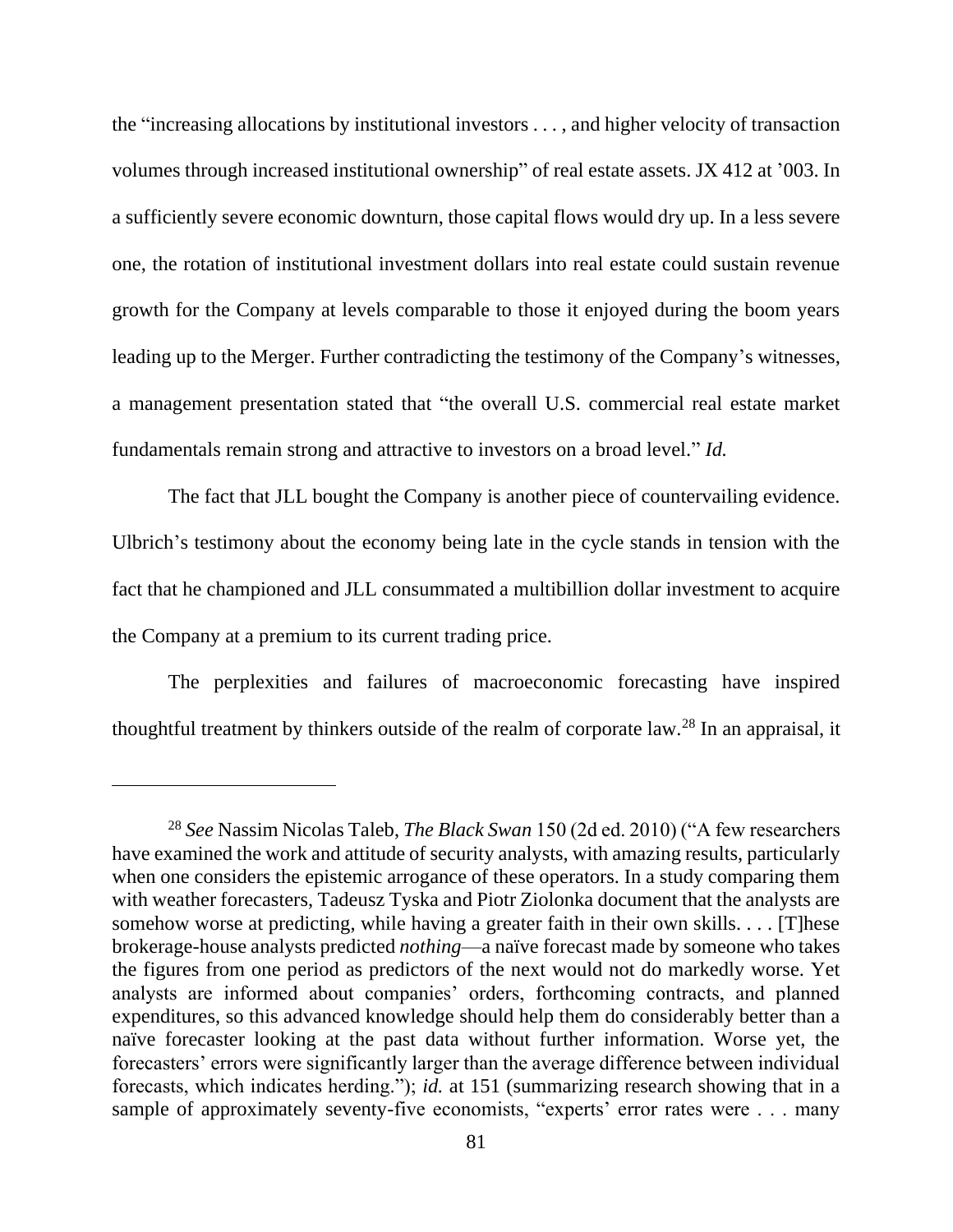the "increasing allocations by institutional investors . . . , and higher velocity of transaction volumes through increased institutional ownership" of real estate assets. JX 412 at '003. In a sufficiently severe economic downturn, those capital flows would dry up. In a less severe one, the rotation of institutional investment dollars into real estate could sustain revenue growth for the Company at levels comparable to those it enjoyed during the boom years leading up to the Merger. Further contradicting the testimony of the Company's witnesses, a management presentation stated that "the overall U.S. commercial real estate market fundamentals remain strong and attractive to investors on a broad level." *Id.*

The fact that JLL bought the Company is another piece of countervailing evidence. Ulbrich's testimony about the economy being late in the cycle stands in tension with the fact that he championed and JLL consummated a multibillion dollar investment to acquire the Company at a premium to its current trading price.

The perplexities and failures of macroeconomic forecasting have inspired thoughtful treatment by thinkers outside of the realm of corporate law.[28] In an appraisal, it

---

[28] *See* Nassim Nicolas Taleb, *The Black Swan* 150 (2d ed. 2010) ("A few researchers have examined the work and attitude of security analysts, with amazing results, particularly when one considers the epistemic arrogance of these operators. In a study comparing them with weather forecasters, Tadeusz Tyska and Piotr Ziolonka document that the analysts are somehow worse at predicting, while having a greater faith in their own skills. . . . [T]hese brokerage-house analysts predicted *nothing*—a naïve forecast made by someone who takes the figures from one period as predictors of the next would not do markedly worse. Yet analysts are informed about companies' orders, forthcoming contracts, and planned expenditures, so this advanced knowledge should help them do considerably better than a naïve forecaster looking at the past data without further information. Worse yet, the forecasters' errors were significantly larger than the average difference between individual forecasts, which indicates herding."); *id.* at 151 (summarizing research showing that in a sample of approximately seventy-five economists, "experts' error rates were . . . many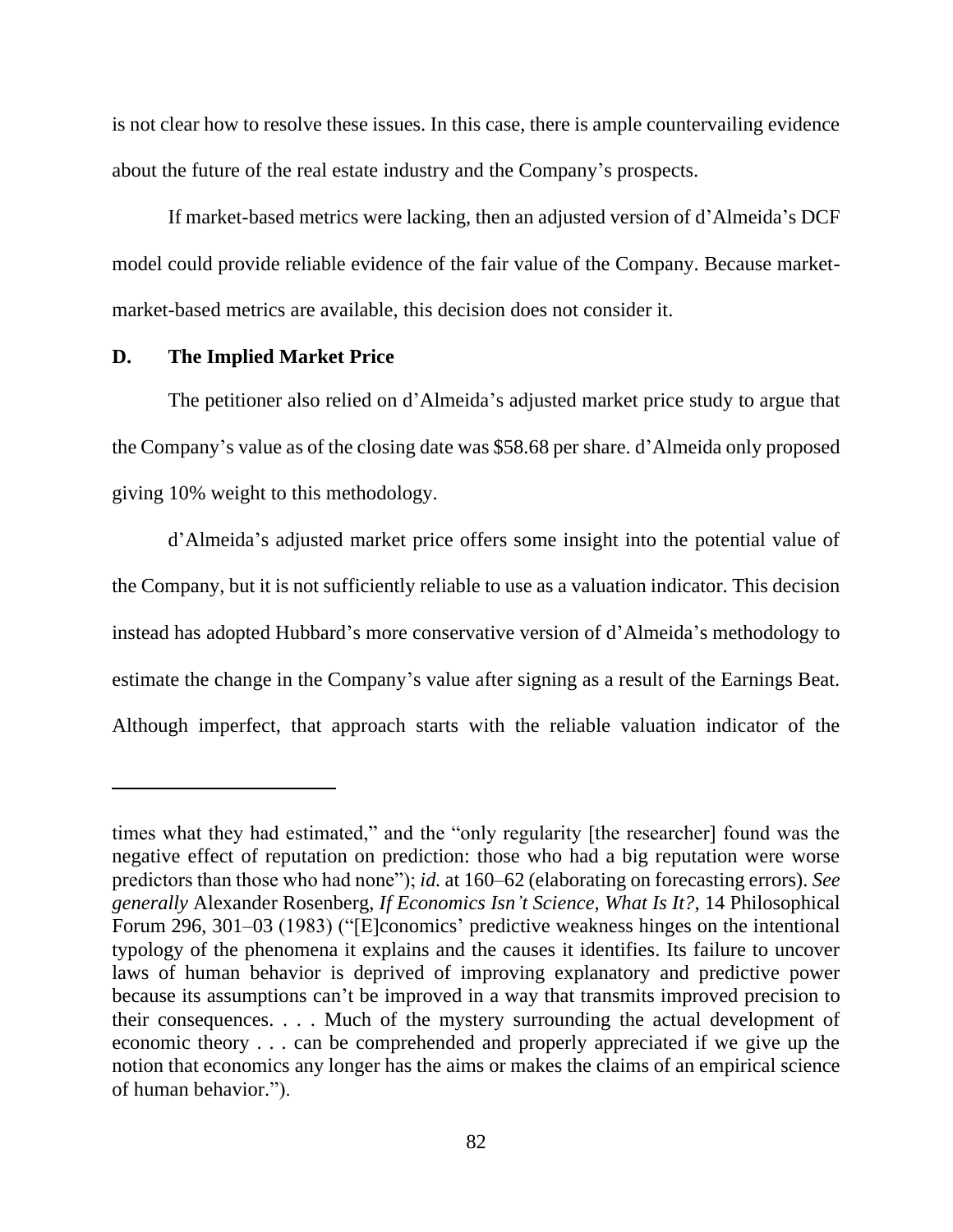is not clear how to resolve these issues. In this case, there is ample countervailing evidence about the future of the real estate industry and the Company's prospects.

If market-based metrics were lacking, then an adjusted version of d'Almeida's DCF model could provide reliable evidence of the fair value of the Company. Because market-market-based metrics are available, this decision does not consider it.

### D. The Implied Market Price

The petitioner also relied on d'Almeida's adjusted market price study to argue that the Company's value as of the closing date was $58.68 per share. d'Almeida only proposed giving 10% weight to this methodology.

d'Almeida's adjusted market price offers some insight into the potential value of the Company, but it is not sufficiently reliable to use as a valuation indicator. This decision instead has adopted Hubbard's more conservative version of d'Almeida's methodology to estimate the change in the Company's value after signing as a result of the Earnings Beat. Although imperfect, that approach starts with the reliable valuation indicator of the

---

times what they had estimated," and the "only regularity [the researcher] found was the negative effect of reputation on prediction: those who had a big reputation were worse predictors than those who had none"); *id.* at 160–62 (elaborating on forecasting errors). *See generally* Alexander Rosenberg, *If Economics Isn't Science, What Is It?*, 14 Philosophical Forum 296, 301–03 (1983) ("[E]conomics' predictive weakness hinges on the intentional typology of the phenomena it explains and the causes it identifies. Its failure to uncover laws of human behavior is deprived of improving explanatory and predictive power because its assumptions can't be improved in a way that transmits improved precision to their consequences. . . . Much of the mystery surrounding the actual development of economic theory . . . can be comprehended and properly appreciated if we give up the notion that economics any longer has the aims or makes the claims of an empirical science of human behavior.").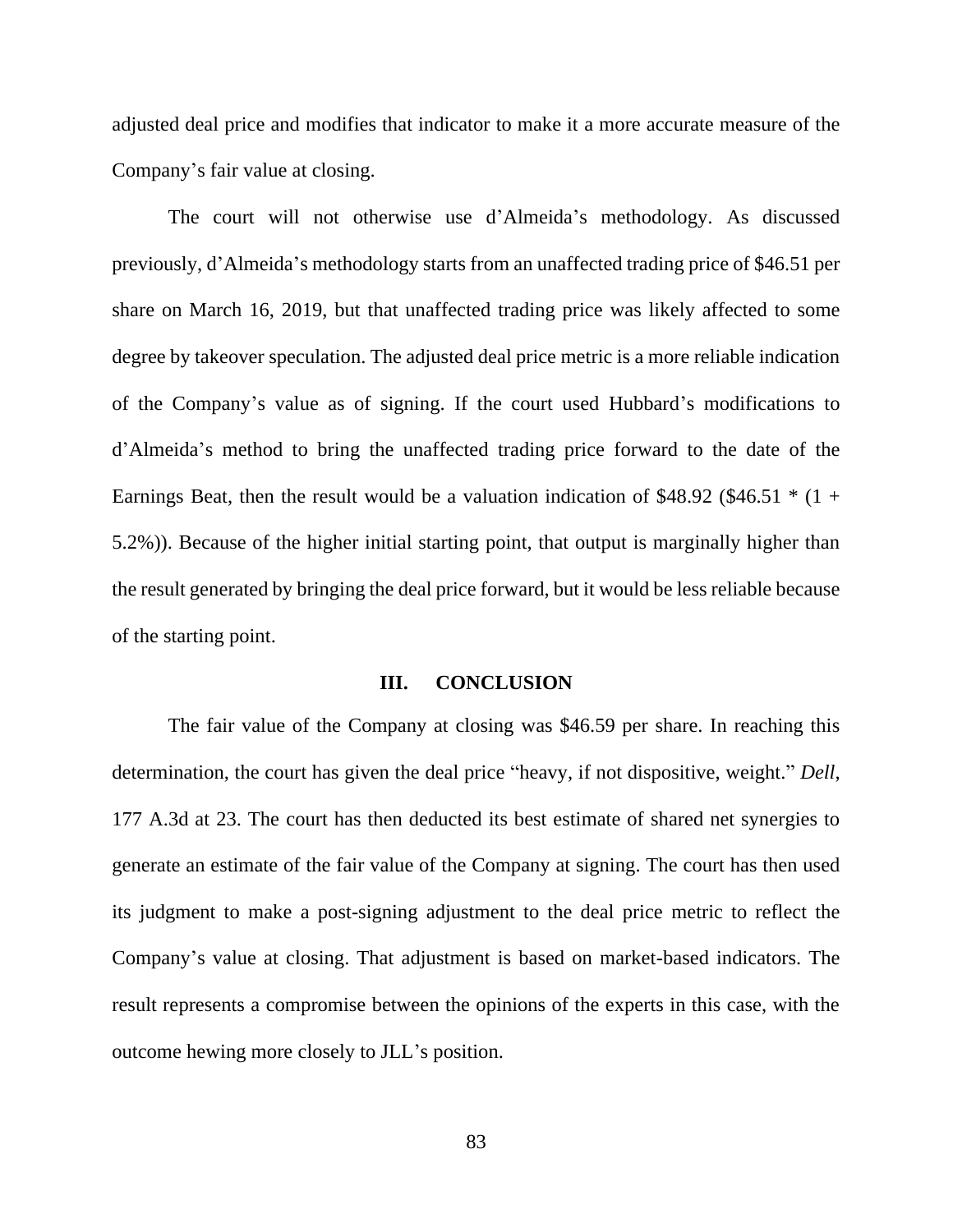adjusted deal price and modifies that indicator to make it a more accurate measure of the Company's fair value at closing.

The court will not otherwise use d'Almeida's methodology. As discussed previously, d'Almeida's methodology starts from an unaffected trading price of $46.51 per share on March 16, 2019, but that unaffected trading price was likely affected to some degree by takeover speculation. The adjusted deal price metric is a more reliable indication of the Company's value as of signing. If the court used Hubbard's modifications to d'Almeida's method to bring the unaffected trading price forward to the date of the Earnings Beat, then the result would be a valuation indication of $48.92 ($46.51 * (1 + 5.2%)). Because of the higher initial starting point, that output is marginally higher than the result generated by bringing the deal price forward, but it would be less reliable because of the starting point.

## III. CONCLUSION

The fair value of the Company at closing was $46.59 per share. In reaching this determination, the court has given the deal price "heavy, if not dispositive, weight." *Dell*, 177 A.3d at 23. The court has then deducted its best estimate of shared net synergies to generate an estimate of the fair value of the Company at signing. The court has then used its judgment to make a post-signing adjustment to the deal price metric to reflect the Company's value at closing. That adjustment is based on market-based indicators. The result represents a compromise between the opinions of the experts in this case, with the outcome hewing more closely to JLL's position.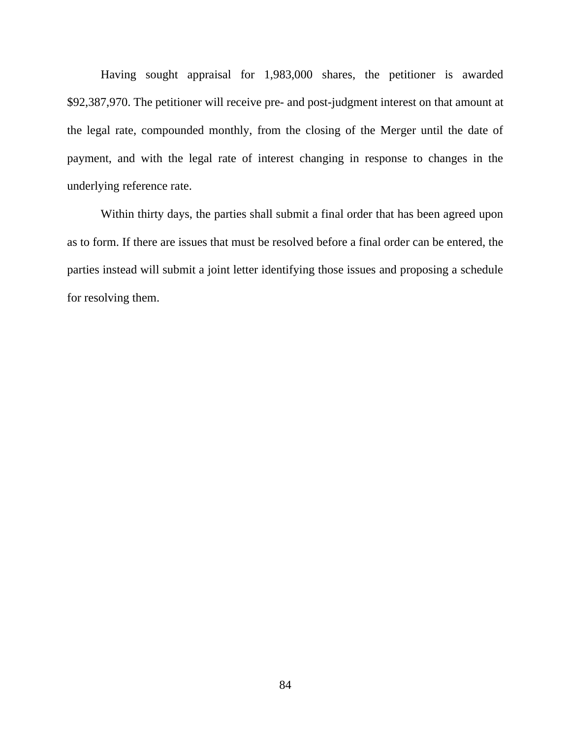Having sought appraisal for 1,983,000 shares, the petitioner is awarded $92,387,970. The petitioner will receive pre- and post-judgment interest on that amount at the legal rate, compounded monthly, from the closing of the Merger until the date of payment, and with the legal rate of interest changing in response to changes in the underlying reference rate.

Within thirty days, the parties shall submit a final order that has been agreed upon as to form. If there are issues that must be resolved before a final order can be entered, the parties instead will submit a joint letter identifying those issues and proposing a schedule for resolving them.